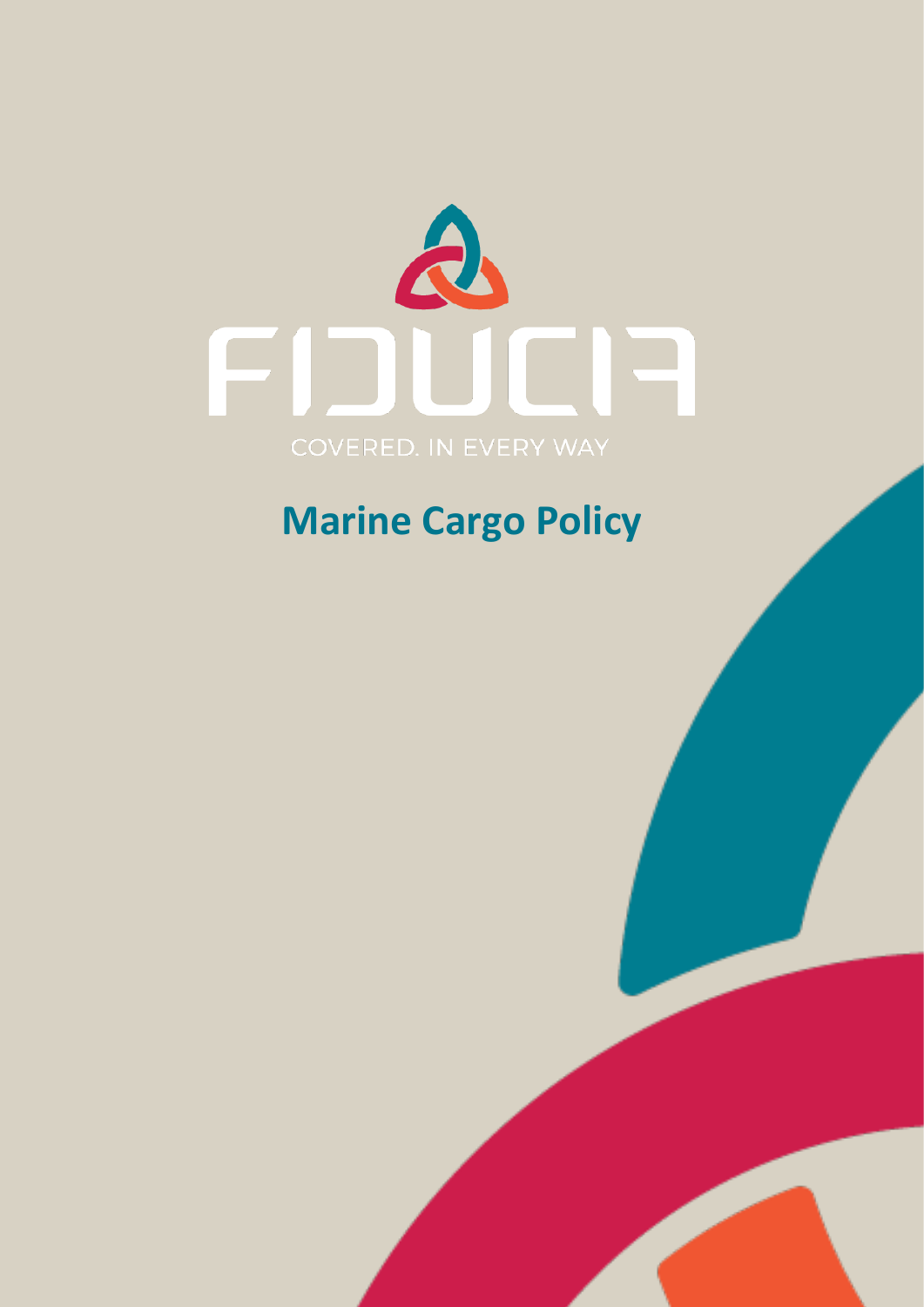FIDUCIA

COVERED. IN EVERY WAY

# Marine Cargo Policy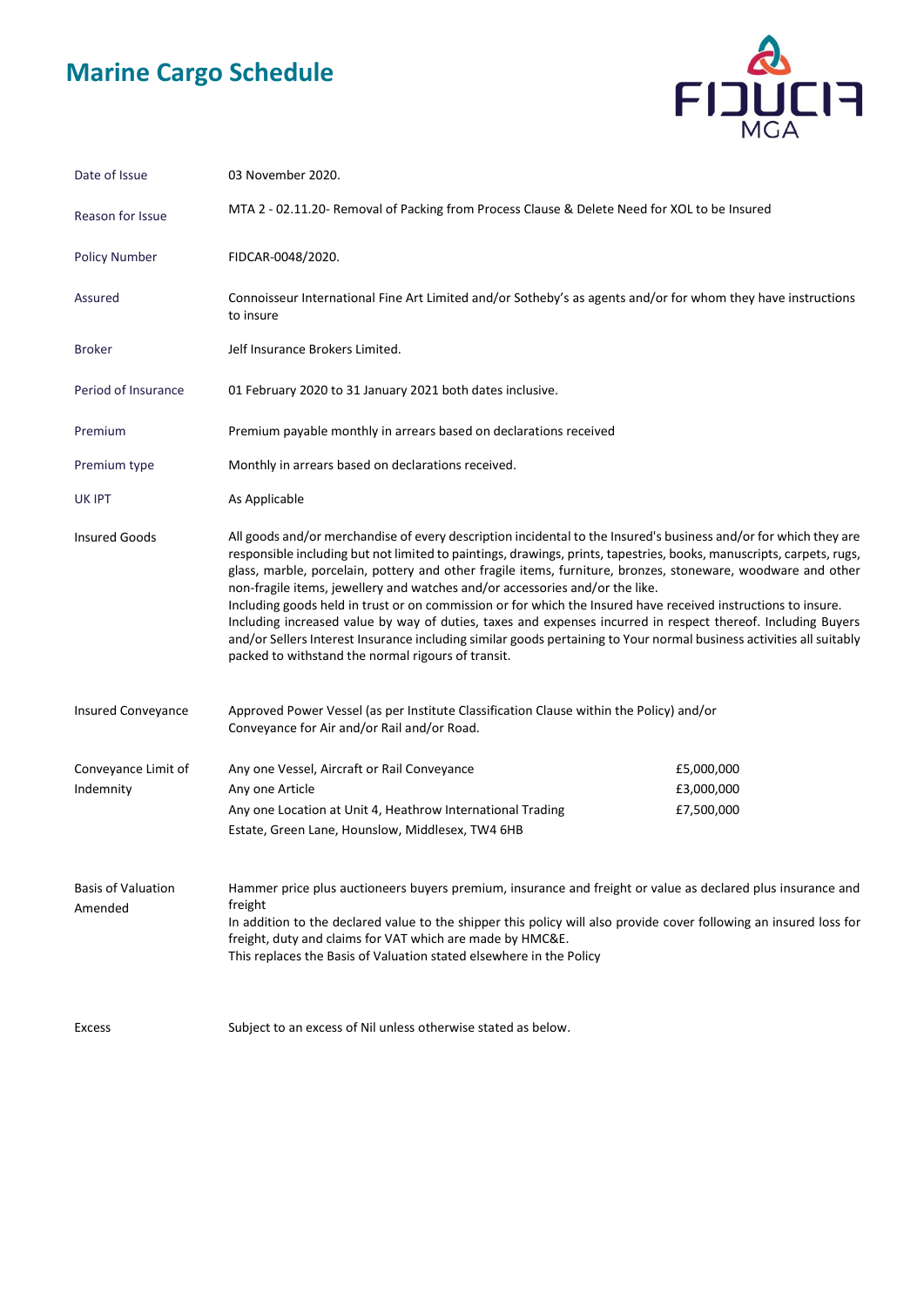# Marine Cargo Schedule

| | |
|---|---|
| Date of Issue | 03 November 2020. |
| Reason for Issue | MTA 2 - 02.11.20- Removal of Packing from Process Clause & Delete Need for XOL to be Insured |
| Policy Number | FIDCAR-0048/2020. |
| Assured | Connoisseur International Fine Art Limited and/or Sotheby's as agents and/or for whom they have instructions to insure |
| Broker | Jelf Insurance Brokers Limited. |
| Period of Insurance | 01 February 2020 to 31 January 2021 both dates inclusive. |
| Premium | Premium payable monthly in arrears based on declarations received |
| Premium type | Monthly in arrears based on declarations received. |
| UK IPT | As Applicable |

**Insured Goods**

All goods and/or merchandise of every description incidental to the Insured's business and/or for which they are responsible including but not limited to paintings, drawings, prints, tapestries, books, manuscripts, carpets, rugs, glass, marble, porcelain, pottery and other fragile items, furniture, bronzes, stoneware, woodware and other non-fragile items, jewellery and watches and/or accessories and/or the like.
Including goods held in trust or on commission or for which the Insured have instructions to insure.
Including increased value by way of duties, taxes and expenses incurred in respect thereof. Including Buyers and/or Sellers Interest Insurance including similar goods pertaining to Your normal business activities all suitably packed to withstand the normal rigours of transit.

**Insured Conveyance**

Approved Power Vessel (as per Institute Classification Clause within the Policy) and/or
Conveyance for Air and/or Rail and/or Road.

**Conveyance Limit of Indemnity**

| | |
|---|---|
| Any one Vessel, Aircraft or Rail Conveyance | £5,000,000 |
| Any one Article | £3,000,000 |
| Any one Location at Unit 4, Heathrow International Trading Estate, Green Lane, Hounslow, Middlesex, TW4 6HB | £7,500,000 |

**Basis of Valuation Amended**

Hammer price plus auctioneers buyers premium, insurance and freight or value as declared plus insurance and freight
In addition to the declared value to the shipper this policy will also provide cover following an insured loss for freight, duty and claims for VAT which are made by HMC&E.
This replaces the Basis of Valuation stated elsewhere in the Policy

**Excess**

Subject to an excess of Nil unless otherwise stated as below.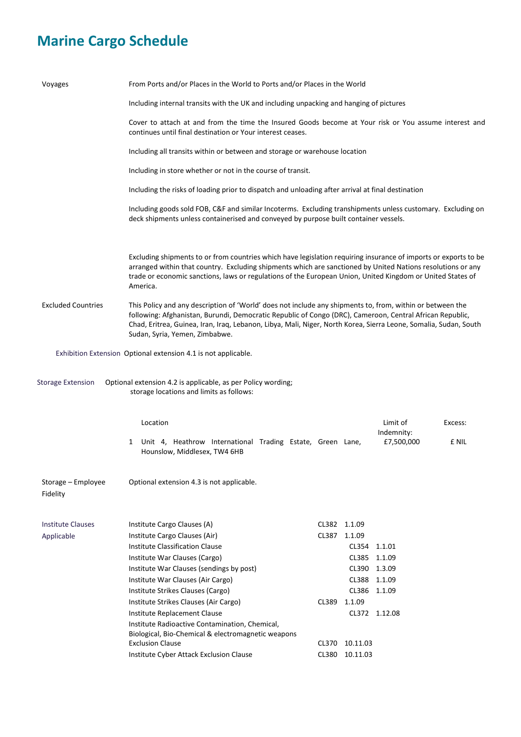# Marine Cargo Schedule

| | |
|---|---|
| Voyages | From Ports and/or Places in the World to Ports and/or Places in the World<br><br>Including internal transits with the UK and including unpacking and hanging of pictures<br><br>Cover to attach at and from the time the Insured Goods become at Your risk or You assume interest and continues until final destination or Your interest ceases.<br><br>Including all transits within or between and storage or warehouse location<br><br>Including in store whether or not in the course of transit.<br><br>Including the risks of loading prior to dispatch and unloading after arrival at final destination<br><br>Including goods sold FOB, C&F and similar Incoterms. Excluding transhipments unless customary. Excluding on deck shipments unless containerised and conveyed by purpose built container vessels.<br><br>Excluding shipments to or from countries which have legislation requiring insurance of imports or exports to be arranged within that country. Excluding shipments which are sanctioned by United Nations resolutions or any trade or economic sanctions, laws or regulations of the European Union, United Kingdom or United States of America. |
| Excluded Countries | This Policy and any description of 'World' does not include any shipments to, from, within or between the following: Afghanistan, Burundi, Democratic Republic of Congo (DRC), Cameroon, Central African Republic, Chad, Eritrea, Guinea, Iran, Iraq, Lebanon, Libya, Mali, Niger, North Korea, Sierra Leone, Somalia, Sudan, South Sudan, Syria, Yemen, Zimbabwe. |
| Exhibition Extension | Optional extension 4.1 is not applicable. |
| Storage Extension | Optional extension 4.2 is applicable, as per Policy wording; storage locations and limits as follows: |

| | Location | Limit of Indemnity: | Excess: |
|---|---|---|---|
| 1 | Unit 4, Heathrow International Trading Estate, Green Lane, Hounslow, Middlesex, TW4 6HB | £7,500,000 | £ NIL |

| | |
|---|---|
| Storage – Employee Fidelity | Optional extension 4.3 is not applicable. |

**Institute Clauses Applicable**

| Clause | Reference | Date |
|---|---|---|
| Institute Cargo Clauses (A) | CL382 | 1.1.09 |
| Institute Cargo Clauses (Air) | CL387 | 1.1.09 |
| Institute Classification Clause | CL354 | 1.1.01 |
| Institute War Clauses (Cargo) | CL385 | 1.1.09 |
| Institute War Clauses (sendings by post) | CL390 | 1.3.09 |
| Institute War Clauses (Air Cargo) | CL388 | 1.1.09 |
| Institute Strikes Clauses (Cargo) | CL386 | 1.1.09 |
| Institute Strikes Clauses (Air Cargo) | CL389 | 1.1.09 |
| Institute Replacement Clause | CL372 | 1.12.08 |
| Institute Radioactive Contamination, Chemical, Biological, Bio-Chemical & electromagnetic weapons Exclusion Clause | CL370 | 10.11.03 |
| Institute Cyber Attack Exclusion Clause | CL380 | 10.11.03 |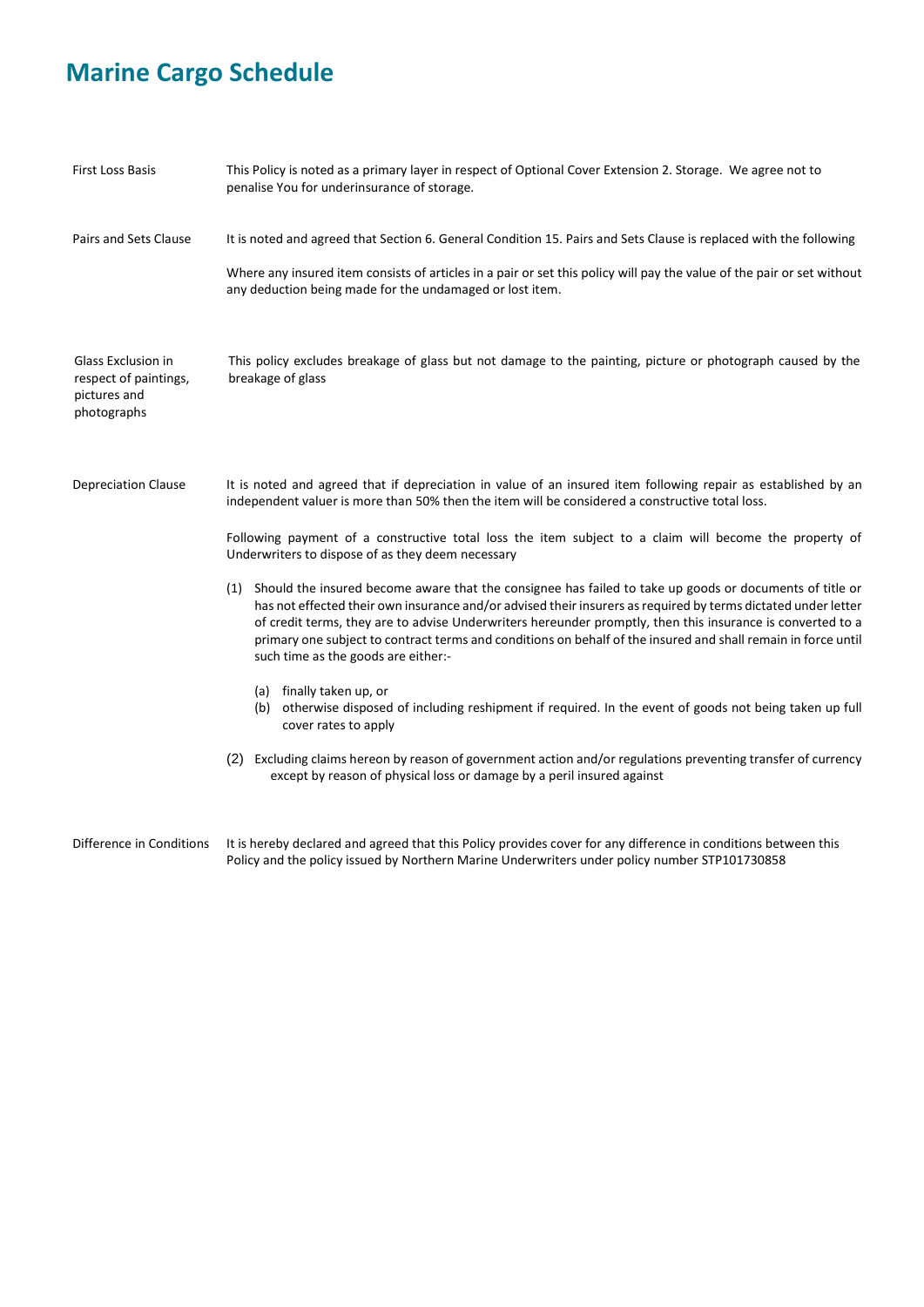# Marine Cargo Schedule

| | |
|---|---|
| First Loss Basis | This Policy is noted as a primary layer in respect of Optional Cover Extension 2. Storage. We agree not to penalise You for underinsurance of storage. |
| Pairs and Sets Clause | It is noted and agreed that Section 6. General Condition 15. Pairs and Sets Clause is replaced with the following<br><br>Where any insured item consists of articles in a pair or set this policy will pay the value of the pair or set without any deduction being made for the undamaged or lost item. |
| Glass Exclusion in respect of paintings, pictures and photographs | This policy excludes breakage of glass but not damage to the painting, picture or photograph caused by the breakage of glass |
| Depreciation Clause | It is noted and agreed that if depreciation in value of an insured item following repair as established by an independent valuer is more than 50% then the item will be considered a constructive total loss.<br><br>Following payment of a constructive total loss the item subject to a claim will become the property of Underwriters to dispose of as they deem necessary<br><br>(1) Should the insured become aware that the consignee has failed to take up goods or documents of title or has not effected their own insurance and/or advised their insurers as required by terms dictated under letter of credit terms, they are to advise Underwriters hereunder promptly, then this insurance is converted to a primary one subject to contract terms and conditions on behalf of the insured and shall remain in force until such time as the goods are either:-<br><br>(a) finally taken up, or<br>(b) otherwise disposed of including reshipment if required. In the event of goods not being taken up full cover rates to apply<br><br>(2) Excluding claims hereon by reason of government action and/or regulations preventing transfer of currency except by reason of physical loss or damage by a peril insured against |
| Difference in Conditions | It is hereby declared and agreed that this Policy provides cover for any difference in conditions between this Policy and the policy issued by Northern Marine Underwriters under policy number STP101730858 |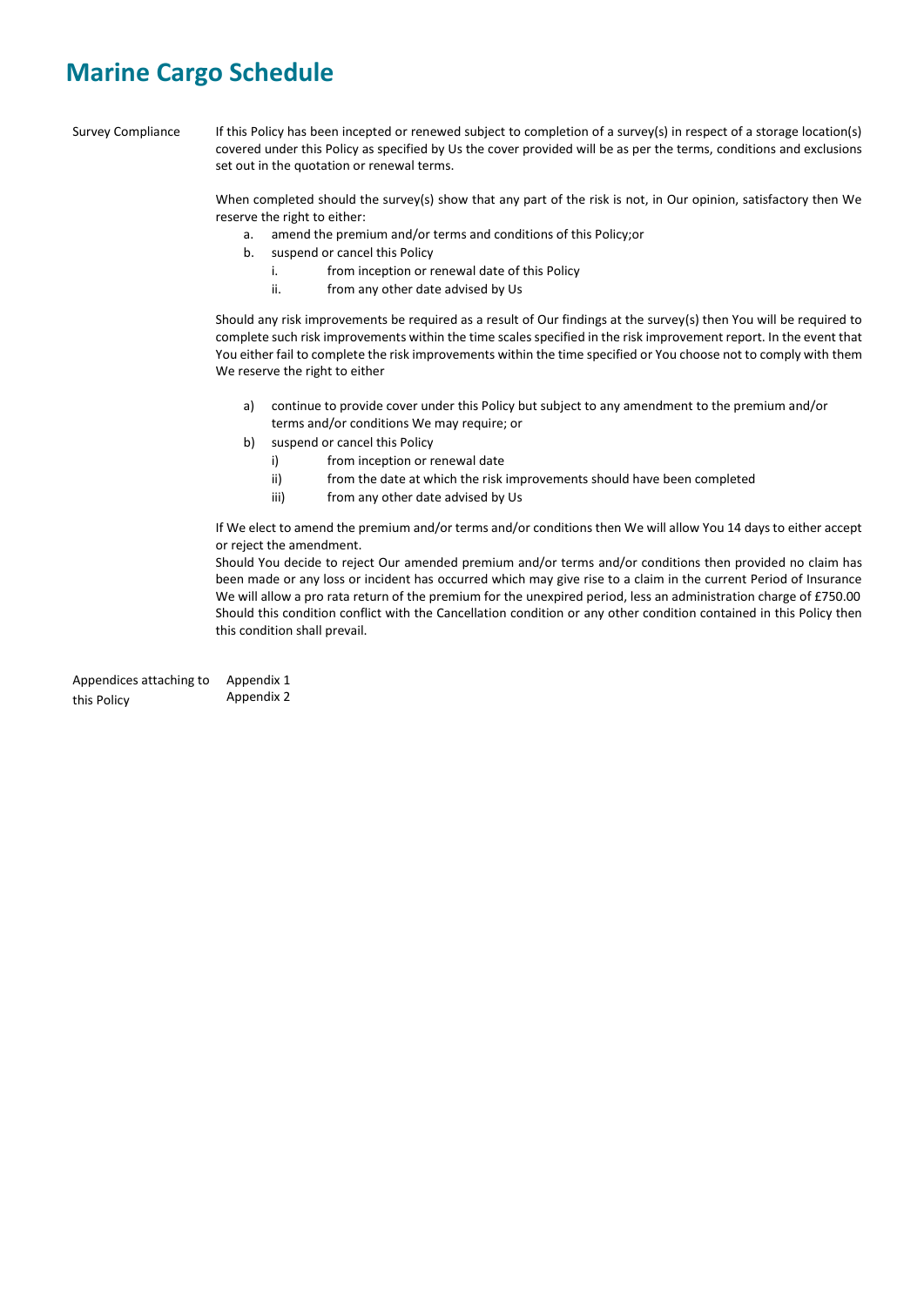# Marine Cargo Schedule

**Survey Compliance**

If this Policy has been incepted or renewed subject to completion of a survey(s) in respect of a storage location(s) covered under this Policy as specified by Us the cover provided will be as per the terms, conditions and exclusions set out in the quotation or renewal terms.

When completed should the survey(s) show that any part of the risk is not, in Our opinion, satisfactory then We reserve the right to either:

a. amend the premium and/or terms and conditions of this Policy;or
b. suspend or cancel this Policy
   i. from inception or renewal date of this Policy
   ii. from any other date advised by Us

Should any risk improvements be required as a result of Our findings at the survey(s) then You will be required to complete such risk improvements within the time scales specified in the risk improvement report. In the event that You either fail to complete the risk improvements within the time specified or You choose not to comply with them We reserve the right to either

a) continue to provide cover under this Policy but subject to any amendment to the premium and/or terms and/or conditions We may require; or
b) suspend or cancel this Policy
   i) from inception or renewal date
   ii) from the date at which the risk improvements should have been completed
   iii) from any other date advised by Us

If We elect to amend the premium and/or terms and/or conditions then We will allow You 14 days to either accept or reject the amendment.
Should You decide to reject Our amended premium and/or terms and/or conditions then provided no claim has been made or any loss or incident has occurred which may give rise to a claim in the current Period of Insurance We will allow a pro rata return of the premium for the unexpired period, less an administration charge of £750.00 Should this condition conflict with the Cancellation condition or any other condition contained in this Policy then this condition shall prevail.

**Appendices attaching to this Policy**

Appendix 1
Appendix 2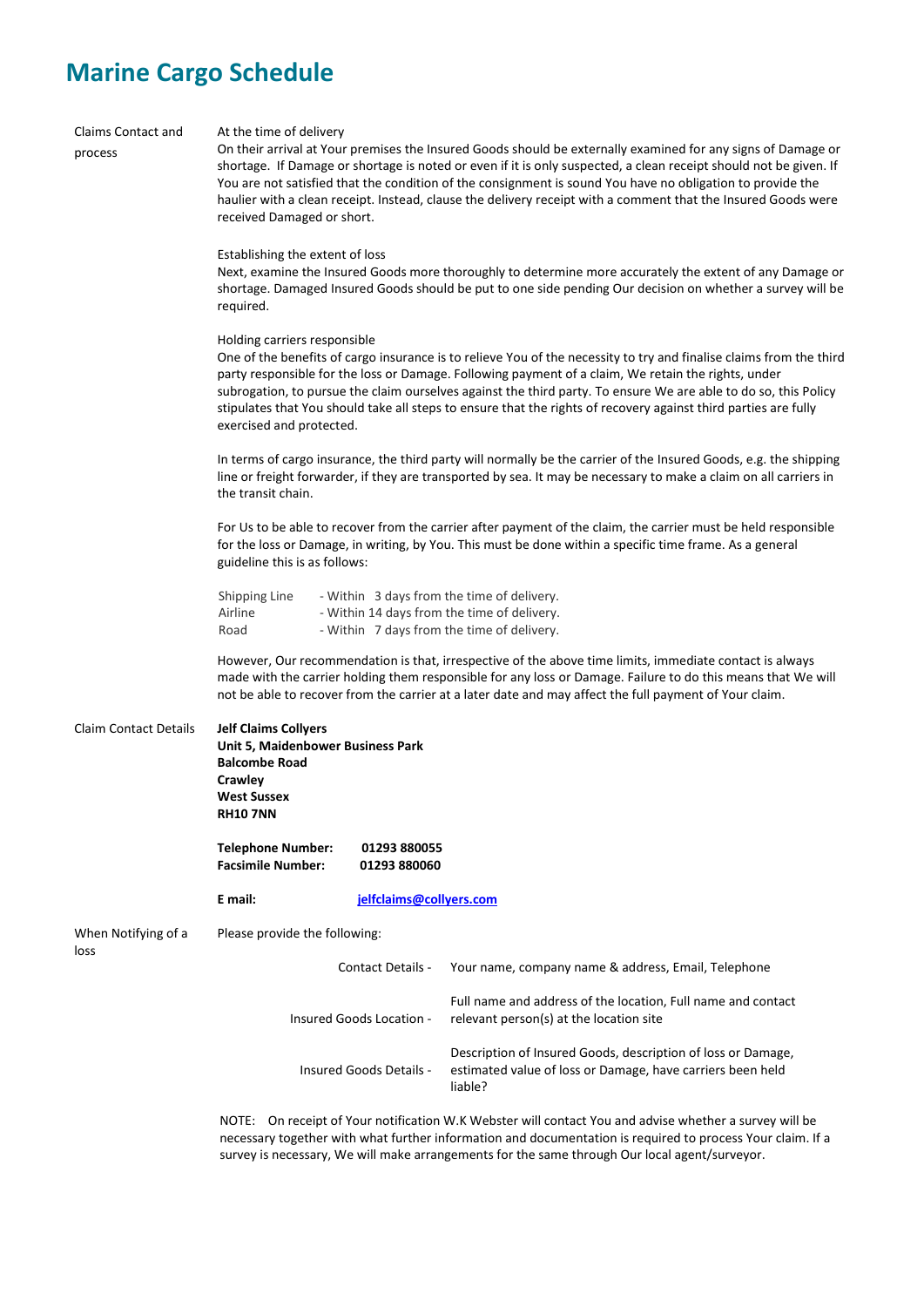# Marine Cargo Schedule

**Claims Contact and process**

At the time of delivery

On their arrival at Your premises the Insured Goods should be externally examined for any signs of Damage or shortage. If Damage or shortage is noted or even if it is only suspected, a clean receipt should not be given. If You are not satisfied that the condition of the consignment is sound You have no obligation to provide the haulier with a clean receipt. Instead, clause the delivery receipt with a comment that the Insured Goods were received Damaged or short.

Establishing the extent of loss

Next, examine the Insured Goods more thoroughly to determine more accurately the extent of any Damage or shortage. Damaged Insured Goods should be put to one side pending Our decision on whether a survey will be required.

Holding carriers responsible

One of the benefits of cargo insurance is to relieve You of the necessity to try and finalise claims from the third party responsible for the loss or Damage. Following payment of a claim, We retain the rights, under subrogation, to pursue the claim ourselves against the third party. To ensure We are able to do so, this Policy stipulates that You should take all steps to ensure that the rights of recovery against third parties are fully exercised and protected.

In terms of cargo insurance, the third party will normally be the carrier of the Insured Goods, e.g. the shipping line or freight forwarder, if they are transported by sea. It may be necessary to make a claim on all carriers in the transit chain.

For Us to be able to recover from the carrier after payment of the claim, the carrier must be held responsible for the loss or Damage, in writing, by You. This must be done within a specific time frame. As a general guideline this is as follows:

| | |
|---|---|
| Shipping Line | - Within 3 days from the time of delivery. |
| Airline | - Within 14 days from the time of delivery. |
| Road | - Within 7 days from the time of delivery. |

However, Our recommendation is that, irrespective of the above time limits, immediate contact is always made with the carrier holding them responsible for any loss or Damage. Failure to do this means that We will not be able to recover from the carrier at a later date and may affect the full payment of Your claim.

**Claim Contact Details**

**Jelf Claims Collyers**
**Unit 5, Maidenbower Business Park**
**Balcombe Road**
**Crawley**
**West Sussex**
**RH10 7NN**

**Telephone Number:** **01293 880055**
**Facsimile Number:** **01293 880060**

**E mail:** **jelfclaims@collyers.com**

**When Notifying of a loss**

Please provide the following:

| | |
|---|---|
| Contact Details - | Your name, company name & address, Email, Telephone |
| Insured Goods Location - | Full name and address of the location, Full name and contact relevant person(s) at the location site |
| Insured Goods Details - | Description of Insured Goods, description of loss or Damage, estimated value of loss or Damage, have carriers been held liable? |

NOTE: On receipt of Your notification W.K Webster will contact You and advise whether a survey will be necessary together with what further information and documentation is required to process Your claim. If a survey is necessary, We will make arrangements for the same through Our local agent/surveyor.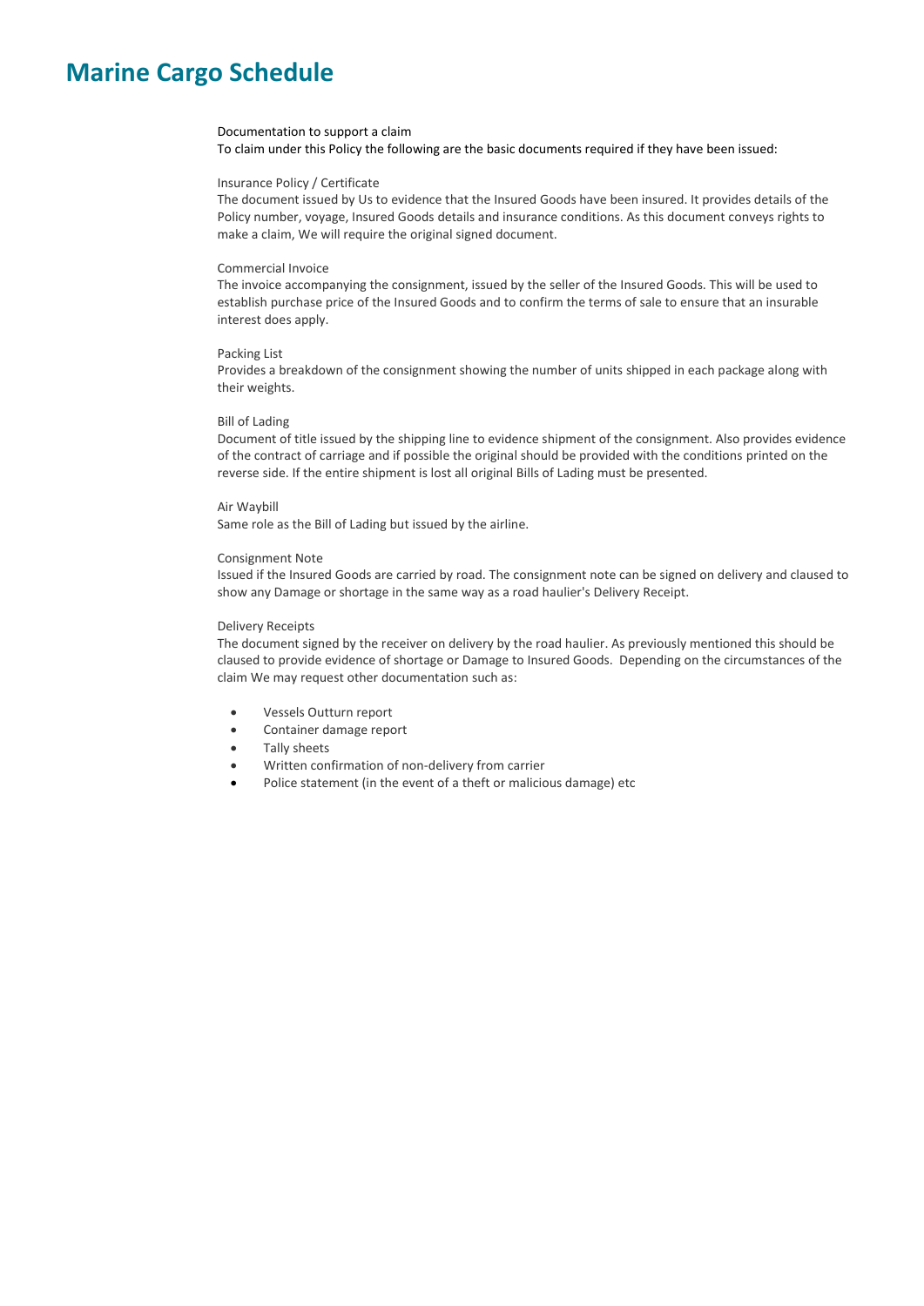# Marine Cargo Schedule

Documentation to support a claim

To claim under this Policy the following are the basic documents required if they have been issued:

Insurance Policy / Certificate

The document issued by Us to evidence that the Insured Goods have been insured. It provides details of the Policy number, voyage, Insured Goods details and insurance conditions. As this document conveys rights to make a claim, We will require the original signed document.

Commercial Invoice

The invoice accompanying the consignment, issued by the seller of the Insured Goods. This will be used to establish purchase price of the Insured Goods and to confirm the terms of sale to ensure that an insurable interest does apply.

Packing List

Provides a breakdown of the consignment showing the number of units shipped in each package along with their weights.

Bill of Lading

Document of title issued by the shipping line to evidence shipment of the consignment. Also provides evidence of the contract of carriage and if possible the original should be provided with the conditions printed on the reverse side. If the entire shipment is lost all original Bills of Lading must be presented.

Air Waybill

Same role as the Bill of Lading but issued by the airline.

Consignment Note

Issued if the Insured Goods are carried by road. The consignment note can be signed on delivery and claused to show any Damage or shortage in the same way as a road haulier's Delivery Receipt.

Delivery Receipts

The document signed by the receiver on delivery by the road haulier. As previously mentioned this should be claused to provide evidence of shortage or Damage to Insured Goods. Depending on the circumstances of the claim We may request other documentation such as:

- Vessels Outturn report
- Container damage report
- Tally sheets
- Written confirmation of non-delivery from carrier
- Police statement (in the event of a theft or malicious damage) etc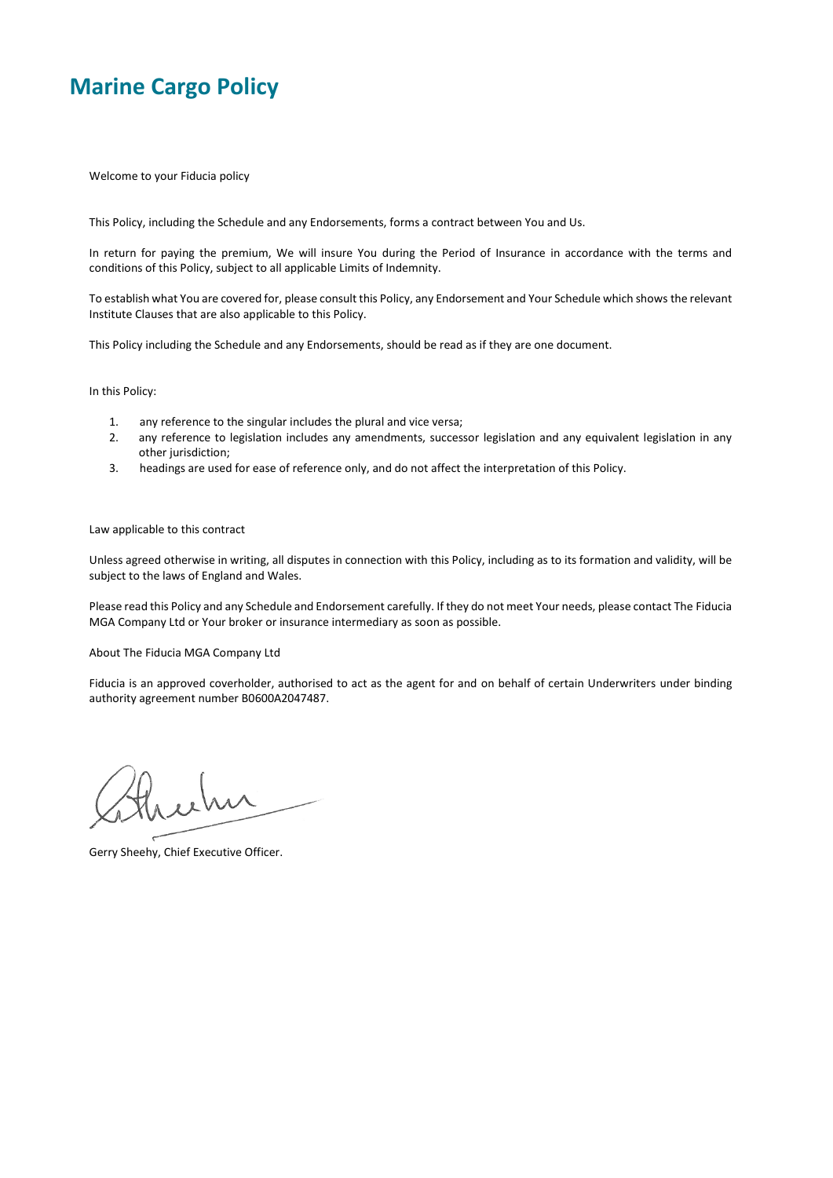# Marine Cargo Policy

Welcome to your Fiducia policy

This Policy, including the Schedule and any Endorsements, forms a contract between You and Us.

In return for paying the premium, We will insure You during the Period of Insurance in accordance with the terms and conditions of this Policy, subject to all applicable Limits of Indemnity.

To establish what You are covered for, please consult this Policy, any Endorsement and Your Schedule which shows the relevant Institute Clauses that are also applicable to this Policy.

This Policy including the Schedule and any Endorsements, should be read as if they are one document.

In this Policy:

1. any reference to the singular includes the plural and vice versa;
2. any reference to legislation includes any amendments, successor legislation and any equivalent legislation in any other jurisdiction;
3. headings are used for ease of reference only, and do not affect the interpretation of this Policy.

Law applicable to this contract

Unless agreed otherwise in writing, all disputes in connection with this Policy, including as to its formation and validity, will be subject to the laws of England and Wales.

Please read this Policy and any Schedule and Endorsement carefully. If they do not meet Your needs, please contact The Fiducia MGA Company Ltd or Your broker or insurance intermediary as soon as possible.

About The Fiducia MGA Company Ltd

Fiducia is an approved coverholder, authorised to act as the agent for and on behalf of certain Underwriters under binding authority agreement number B0600A2047487.

Gerry Sheehy, Chief Executive Officer.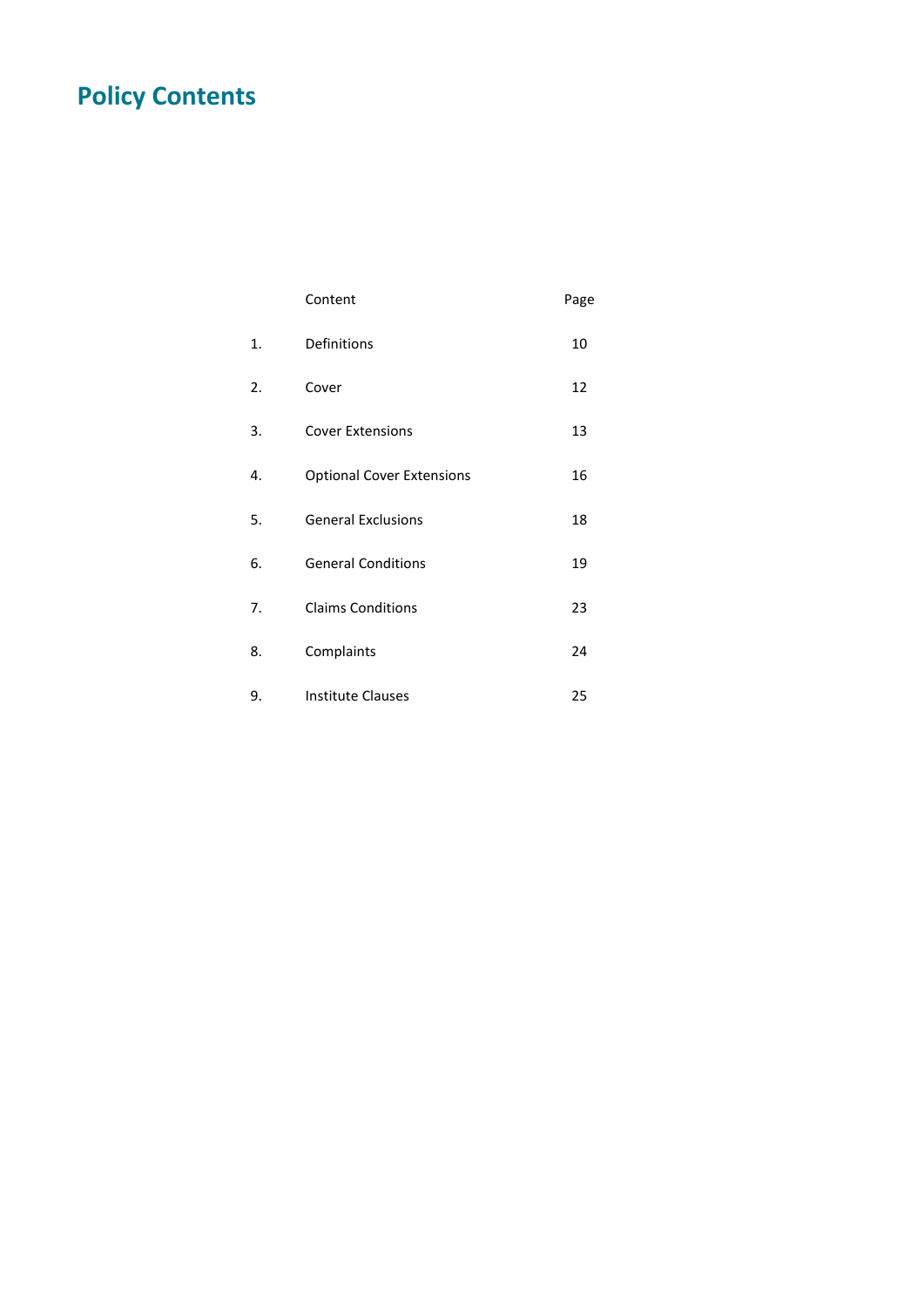# Policy Contents

| | Content | Page |
|---|---|---|
| 1. | Definitions | 10 |
| 2. | Cover | 12 |
| 3. | Cover Extensions | 13 |
| 4. | Optional Cover Extensions | 16 |
| 5. | General Exclusions | 18 |
| 6. | General Conditions | 19 |
| 7. | Claims Conditions | 23 |
| 8. | Complaints | 24 |
| 9. | Institute Clauses | 25 |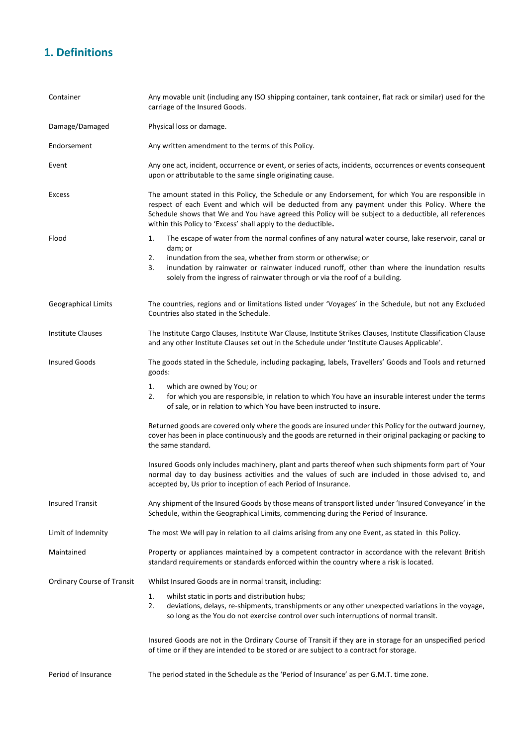## 1. Definitions

| | |
|---|---|
| Container | Any movable unit (including any ISO shipping container, tank container, flat rack or similar) used for the carriage of the Insured Goods. |
| Damage/Damaged | Physical loss or damage. |
| Endorsement | Any written amendment to the terms of this Policy. |
| Event | Any one act, incident, occurrence or event, or series of acts, incidents, occurrences or events consequent upon or attributable to the same single originating cause. |
| Excess | The amount stated in this Policy, the Schedule or any Endorsement, for which You are responsible in respect of each Event and which will be deducted from any payment under this Policy. Where the Schedule shows that We and You have agreed this Policy will be subject to a deductible, all references within this Policy to 'Excess' shall apply to the deductible**.** |
| Flood | 1. The escape of water from the normal confines of any natural water course, lake reservoir, canal or dam; or<br>2. inundation from the sea, whether from storm or otherwise; or<br>3. inundation by rainwater or rainwater induced runoff, other than where the inundation results solely from the ingress of rainwater through or via the roof of a building. |
| Geographical Limits | The countries, regions and or limitations listed under 'Voyages' in the Schedule, but not any Excluded Countries also stated in the Schedule. |
| Institute Clauses | The Institute Cargo Clauses, Institute War Clause, Institute Strikes Clauses, Institute Classification Clause and any other Institute Clauses set out in the Schedule under 'Institute Clauses Applicable'. |
| Insured Goods | The goods stated in the Schedule, including packaging, labels, Travellers' Goods and Tools and returned goods:<br>1. which are owned by You; or<br>2. for which you are responsible, in relation to which You have an insurable interest under the terms of sale, or in relation to which You have been instructed to insure.<br><br>Returned goods are covered only where the goods are insured under this Policy for the outward journey, cover has been in place continuously and the goods are returned in their original packaging or packing to the same standard.<br><br>Insured Goods only includes machinery, plant and parts thereof when such shipments form part of Your normal day to day business activities and the values of such are included in those advised to, and accepted by, Us prior to inception of each Period of Insurance. |
| Insured Transit | Any shipment of the Insured Goods by those means of transport listed under 'Insured Conveyance' in the Schedule, within the Geographical Limits, commencing during the Period of Insurance. |
| Limit of Indemnity | The most We will pay in relation to all claims arising from any one Event, as stated in this Policy. |
| Maintained | Property or appliances maintained by a competent contractor in accordance with the relevant British standard requirements or standards enforced within the country where a risk is located. |
| Ordinary Course of Transit | Whilst Insured Goods are in normal transit, including:<br>1. whilst static in ports and distribution hubs;<br>2. deviations, delays, re-shipments, transhipments or any other unexpected variations in the voyage, so long as the You do not exercise control over such interruptions of normal transit.<br><br>Insured Goods are not in the Ordinary Course of Transit if they are in storage for an unspecified period of time or if they are intended to be stored or are subject to a contract for storage. |
| Period of Insurance | The period stated in the Schedule as the 'Period of Insurance' as per G.M.T. time zone. |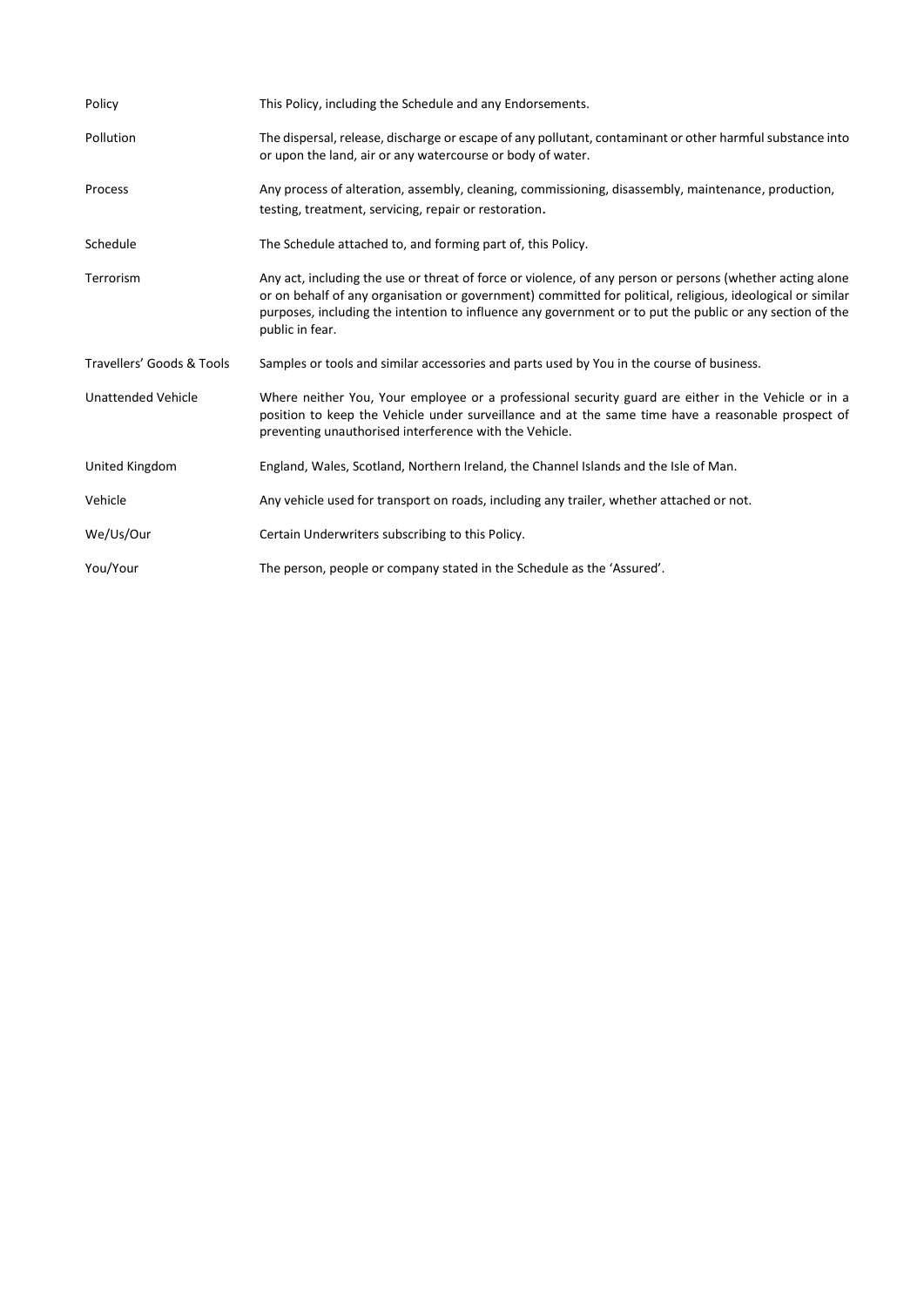| | |
|---|---|
| Policy | This Policy, including the Schedule and any Endorsements. |
| Pollution | The dispersal, release, discharge or escape of any pollutant, contaminant or other harmful substance into or upon the land, air or any watercourse or body of water. |
| Process | Any process of alteration, assembly, cleaning, commissioning, disassembly, maintenance, production, testing, treatment, servicing, repair or restoration. |
| Schedule | The Schedule attached to, and forming part of, this Policy. |
| Terrorism | Any act, including the use or threat of force or violence, of any person or persons (whether acting alone or on behalf of any organisation or government) committed for political, religious, ideological or similar purposes, including the intention to influence any government or to put the public or any section of the public in fear. |
| Travellers' Goods & Tools | Samples or tools and similar accessories and parts used by You in the course of business. |
| Unattended Vehicle | Where neither You, Your employee or a professional security guard are either in the Vehicle or in a position to keep the Vehicle under surveillance and at the same time have a reasonable prospect of preventing unauthorised interference with the Vehicle. |
| United Kingdom | England, Wales, Scotland, Northern Ireland, the Channel Islands and the Isle of Man. |
| Vehicle | Any vehicle used for transport on roads, including any trailer, whether attached or not. |
| We/Us/Our | Certain Underwriters subscribing to this Policy. |
| You/Your | The person, people or company stated in the Schedule as the 'Assured'. |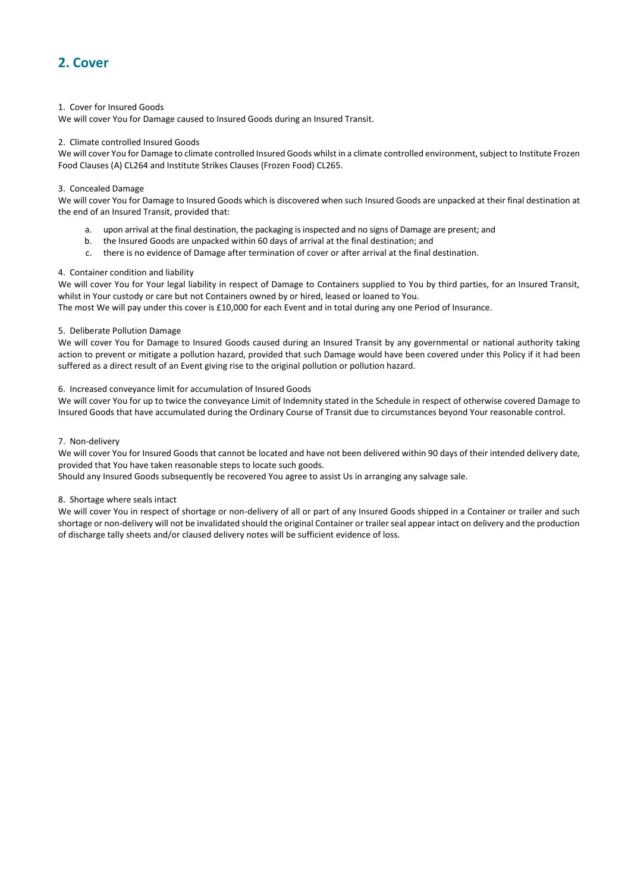## 2. Cover

1. Cover for Insured Goods

We will cover You for Damage caused to Insured Goods during an Insured Transit.

2. Climate controlled Insured Goods

We will cover You for Damage to climate controlled Insured Goods whilst in a climate controlled environment, subject to Institute Frozen Food Clauses (A) CL264 and Institute Strikes Clauses (Frozen Food) CL265.

3. Concealed Damage

We will cover You for Damage to Insured Goods which is discovered when such Insured Goods are unpacked at their final destination at the end of an Insured Transit, provided that:

a. upon arrival at the final destination, the packaging is inspected and no signs of Damage are present; and
b. the Insured Goods are unpacked within 60 days of arrival at the final destination; and
c. there is no evidence of Damage after termination of cover or after arrival at the final destination.

4. Container condition and liability

We will cover You for Your legal liability in respect of Damage to Containers supplied to You by third parties, for an Insured Transit, whilst in Your custody or care but not Containers owned by or hired, leased or loaned to You.

The most We will pay under this cover is £10,000 for each Event and in total during any one Period of Insurance.

5. Deliberate Pollution Damage

We will cover You for Damage to Insured Goods caused during an Insured Transit by any governmental or national authority taking action to prevent or mitigate a pollution hazard, provided that such Damage would have been covered under this Policy if it had been suffered as a direct result of an Event giving rise to the original pollution or pollution hazard.

6. Increased conveyance limit for accumulation of Insured Goods

We will cover You for up to twice the conveyance Limit of Indemnity stated in the Schedule in respect of otherwise covered Damage to Insured Goods that have accumulated during the Ordinary Course of Transit due to circumstances beyond Your reasonable control.

7. Non-delivery

We will cover You for Insured Goods that cannot be located and have not been delivered within 90 days of their intended delivery date, provided that You have taken reasonable steps to locate such goods.

Should any Insured Goods subsequently be recovered You agree to assist Us in arranging any salvage sale.

8. Shortage where seals intact

We will cover You in respect of shortage or non-delivery of all or part of any Insured Goods shipped in a Container or trailer and such shortage or non-delivery will not be invalidated should the original Container or trailer seal appear intact on delivery and the production of discharge tally sheets and/or claused delivery notes will be sufficient evidence of loss.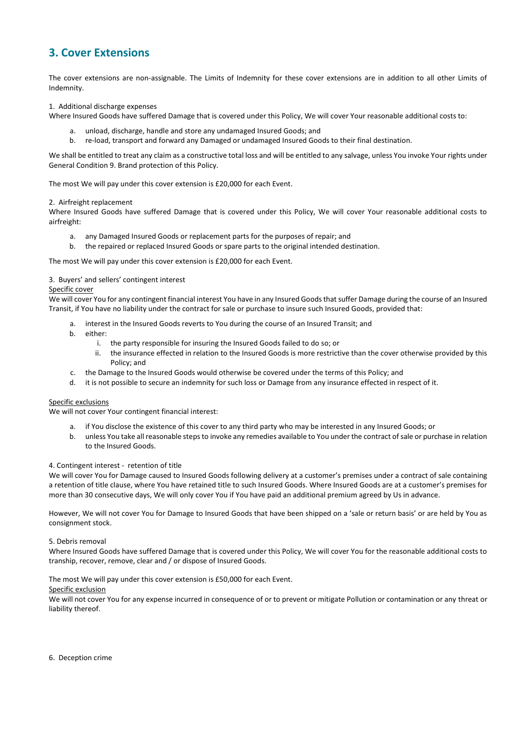## 3. Cover Extensions

The cover extensions are non-assignable. The Limits of Indemnity for these cover extensions are in addition to all other Limits of Indemnity.

1. Additional discharge expenses

Where Insured Goods have suffered Damage that is covered under this Policy, We will cover Your reasonable additional costs to:

a. unload, discharge, handle and store any undamaged Insured Goods; and
b. re-load, transport and forward any Damaged or undamaged Insured Goods to their final destination.

We shall be entitled to treat any claim as a constructive total loss and will be entitled to any salvage, unless You invoke Your rights under General Condition 9. Brand protection of this Policy.

The most We will pay under this cover extension is £20,000 for each Event.

2. Airfreight replacement

Where Insured Goods have suffered Damage that is covered under this Policy, We will cover Your reasonable additional costs to airfreight:

a. any Damaged Insured Goods or replacement parts for the purposes of repair; and
b. the repaired or replaced Insured Goods or spare parts to the original intended destination.

The most We will pay under this cover extension is £20,000 for each Event.

3. Buyers' and sellers' contingent interest

<u>Specific cover</u>

We will cover You for any contingent financial interest You have in any Insured Goods that suffer Damage during the course of an Insured Transit, if You have no liability under the contract for sale or purchase to insure such Insured Goods, provided that:

a. interest in the Insured Goods reverts to You during the course of an Insured Transit; and
b. either:
    i. the party responsible for insuring the Insured Goods failed to do so; or
    ii. the insurance effected in relation to the Insured Goods is more restrictive than the cover otherwise provided by this Policy; and
c. the Damage to the Insured Goods would otherwise be covered under the terms of this Policy; and
d. it is not possible to secure an indemnity for such loss or Damage from any insurance effected in respect of it.

<u>Specific exclusions</u>

We will not cover Your contingent financial interest:

a. if You disclose the existence of this cover to any third party who may be interested in any Insured Goods; or
b. unless You take all reasonable steps to invoke any remedies available to You under the contract of sale or purchase in relation to the Insured Goods.

4. Contingent interest - retention of title

We will cover You for Damage caused to Insured Goods following delivery at a customer's premises under a contract of sale containing a retention of title clause, where You have retained title to such Insured Goods. Where Insured Goods are at a customer's premises for more than 30 consecutive days, We will only cover You if You have paid an additional premium agreed by Us in advance.

However, We will not cover You for Damage to Insured Goods that have been shipped on a 'sale or return basis' or are held by You as consignment stock.

5. Debris removal

Where Insured Goods have suffered Damage that is covered under this Policy, We will cover You for the reasonable additional costs to tranship, recover, remove, clear and / or dispose of Insured Goods.

The most We will pay under this cover extension is £50,000 for each Event.

<u>Specific exclusion</u>

We will not cover You for any expense incurred in consequence of or to prevent or mitigate Pollution or contamination or any threat or liability thereof.

6. Deception crime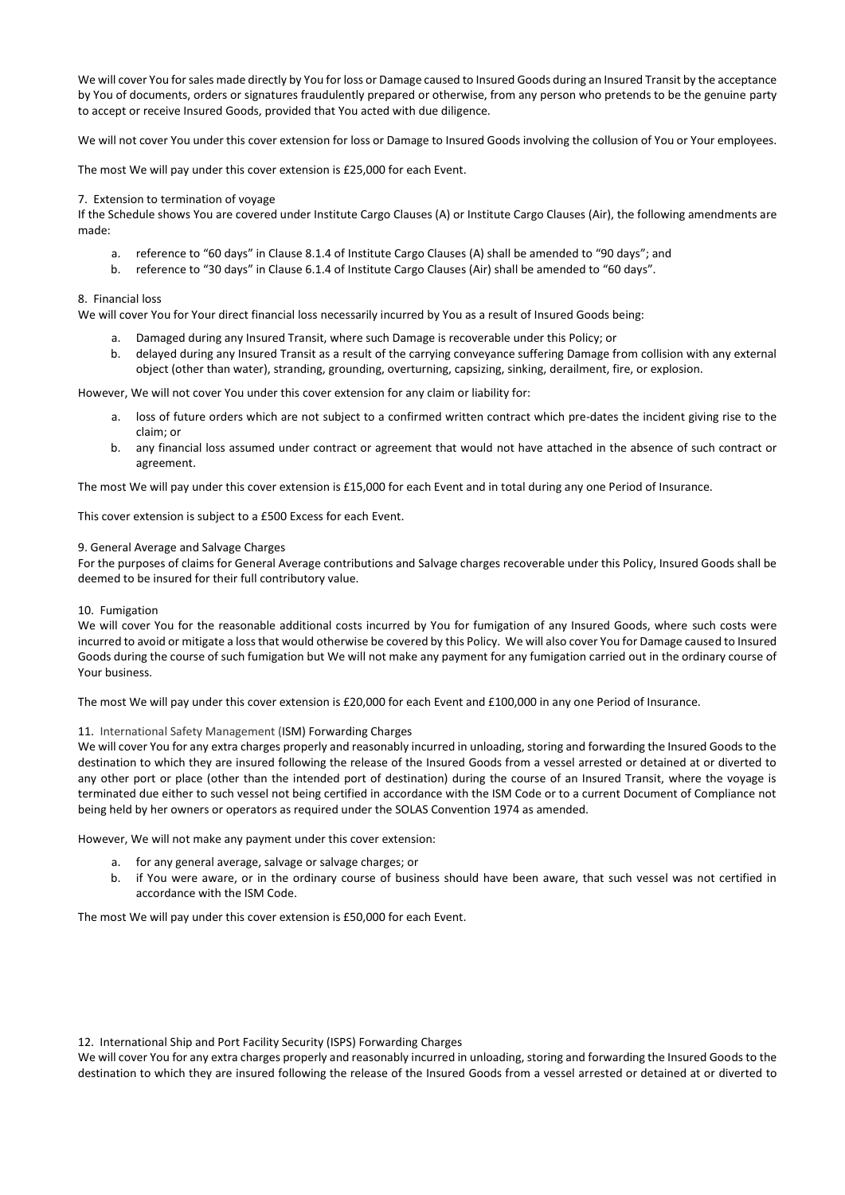We will cover You for sales made directly by You for loss or Damage caused to Insured Goods during an Insured Transit by the acceptance by You of documents, orders or signatures fraudulently prepared or otherwise, from any person who pretends to be the genuine party to accept or receive Insured Goods, provided that You acted with due diligence.

We will not cover You under this cover extension for loss or Damage to Insured Goods involving the collusion of You or Your employees.

The most We will pay under this cover extension is £25,000 for each Event.

7. Extension to termination of voyage

If the Schedule shows You are covered under Institute Cargo Clauses (A) or Institute Cargo Clauses (Air), the following amendments are made:

a. reference to "60 days" in Clause 8.1.4 of Institute Cargo Clauses (A) shall be amended to "90 days"; and
b. reference to "30 days" in Clause 6.1.4 of Institute Cargo Clauses (Air) shall be amended to "60 days".

8. Financial loss

We will cover You for Your direct financial loss necessarily incurred by You as a result of Insured Goods being:

a. Damaged during any Insured Transit, where such Damage is recoverable under this Policy; or
b. delayed during any Insured Transit as a result of the carrying conveyance suffering Damage from collision with any external object (other than water), stranding, grounding, overturning, capsizing, sinking, derailment, fire, or explosion.

However, We will not cover You under this cover extension for any claim or liability for:

a. loss of future orders which are not subject to a confirmed written contract which pre-dates the incident giving rise to the claim; or
b. any financial loss assumed under contract or agreement that would not have attached in the absence of such contract or agreement.

The most We will pay under this cover extension is £15,000 for each Event and in total during any one Period of Insurance.

This cover extension is subject to a £500 Excess for each Event.

9. General Average and Salvage Charges

For the purposes of claims for General Average contributions and Salvage charges recoverable under this Policy, Insured Goods shall be deemed to be insured for their full contributory value.

10. Fumigation

We will cover You for the reasonable additional costs incurred by You for fumigation of any Insured Goods, where such costs were incurred to avoid or mitigate a loss that would otherwise be covered by this Policy. We will also cover You for Damage caused to Insured Goods during the course of such fumigation but We will not make any payment for any fumigation carried out in the ordinary course of Your business.

The most We will pay under this cover extension is £20,000 for each Event and £100,000 in any one Period of Insurance.

11. International Safety Management (ISM) Forwarding Charges

We will cover You for any extra charges properly and reasonably incurred in unloading, storing and forwarding the Insured Goods to the destination to which they are insured following the release of the Insured Goods from a vessel arrested or detained at or diverted to any other port or place (other than the intended port of destination) during the course of an Insured Transit, where the voyage is terminated due either to such vessel not being certified in accordance with the ISM Code or to a current Document of Compliance not being held by her owners or operators as required under the SOLAS Convention 1974 as amended.

However, We will not make any payment under this cover extension:

a. for any general average, salvage or salvage charges; or
b. if You were aware, or in the ordinary course of business should have been aware, that such vessel was not certified in accordance with the ISM Code.

The most We will pay under this cover extension is £50,000 for each Event.

12. International Ship and Port Facility Security (ISPS) Forwarding Charges

We will cover You for any extra charges properly and reasonably incurred in unloading, storing and forwarding the Insured Goods to the destination to which they are insured following the release of the Insured Goods from a vessel arrested or detained at or diverted to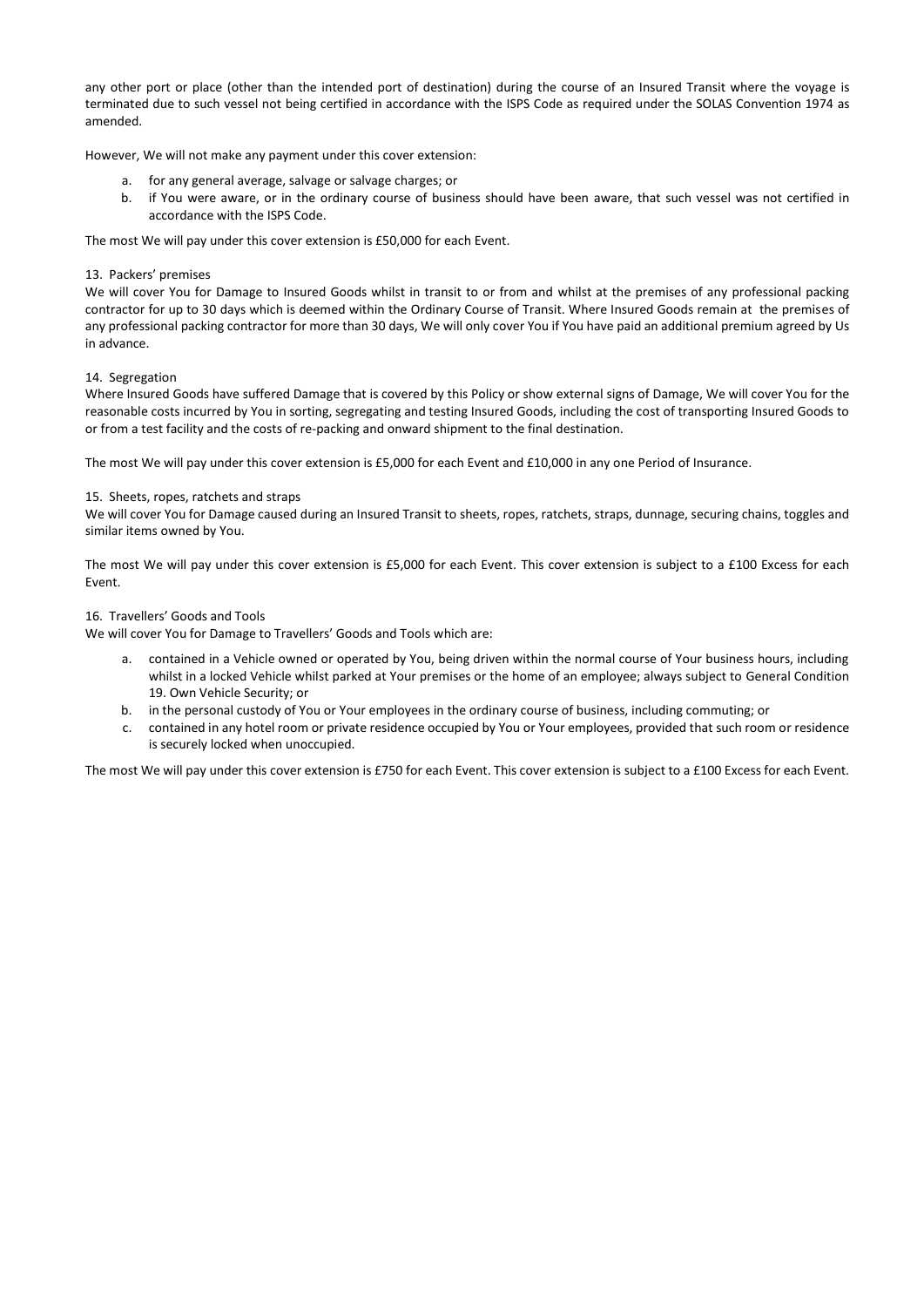any other port or place (other than the intended port of destination) during the course of an Insured Transit where the voyage is terminated due to such vessel not being certified in accordance with the ISPS Code as required under the SOLAS Convention 1974 as amended.

However, We will not make any payment under this cover extension:

a. for any general average, salvage or salvage charges; or
b. if You were aware, or in the ordinary course of business should have been aware, that such vessel was not certified in accordance with the ISPS Code.

The most We will pay under this cover extension is £50,000 for each Event.

13. Packers' premises
We will cover You for Damage to Insured Goods whilst in transit to or from and whilst at the premises of any professional packing contractor for up to 30 days which is deemed within the Ordinary Course of Transit. Where Insured Goods remain at the premises of any professional packing contractor for more than 30 days, We will only cover You if You have paid an additional premium agreed by Us in advance.

14. Segregation
Where Insured Goods have suffered Damage that is covered by this Policy or show external signs of Damage, We will cover You for the reasonable costs incurred by You in sorting, segregating and testing Insured Goods, including the cost of transporting Insured Goods to or from a test facility and the costs of re-packing and onward shipment to the final destination.

The most We will pay under this cover extension is £5,000 for each Event and £10,000 in any one Period of Insurance.

15. Sheets, ropes, ratchets and straps
We will cover You for Damage caused during an Insured Transit to sheets, ropes, ratchets, straps, dunnage, securing chains, toggles and similar items owned by You.

The most We will pay under this cover extension is £5,000 for each Event. This cover extension is subject to a £100 Excess for each Event.

16. Travellers' Goods and Tools
We will cover You for Damage to Travellers' Goods and Tools which are:

a. contained in a Vehicle owned or operated by You, being driven within the normal course of Your business hours, including whilst in a locked Vehicle whilst parked at Your premises or the home of an employee; always subject to General Condition 19. Own Vehicle Security; or
b. in the personal custody of You or Your employees in the ordinary course of business, including commuting; or
c. contained in any hotel room or private residence occupied by You or Your employees, provided that such room or residence is securely locked when unoccupied.

The most We will pay under this cover extension is £750 for each Event. This cover extension is subject to a £100 Excess for each Event.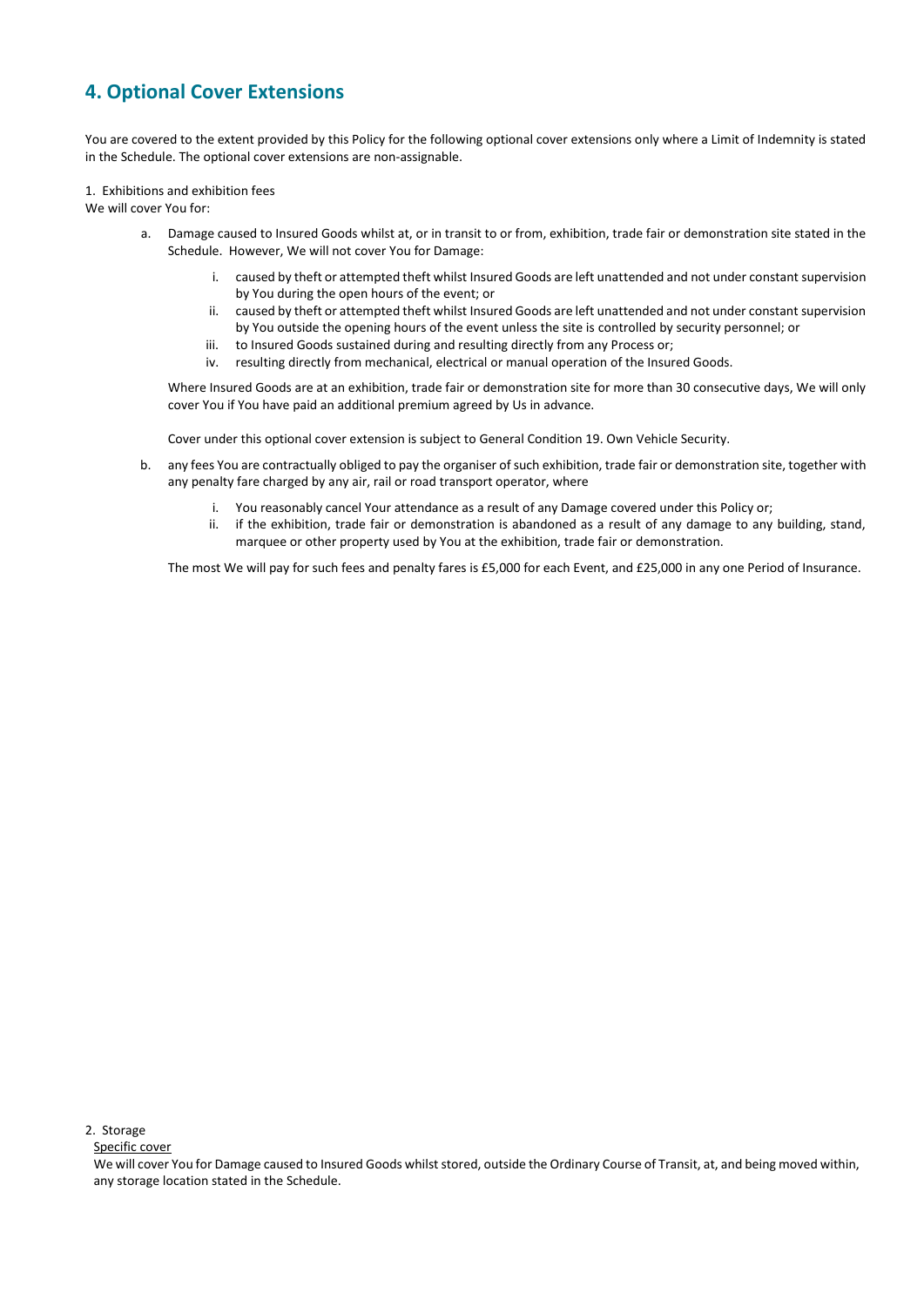## 4. Optional Cover Extensions

You are covered to the extent provided by this Policy for the following optional cover extensions only where a Limit of Indemnity is stated in the Schedule. The optional cover extensions are non-assignable.

1. Exhibitions and exhibition fees

We will cover You for:

a. Damage caused to Insured Goods whilst at, or in transit to or from, exhibition, trade fair or demonstration site stated in the Schedule. However, We will not cover You for Damage:

    i. caused by theft or attempted theft whilst Insured Goods are left unattended and not under constant supervision by You during the open hours of the event; or
    ii. caused by theft or attempted theft whilst Insured Goods are left unattended and not under constant supervision by You outside the opening hours of the event unless the site is controlled by security personnel; or
    iii. to Insured Goods sustained during and resulting directly from any Process or;
    iv. resulting directly from mechanical, electrical or manual operation of the Insured Goods.

    Where Insured Goods are at an exhibition, trade fair or demonstration site for more than 30 consecutive days, We will only cover You if You have paid an additional premium agreed by Us in advance.

    Cover under this optional cover extension is subject to General Condition 19. Own Vehicle Security.

b. any fees You are contractually obliged to pay the organiser of such exhibition, trade fair or demonstration site, together with any penalty fare charged by any air, rail or road transport operator, where

    i. You reasonably cancel Your attendance as a result of any Damage covered under this Policy or;
    ii. if the exhibition, trade fair or demonstration is abandoned as a result of any damage to any building, stand, marquee or other property used by You at the exhibition, trade fair or demonstration.

    The most We will pay for such fees and penalty fares is £5,000 for each Event, and £25,000 in any one Period of Insurance.

2. Storage

Specific cover

We will cover You for Damage caused to Insured Goods whilst stored, outside the Ordinary Course of Transit, at, and being moved within, any storage location stated in the Schedule.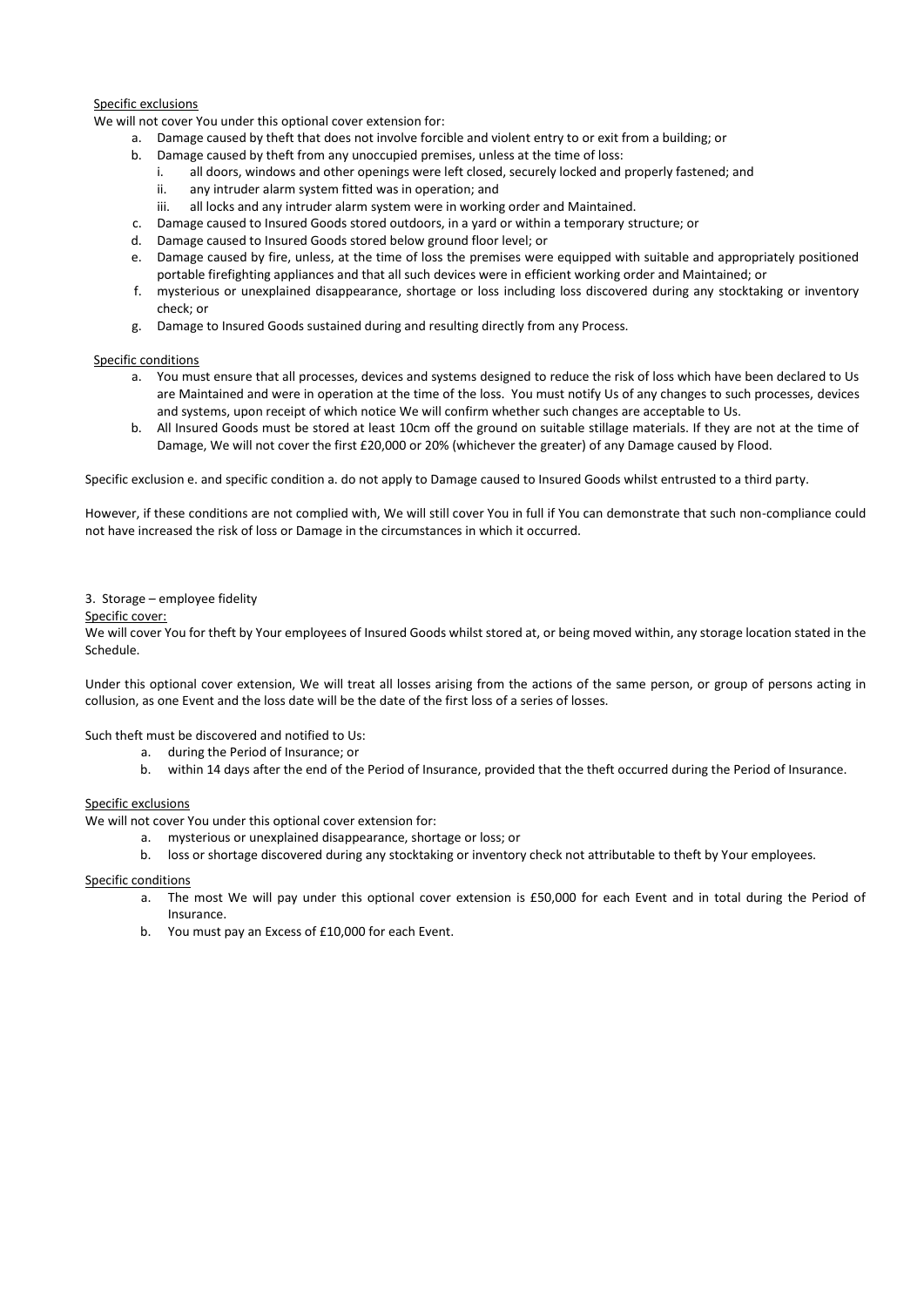Specific exclusions

We will not cover You under this optional cover extension for:

a. Damage caused by theft that does not involve forcible and violent entry to or exit from a building; or
b. Damage caused by theft from any unoccupied premises, unless at the time of loss:
    i. all doors, windows and other openings were left closed, securely locked and properly fastened; and
    ii. any intruder alarm system fitted was in operation; and
    iii. all locks and any intruder alarm system were in working order and Maintained.
c. Damage caused to Insured Goods stored outdoors, in a yard or within a temporary structure; or
d. Damage caused to Insured Goods stored below ground floor level; or
e. Damage caused by fire, unless, at the time of loss the premises were equipped with suitable and appropriately positioned portable firefighting appliances and that all such devices were in efficient working order and Maintained; or
f. mysterious or unexplained disappearance, shortage or loss including loss discovered during any stocktaking or inventory check; or
g. Damage to Insured Goods sustained during and resulting directly from any Process.

Specific conditions

a. You must ensure that all processes, devices and systems designed to reduce the risk of loss which have been declared to Us are Maintained and were in operation at the time of the loss. You must notify Us of any changes to such processes, devices and systems, upon receipt of which notice We will confirm whether such changes are acceptable to Us.
b. All Insured Goods must be stored at least 10cm off the ground on suitable stillage materials. If they are not at the time of Damage, We will not cover the first £20,000 or 20% (whichever the greater) of any Damage caused by Flood.

Specific exclusion e. and specific condition a. do not apply to Damage caused to Insured Goods whilst entrusted to a third party.

However, if these conditions are not complied with, We will still cover You in full if You can demonstrate that such non-compliance could not have increased the risk of loss or Damage in the circumstances in which it occurred.

3. Storage – employee fidelity

Specific cover:

We will cover You for theft by Your employees of Insured Goods whilst stored at, or being moved within, any storage location stated in the Schedule.

Under this optional cover extension, We will treat all losses arising from the actions of the same person, or group of persons acting in collusion, as one Event and the loss date will be the date of the first loss of a series of losses.

Such theft must be discovered and notified to Us:

a. during the Period of Insurance; or
b. within 14 days after the end of the Period of Insurance, provided that the theft occurred during the Period of Insurance.

Specific exclusions

We will not cover You under this optional cover extension for:

a. mysterious or unexplained disappearance, shortage or loss; or
b. loss or shortage discovered during any stocktaking or inventory check not attributable to theft by Your employees.

Specific conditions

a. The most We will pay under this optional cover extension is £50,000 for each Event and in total during the Period of Insurance.
b. You must pay an Excess of £10,000 for each Event.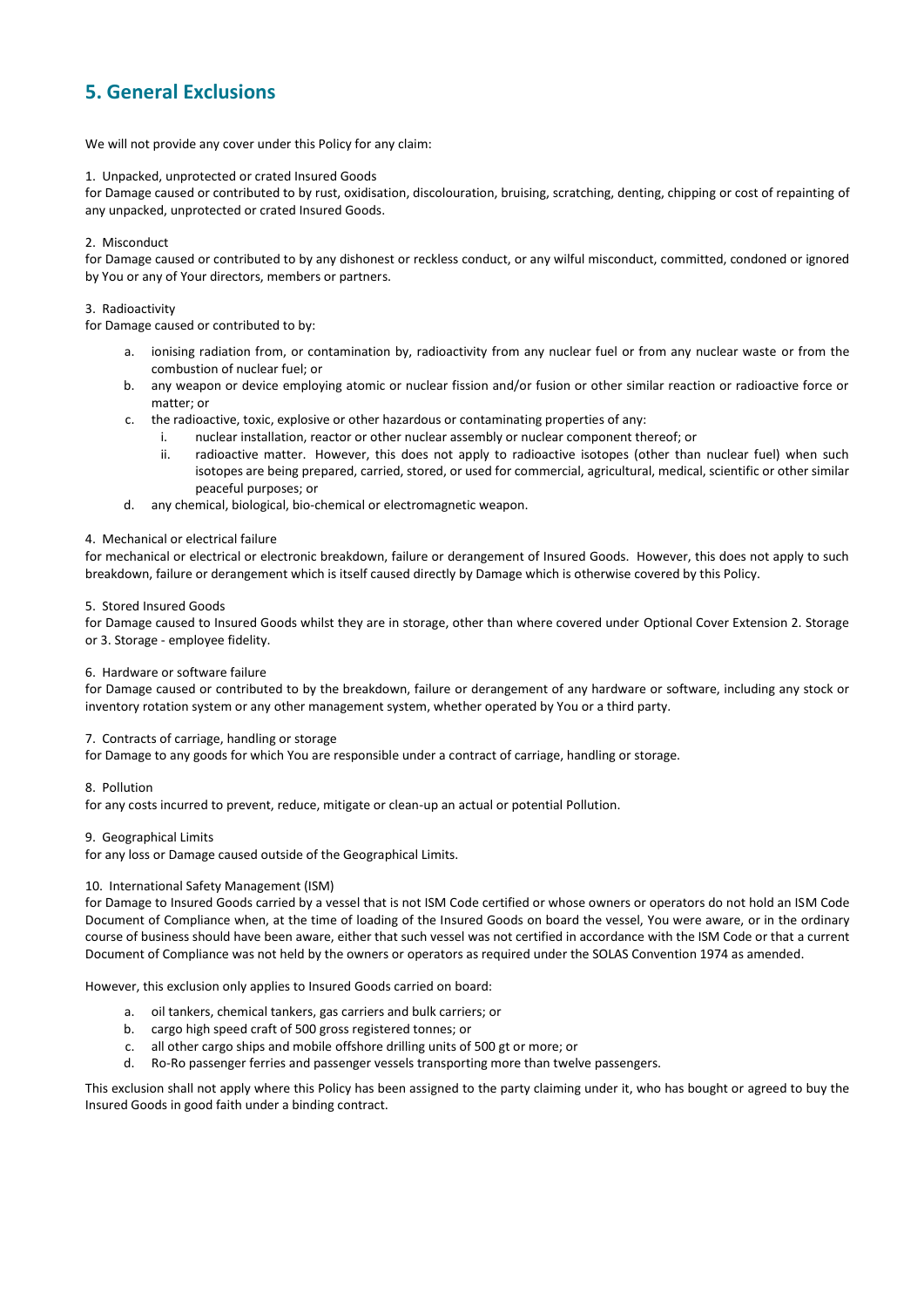## 5. General Exclusions

We will not provide any cover under this Policy for any claim:

1. Unpacked, unprotected or crated Insured Goods
for Damage caused or contributed to by rust, oxidisation, discolouration, bruising, scratching, denting, chipping or cost of repainting of any unpacked, unprotected or crated Insured Goods.

2. Misconduct
for Damage caused or contributed to by any dishonest or reckless conduct, or any wilful misconduct, committed, condoned or ignored by You or any of Your directors, members or partners.

3. Radioactivity
for Damage caused or contributed to by:

   a. ionising radiation from, or contamination by, radioactivity from any nuclear fuel or from any nuclear waste or from the combustion of nuclear fuel; or
   b. any weapon or device employing atomic or nuclear fission and/or fusion or other similar reaction or radioactive force or matter; or
   c. the radioactive, toxic, explosive or other hazardous or contaminating properties of any:
      i. nuclear installation, reactor or other nuclear assembly or nuclear component thereof; or
      ii. radioactive matter. However, this does not apply to radioactive isotopes (other than nuclear fuel) when such isotopes are being prepared, carried, stored, or used for commercial, agricultural, medical, scientific or other similar peaceful purposes; or
   d. any chemical, biological, bio-chemical or electromagnetic weapon.

4. Mechanical or electrical failure
for mechanical or electrical or electronic breakdown, failure or derangement of Insured Goods. However, this does not apply to such breakdown, failure or derangement which is itself caused directly by Damage which is otherwise covered by this Policy.

5. Stored Insured Goods
for Damage caused to Insured Goods whilst they are in storage, other than where covered under Optional Cover Extension 2. Storage or 3. Storage - employee fidelity.

6. Hardware or software failure
for Damage caused or contributed to by the breakdown, failure or derangement of any hardware or software, including any stock or inventory rotation system or any other management system, whether operated by You or a third party.

7. Contracts of carriage, handling or storage
for Damage to any goods for which You are responsible under a contract of carriage, handling or storage.

8. Pollution
for any costs incurred to prevent, reduce, mitigate or clean-up an actual or potential Pollution.

9. Geographical Limits
for any loss or Damage caused outside of the Geographical Limits.

10. International Safety Management (ISM)
for Damage to Insured Goods carried by a vessel that is not ISM Code certified or whose owners or operators do not hold an ISM Code Document of Compliance when, at the time of loading of the Insured Goods on board the vessel, You were aware, or in the ordinary course of business should have been aware, either that such vessel was not certified in accordance with the ISM Code or that a current Document of Compliance was not held by the owners or operators as required under the SOLAS Convention 1974 as amended.

However, this exclusion only applies to Insured Goods carried on board:

   a. oil tankers, chemical tankers, gas carriers and bulk carriers; or
   b. cargo high speed craft of 500 gross registered tonnes; or
   c. all other cargo ships and mobile offshore drilling units of 500 gt or more; or
   d. Ro-Ro passenger ferries and passenger vessels transporting more than twelve passengers.

This exclusion shall not apply where this Policy has been assigned to the party claiming under it, who has bought or agreed to buy the Insured Goods in good faith under a binding contract.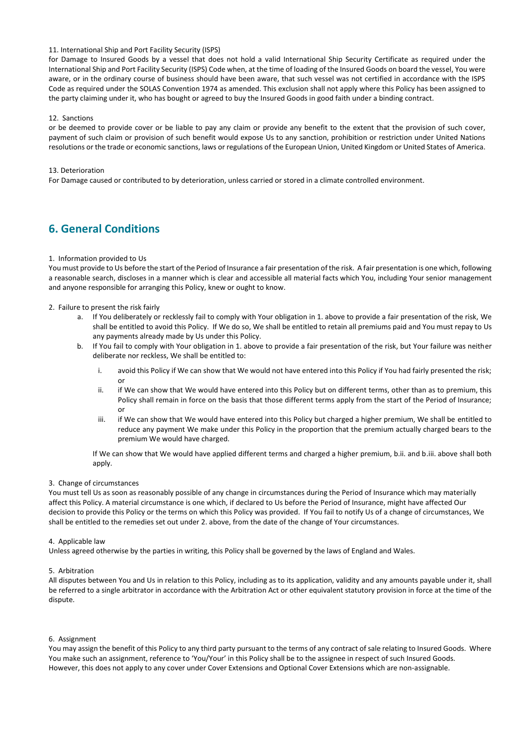11. International Ship and Port Facility Security (ISPS)

for Damage to Insured Goods by a vessel that does not hold a valid International Ship Security Certificate as required under the International Ship and Port Facility Security (ISPS) Code when, at the time of loading of the Insured Goods on board the vessel, You were aware, or in the ordinary course of business should have been aware, that such vessel was not certified in accordance with the ISPS Code as required under the SOLAS Convention 1974 as amended. This exclusion shall not apply where this Policy has been assigned to the party claiming under it, who has bought or agreed to buy the Insured Goods in good faith under a binding contract.

12. Sanctions

or be deemed to provide cover or be liable to pay any claim or provide any benefit to the extent that the provision of such cover, payment of such claim or provision of such benefit would expose Us to any sanction, prohibition or restriction under United Nations resolutions or the trade or economic sanctions, laws or regulations of the European Union, United Kingdom or United States of America.

13. Deterioration

For Damage caused or contributed to by deterioration, unless carried or stored in a climate controlled environment.

## 6. General Conditions

1. Information provided to Us

You must provide to Us before the start of the Period of Insurance a fair presentation of the risk. A fair presentation is one which, following a reasonable search, discloses in a manner which is clear and accessible all material facts which You, including Your senior management and anyone responsible for arranging this Policy, knew or ought to know.

2. Failure to present the risk fairly

   a. If You deliberately or recklessly fail to comply with Your obligation in 1. above to provide a fair presentation of the risk, We shall be entitled to avoid this Policy. If We do so, We shall be entitled to retain all premiums paid and You must repay to Us any payments already made by Us under this Policy.
   b. If You fail to comply with Your obligation in 1. above to provide a fair presentation of the risk, but Your failure was neither deliberate nor reckless, We shall be entitled to:

      i. avoid this Policy if We can show that We would not have entered into this Policy if You had fairly presented the risk; or
      ii. if We can show that We would have entered into this Policy but on different terms, other than as to premium, this Policy shall remain in force on the basis that those different terms apply from the start of the Period of Insurance; or
      iii. if We can show that We would have entered into this Policy but charged a higher premium, We shall be entitled to reduce any payment We make under this Policy in the proportion that the premium actually charged bears to the premium We would have charged.

   If We can show that We would have applied different terms and charged a higher premium, b.ii. and b.iii. above shall both apply.

3. Change of circumstances

You must tell Us as soon as reasonably possible of any change in circumstances during the Period of Insurance which may materially affect this Policy. A material circumstance is one which, if declared to Us before the Period of Insurance, might have affected Our decision to provide this Policy or the terms on which this Policy was provided. If You fail to notify Us of a change of circumstances, We shall be entitled to the remedies set out under 2. above, from the date of the change of Your circumstances.

4. Applicable law

Unless agreed otherwise by the parties in writing, this Policy shall be governed by the laws of England and Wales.

5. Arbitration

All disputes between You and Us in relation to this Policy, including as to its application, validity and any amounts payable under it, shall be referred to a single arbitrator in accordance with the Arbitration Act or other equivalent statutory provision in force at the time of the dispute.

6. Assignment

You may assign the benefit of this Policy to any third party pursuant to the terms of any contract of sale relating to Insured Goods. Where You make such an assignment, reference to 'You/Your' in this Policy shall be to the assignee in respect of such Insured Goods. However, this does not apply to any cover under Cover Extensions and Optional Cover Extensions which are non-assignable.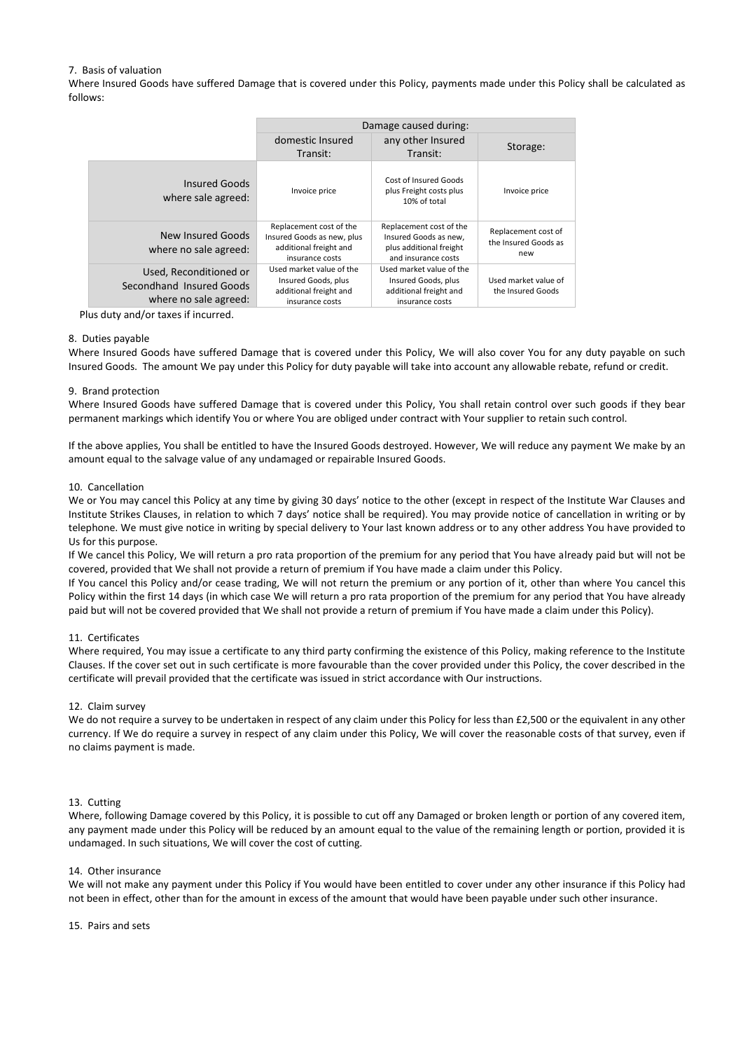7. Basis of valuation

Where Insured Goods have suffered Damage that is covered under this Policy, payments made under this Policy shall be calculated as follows:

| | Damage caused during: | | |
|---|---|---|---|
| | domestic Insured Transit: | any other Insured Transit: | Storage: |
| Insured Goods where sale agreed: | Invoice price | Cost of Insured Goods plus Freight costs plus 10% of total | Invoice price |
| New Insured Goods where no sale agreed: | Replacement cost of the Insured Goods as new, plus additional freight and insurance costs | Replacement cost of the Insured Goods as new, plus additional freight and insurance costs | Replacement cost of the Insured Goods as new |
| Used, Reconditioned or Secondhand Insured Goods where no sale agreed: | Used market value of the Insured Goods, plus additional freight and insurance costs | Used market value of the Insured Goods, plus additional freight and insurance costs | Used market value of the Insured Goods |

Plus duty and/or taxes if incurred.

8. Duties payable

Where Insured Goods have suffered Damage that is covered under this Policy, We will also cover You for any duty payable on such Insured Goods. The amount We pay under this Policy for duty payable will take into account any allowable rebate, refund or credit.

9. Brand protection

Where Insured Goods have suffered Damage that is covered under this Policy, You shall retain control over such goods if they bear permanent markings which identify You or where You are obliged under contract with Your supplier to retain such control.

If the above applies, You shall be entitled to have the Insured Goods destroyed. However, We will reduce any payment We make by an amount equal to the salvage value of any undamaged or repairable Insured Goods.

10. Cancellation

We or You may cancel this Policy at any time by giving 30 days' notice to the other (except in respect of the Institute War Clauses and Institute Strikes Clauses, in relation to which 7 days' notice shall be required). You may provide notice of cancellation in writing or by telephone. We must give notice in writing by special delivery to Your last known address or to any other address You have provided to Us for this purpose.

If We cancel this Policy, We will return a pro rata proportion of the premium for any period that You have already paid but will not be covered, provided that We shall not provide a return of premium if You have made a claim under this Policy.

If You cancel this Policy and/or cease trading, We will not return the premium or any portion of it, other than where You cancel this Policy within the first 14 days (in which case We will return a pro rata proportion of the premium for any period that You have already paid but will not be covered provided that We shall not provide a return of premium if You have made a claim under this Policy).

11. Certificates

Where required, You may issue a certificate to any third party confirming the existence of this Policy, making reference to the Institute Clauses. If the cover set out in such certificate is more favourable than the cover provided under this Policy, the cover described in the certificate will prevail provided that the certificate was issued in strict accordance with Our instructions.

12. Claim survey

We do not require a survey to be undertaken in respect of any claim under this Policy for less than £2,500 or the equivalent in any other currency. If We do require a survey in respect of any claim under this Policy, We will cover the reasonable costs of that survey, even if no claims payment is made.

13. Cutting

Where, following Damage covered by this Policy, it is possible to cut off any Damaged or broken length or portion of any covered item, any payment made under this Policy will be reduced by an amount equal to the value of the remaining length or portion, provided it is undamaged. In such situations, We will cover the cost of cutting.

14. Other insurance

We will not make any payment under this Policy if You would have been entitled to cover under any other insurance if this Policy had not been in effect, other than for the amount in excess of the amount that would have been payable under such other insurance.

15. Pairs and sets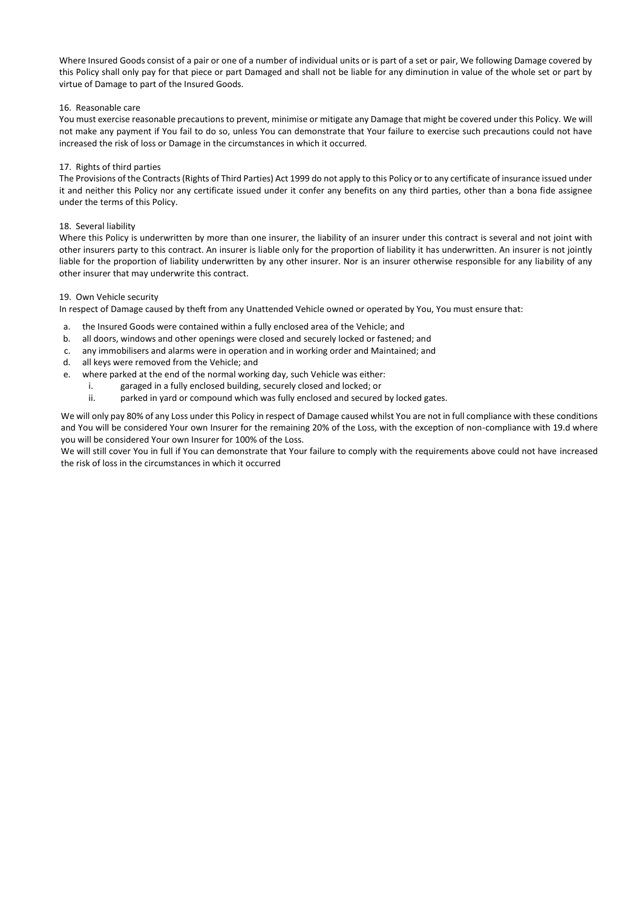Where Insured Goods consist of a pair or one of a number of individual units or is part of a set or pair, We following Damage covered by this Policy shall only pay for that piece or part Damaged and shall not be liable for any diminution in value of the whole set or part by virtue of Damage to part of the Insured Goods.

### 16. Reasonable care

You must exercise reasonable precautions to prevent, minimise or mitigate any Damage that might be covered under this Policy. We will not make any payment if You fail to do so, unless You can demonstrate that Your failure to exercise such precautions could not have increased the risk of loss or Damage in the circumstances in which it occurred.

### 17. Rights of third parties

The Provisions of the Contracts (Rights of Third Parties) Act 1999 do not apply to this Policy or to any certificate of insurance issued under it and neither this Policy nor any certificate issued under it confer any benefits on any third parties, other than a bona fide assignee under the terms of this Policy.

### 18. Several liability

Where this Policy is underwritten by more than one insurer, the liability of an insurer under this contract is several and not joint with other insurers party to this contract. An insurer is liable only for the proportion of liability it has underwritten. An insurer is not jointly liable for the proportion of liability underwritten by any other insurer. Nor is an insurer otherwise responsible for any liability of any other insurer that may underwrite this contract.

### 19. Own Vehicle security

In respect of Damage caused by theft from any Unattended Vehicle owned or operated by You, You must ensure that:

a. the Insured Goods were contained within a fully enclosed area of the Vehicle; and
b. all doors, windows and other openings were closed and securely locked or fastened; and
c. any immobilisers and alarms were in operation and in working order and Maintained; and
d. all keys were removed from the Vehicle; and
e. where parked at the end of the normal working day, such Vehicle was either:
    i. garaged in a fully enclosed building, securely closed and locked; or
    ii. parked in yard or compound which was fully enclosed and secured by locked gates.

We will only pay 80% of any Loss under this Policy in respect of Damage caused whilst You are not in full compliance with these conditions and You will be considered Your own Insurer for the remaining 20% of the Loss, with the exception of non-compliance with 19.d where you will be considered Your own Insurer for 100% of the Loss.

We will still cover You in full if You can demonstrate that Your failure to comply with the requirements above could not have increased the risk of loss in the circumstances in which it occurred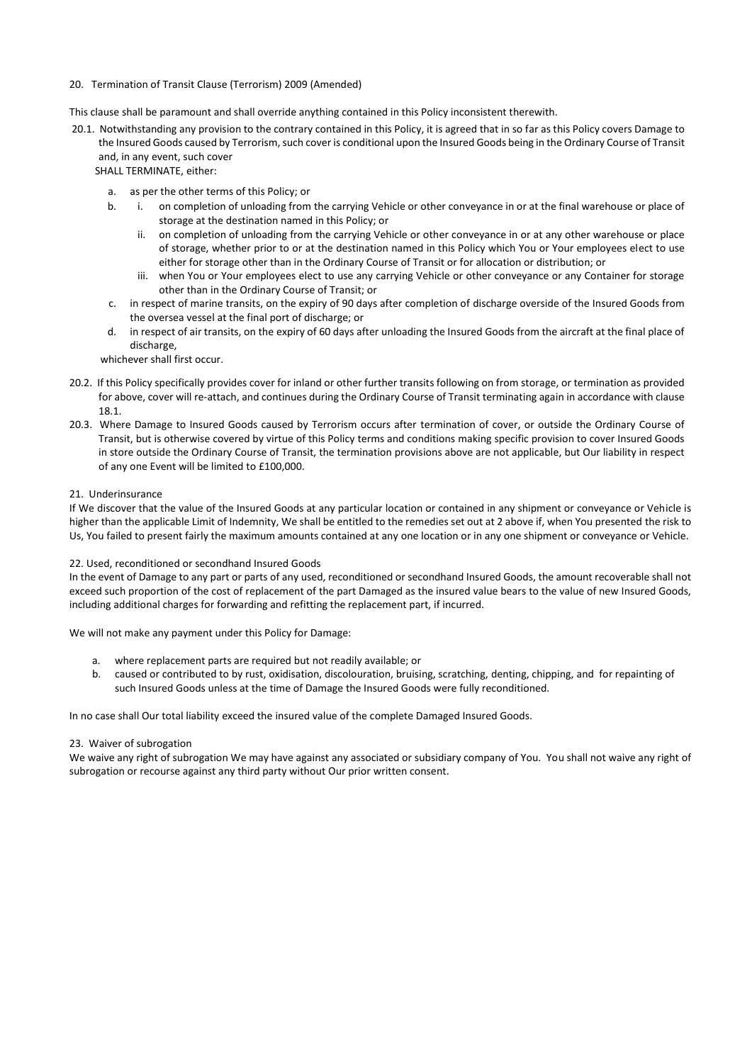## 20. Termination of Transit Clause (Terrorism) 2009 (Amended)

This clause shall be paramount and shall override anything contained in this Policy inconsistent therewith.

20.1. Notwithstanding any provision to the contrary contained in this Policy, it is agreed that in so far as this Policy covers Damage to the Insured Goods caused by Terrorism, such cover is conditional upon the Insured Goods being in the Ordinary Course of Transit and, in any event, such cover

SHALL TERMINATE, either:

- a. as per the other terms of this Policy; or
- b. 
  - i. on completion of unloading from the carrying Vehicle or other conveyance in or at the final warehouse or place of storage at the destination named in this Policy; or
  - ii. on completion of unloading from the carrying Vehicle or other conveyance in or at any other warehouse or place of storage, whether prior to or at the destination named in this Policy which You or Your employees elect to use either for storage other than in the Ordinary Course of Transit or for allocation or distribution; or
  - iii. when You or Your employees elect to use any carrying Vehicle or other conveyance or any Container for storage other than in the Ordinary Course of Transit; or
- c. in respect of marine transits, on the expiry of 90 days after completion of discharge overside of the Insured Goods from the oversea vessel at the final port of discharge; or
- d. in respect of air transits, on the expiry of 60 days after unloading the Insured Goods from the aircraft at the final place of discharge,

whichever shall first occur.

20.2. If this Policy specifically provides cover for inland or other further transits following on from storage, or termination as provided for above, cover will re-attach, and continues during the Ordinary Course of Transit terminating again in accordance with clause 18.1.

20.3. Where Damage to Insured Goods caused by Terrorism occurs after termination of cover, or outside the Ordinary Course of Transit, but is otherwise covered by virtue of this Policy terms and conditions making specific provision to cover Insured Goods in store outside the Ordinary Course of Transit, the termination provisions above are not applicable, but Our liability in respect of any one Event will be limited to £100,000.

## 21. Underinsurance

If We discover that the value of the Insured Goods at any particular location or contained in any shipment or conveyance or Vehicle is higher than the applicable Limit of Indemnity, We shall be entitled to the remedies set out at 2 above if, when You presented the risk to Us, You failed to present fairly the maximum amounts contained at any one location or in any one shipment or conveyance or Vehicle.

## 22. Used, reconditioned or secondhand Insured Goods

In the event of Damage to any part or parts of any used, reconditioned or secondhand Insured Goods, the amount recoverable shall not exceed such proportion of the cost of replacement of the part Damaged as the insured value bears to the value of new Insured Goods, including additional charges for forwarding and refitting the replacement part, if incurred.

We will not make any payment under this Policy for Damage:

- a. where replacement parts are required but not readily available; or
- b. caused or contributed to by rust, oxidisation, discolouration, bruising, scratching, denting, chipping, and for repainting of such Insured Goods unless at the time of Damage the Insured Goods were fully reconditioned.

In no case shall Our total liability exceed the insured value of the complete Damaged Insured Goods.

## 23. Waiver of subrogation

We waive any right of subrogation We may have against any associated or subsidiary company of You. You shall not waive any right of subrogation or recourse against any third party without Our prior written consent.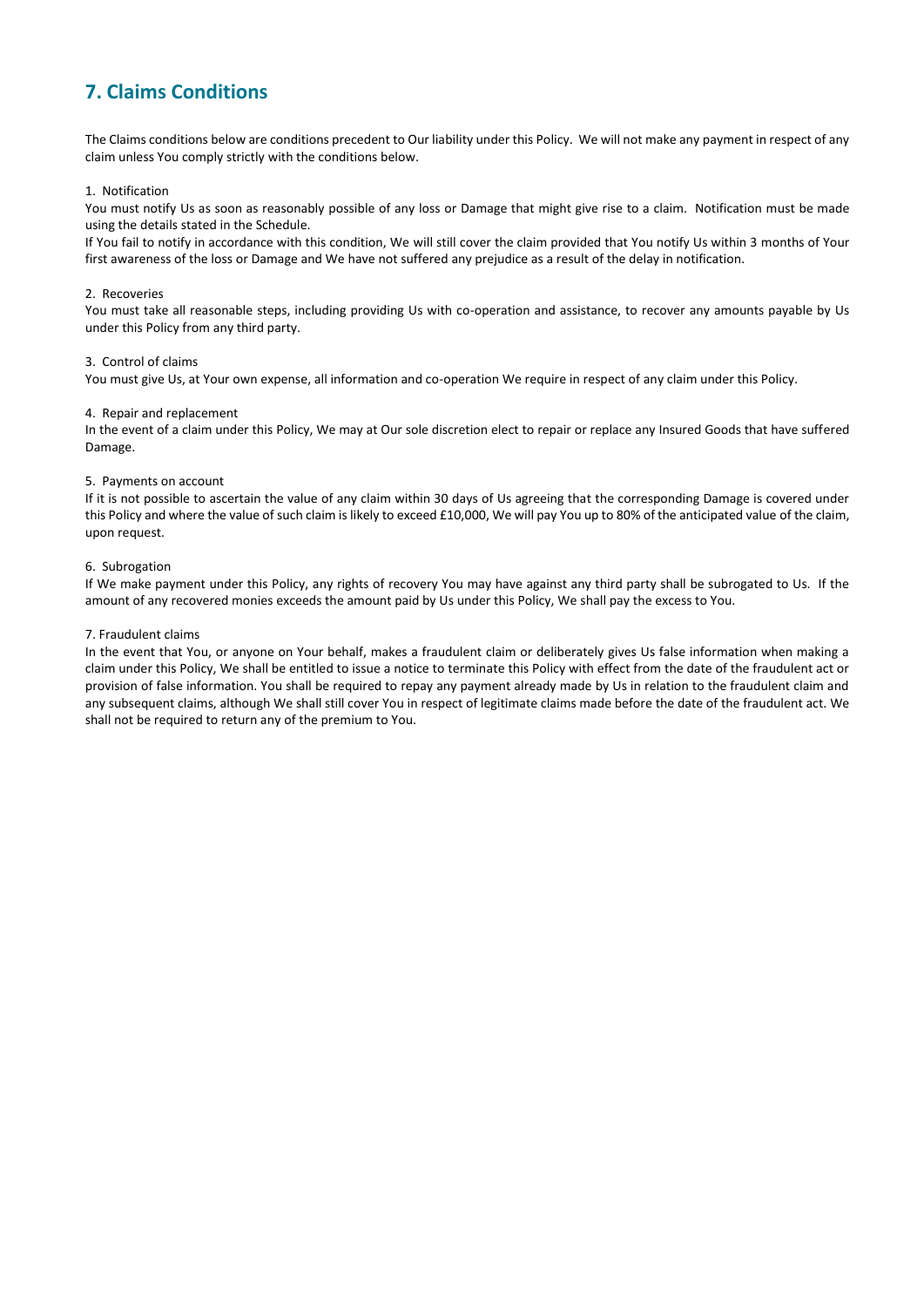## 7. Claims Conditions

The Claims conditions below are conditions precedent to Our liability under this Policy. We will not make any payment in respect of any claim unless You comply strictly with the conditions below.

1. Notification

You must notify Us as soon as reasonably possible of any loss or Damage that might give rise to a claim. Notification must be made using the details stated in the Schedule.

If You fail to notify in accordance with this condition, We will still cover the claim provided that You notify Us within 3 months of Your first awareness of the loss or Damage and We have not suffered any prejudice as a result of the delay in notification.

2. Recoveries

You must take all reasonable steps, including providing Us with co-operation and assistance, to recover any amounts payable by Us under this Policy from any third party.

3. Control of claims

You must give Us, at Your own expense, all information and co-operation We require in respect of any claim under this Policy.

4. Repair and replacement

In the event of a claim under this Policy, We may at Our sole discretion elect to repair or replace any Insured Goods that have suffered Damage.

5. Payments on account

If it is not possible to ascertain the value of any claim within 30 days of Us agreeing that the corresponding Damage is covered under this Policy and where the value of such claim is likely to exceed £10,000, We will pay You up to 80% of the anticipated value of the claim, upon request.

6. Subrogation

If We make payment under this Policy, any rights of recovery You may have against any third party shall be subrogated to Us. If the amount of any recovered monies exceeds the amount paid by Us under this Policy, We shall pay the excess to You.

7. Fraudulent claims

In the event that You, or anyone on Your behalf, makes a fraudulent claim or deliberately gives Us false information when making a claim under this Policy, We shall be entitled to issue a notice to terminate this Policy with effect from the date of the fraudulent act or provision of false information. You shall be required to repay any payment already made by Us in relation to the fraudulent claim and any subsequent claims, although We shall still cover You in respect of legitimate claims made before the date of the fraudulent act. We shall not be required to return any of the premium to You.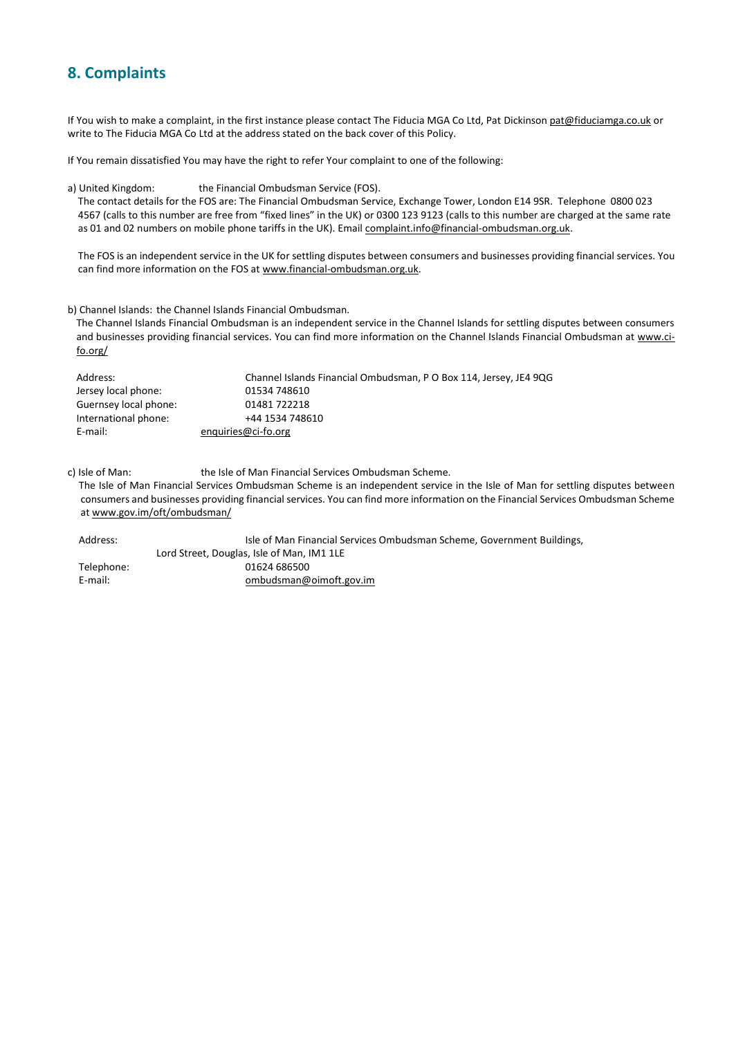## 8. Complaints

If You wish to make a complaint, in the first instance please contact The Fiducia MGA Co Ltd, Pat Dickinson pat@fiduciamga.co.uk or write to The Fiducia MGA Co Ltd at the address stated on the back cover of this Policy.

If You remain dissatisfied You may have the right to refer Your complaint to one of the following:

a) United Kingdom: the Financial Ombudsman Service (FOS).

The contact details for the FOS are: The Financial Ombudsman Service, Exchange Tower, London E14 9SR. Telephone 0800 023 4567 (calls to this number are free from "fixed lines" in the UK) or 0300 123 9123 (calls to this number are charged at the same rate as 01 and 02 numbers on mobile phone tariffs in the UK). Email complaint.info@financial-ombudsman.org.uk.

The FOS is an independent service in the UK for settling disputes between consumers and businesses providing financial services. You can find more information on the FOS at www.financial-ombudsman.org.uk.

b) Channel Islands: the Channel Islands Financial Ombudsman.

The Channel Islands Financial Ombudsman is an independent service in the Channel Islands for settling disputes between consumers and businesses providing financial services. You can find more information on the Channel Islands Financial Ombudsman at www.ci-fo.org/

| | |
|---|---|
| Address: | Channel Islands Financial Ombudsman, P O Box 114, Jersey, JE4 9QG |
| Jersey local phone: | 01534 748610 |
| Guernsey local phone: | 01481 722218 |
| International phone: | +44 1534 748610 |
| E-mail: | enquiries@ci-fo.org |

c) Isle of Man: the Isle of Man Financial Services Ombudsman Scheme.

The Isle of Man Financial Services Ombudsman Scheme is an independent service in the Isle of Man for settling disputes between consumers and businesses providing financial services. You can find more information on the Financial Services Ombudsman Scheme at www.gov.im/oft/ombudsman/

| | |
|---|---|
| Address: | Isle of Man Financial Services Ombudsman Scheme, Government Buildings, Lord Street, Douglas, Isle of Man, IM1 1LE |
| Telephone: | 01624 686500 |
| E-mail: | ombudsman@oimoft.gov.im |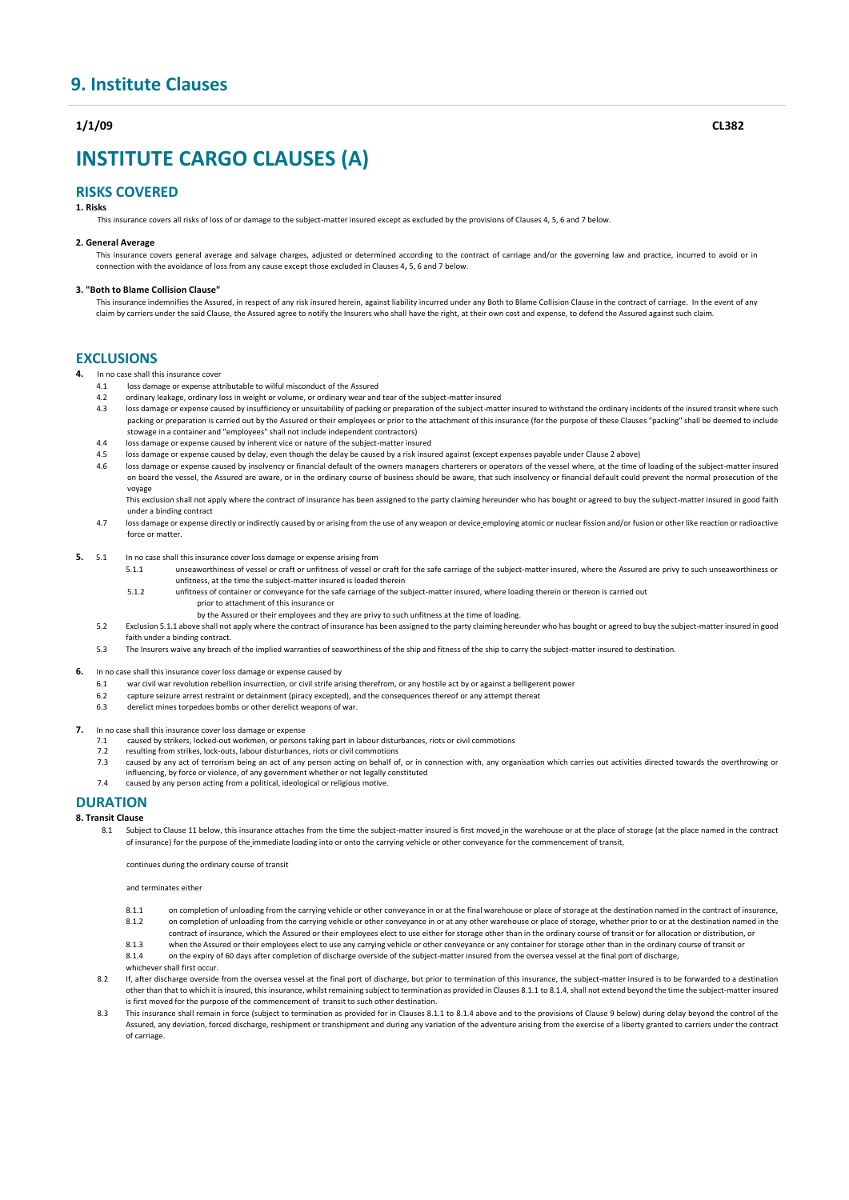# 9. Institute Clauses

**1/1/09** **CL382**

# INSTITUTE CARGO CLAUSES (A)

## RISKS COVERED

**1. Risks**

This insurance covers all risks of loss of or damage to the subject-matter insured except as excluded by the provisions of Clauses 4, 5, 6 and 7 below.

**2. General Average**

This insurance covers general average and salvage charges, adjusted or determined according to the contract of carriage and/or the governing law and practice, incurred to avoid or in connection with the avoidance of loss from any cause except those excluded in Clauses 4**,** 5, 6 and 7 below.

**3. "Both to Blame Collision Clause"**

This insurance indemnifies the Assured, in respect of any risk insured herein, against liability incurred under any Both to Blame Collision Clause in the contract of carriage. In the event of any claim by carriers under the said Clause, the Assured agree to notify the Insurers who shall have the right, at their own cost and expense, to defend the Assured against such claim.

## EXCLUSIONS

**4.** In no case shall this insurance cover

4.1 loss damage or expense attributable to wilful misconduct of the Assured

4.2 ordinary leakage, ordinary loss in weight or volume, or ordinary wear and tear of the subject-matter insured

4.3 loss damage or expense caused by insufficiency or unsuitability of packing or preparation of the subject-matter insured to withstand the ordinary incidents of the insured transit where such packing or preparation is carried out by the Assured or their employees or prior to the attachment of this insurance (for the purpose of these Clauses "packing" shall be deemed to include stowage in a container and "employees" shall not include independent contractors)

4.4 loss damage or expense caused by inherent vice or nature of the subject-matter insured

4.5 loss damage or expense caused by delay, even though the delay be caused by a risk insured against (except expenses payable under Clause 2 above)

4.6 loss damage or expense caused by insolvency or financial default of the owners managers charterers or operators of the vessel where, at the time of loading of the subject-matter insured on board the vessel, the Assured are aware, or in the ordinary course of business should be aware, that such insolvency or financial default could prevent the normal prosecution of the voyage

This exclusion shall not apply where the contract of insurance has been assigned to the party claiming hereunder who has bought or agreed to buy the subject-matter insured in good faith under a binding contract

4.7 loss damage or expense directly or indirectly caused by or arising from the use of any weapon or device employing atomic or nuclear fission and/or fusion or other like reaction or radioactive force or matter.

**5.** 5.1 In no case shall this insurance cover loss damage or expense arising from

5.1.1 unseaworthiness of vessel or craft or unfitness of vessel or craft for the safe carriage of the subject-matter insured, where the Assured are privy to such unseaworthiness or unfitness, at the time the subject-matter insured is loaded therein

5.1.2 unfitness of container or conveyance for the safe carriage of the subject-matter insured, where loading therein or thereon is carried out
prior to attachment of this insurance or
by the Assured or their employees and they are privy to such unfitness at the time of loading.

5.2 Exclusion 5.1.1 above shall not apply where the contract of insurance has been assigned to the party claiming hereunder who has bought or agreed to buy the subject-matter insured in good faith under a binding contract.

5.3 The Insurers waive any breach of the implied warranties of seaworthiness of the ship and fitness of the ship to carry the subject-matter insured to destination.

**6.** In no case shall this insurance cover loss damage or expense caused by

6.1 war civil war revolution rebellion insurrection, or civil strife arising therefrom, or any hostile act by or against a belligerent power

6.2 capture seizure arrest restraint or detainment (piracy excepted), and the consequences thereof or any attempt threat

6.3 derelict mines torpedoes bombs or other derelict weapons of war.

**7.** In no case shall this insurance cover loss damage or expense

7.1 caused by strikers, locked-out workmen, or persons taking part in labour disturbances, riots or civil commotions

7.2 resulting from strikes, lock-outs, labour disturbances, riots or civil commotions

7.3 caused by any act of terrorism being an act of any person acting on behalf of, or in connection with, any organisation which carries out activities directed towards the overthrowing or influencing, by force or violence, of any government whether or not legally constituted

7.4 caused by any person acting from a political, ideological or religious motive.

## DURATION

**8. Transit Clause**

8.1 Subject to Clause 11 below, this insurance attaches from the time the subject-matter insured is first moved in the warehouse or at the place of storage (at the place named in the contract of insurance) for the purpose of the immediate loading into or onto the carrying vehicle or other conveyance for the commencement of transit,

continues during the ordinary course of transit

and terminates either

8.1.1 on completion of unloading from the carrying vehicle or other conveyance in or at the final warehouse or place of storage at the destination named in the contract of insurance,

8.1.2 on completion of unloading from the carrying vehicle or other conveyance in or at any other warehouse or place of storage, whether prior to or at the destination named in the contract of insurance, which the Assured or their employees elect to use either for storage other than in the ordinary course of transit or for allocation or distribution, or

8.1.3 when the Assured or their employees elect to use any carrying vehicle or other conveyance or any container for storage other than in the ordinary course of transit or

8.1.4 on the expiry of 60 days after completion of discharge overside of the subject-matter insured from the oversea vessel at the final port of discharge,

whichever shall first occur.

8.2 If, after discharge overside from the oversea vessel at the final port of discharge, but prior to termination of this insurance, the subject-matter insured is to be forwarded to a destination other than that to which it is insured, this insurance, whilst remaining subject to termination as provided in Clauses 8.1.1 to 8.1.4, shall not extend beyond the time the subject-matter insured is first moved for the purpose of the commencement of transit to such other destination.

8.3 This insurance shall remain in force (subject to termination as provided for in Clauses 8.1.1 to 8.1.4 above and to the provisions of Clause 9 below) during delay beyond the control of the Assured, any deviation, forced discharge, reshipment or transhipment and during any variation of the adventure arising from the exercise of a liberty granted to carriers under the contract of carriage.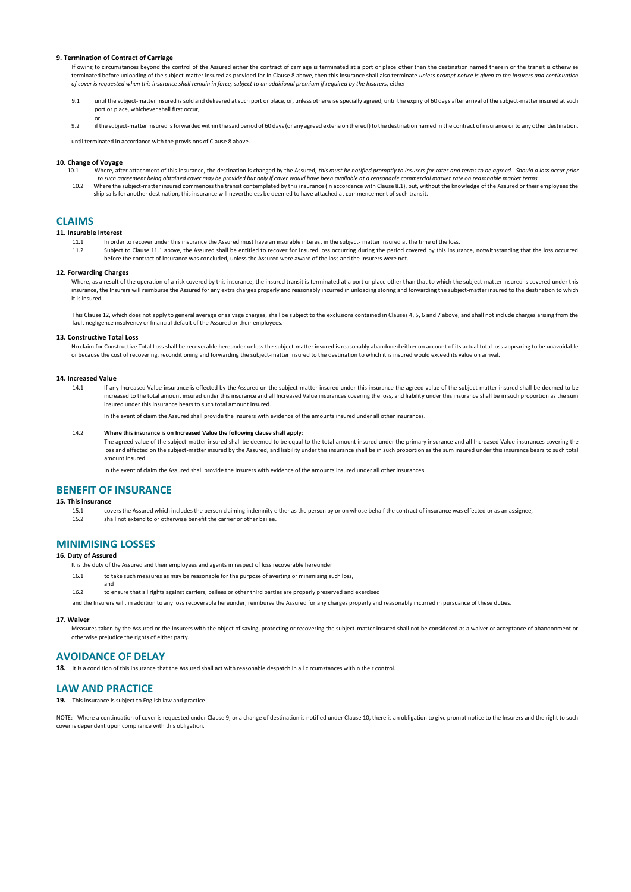**9. Termination of Contract of Carriage**

If owing to circumstances beyond the control of the Assured either the contract of carriage is terminated at a port or place other than the destination named therein or the transit is otherwise terminated before unloading of the subject-matter insured as provided for in Clause 8 above, then this insurance shall also terminate *unless prompt notice is given to the Insurers and continuation of cover is requested when this insurance shall remain in force, subject to an additional premium if required by the Insurers*, either

9.1 until the subject-matter insured is sold and delivered at such port or place, or, unless otherwise specially agreed, until the expiry of 60 days after arrival of the subject-matter insured at such port or place, whichever shall first occur,

or

9.2 if the subject-matter insured is forwarded within the said period of 60 days (or any agreed extension thereof) to the destination named in the contract of insurance or to any other destination,

until terminated in accordance with the provisions of Clause 8 above.

**10. Change of Voyage**

10.1 Where, after attachment of this insurance, the destination is changed by the Assured, *this must be notified promptly to Insurers for rates and terms to be agreed. Should a loss occur prior to such agreement being obtained cover may be provided but only if cover would have been available at a reasonable commercial market rate on reasonable market terms.*

10.2 Where the subject-matter insured commences the transit contemplated by this insurance (in accordance with Clause 8.1), but, without the knowledge of the Assured or their employees the ship sails for another destination, this insurance will nevertheless be deemed to have attached at commencement of such transit.

## CLAIMS

**11. Insurable Interest**

11.1 In order to recover under this insurance the Assured must have an insurable interest in the subject- matter insured at the time of the loss.

11.2 Subject to Clause 11.1 above, the Assured shall be entitled to recover for insured loss occurring during the period covered by this insurance, notwithstanding that the loss occurred before the contract of insurance was concluded, unless the Assured were aware of the loss and the Insurers were not.

**12. Forwarding Charges**

Where, as a result of the operation of a risk covered by this insurance, the insured transit is terminated at a port or place other than that to which the subject-matter insured is covered under this insurance, the Insurers will reimburse the Assured for any extra charges properly and reasonably incurred in unloading storing and forwarding the subject-matter insured to the destination to which it is insured.

This Clause 12, which does not apply to general average or salvage charges, shall be subject to the exclusions contained in Clauses 4, 5, 6 and 7 above, and shall not include charges arising from the fault negligence insolvency or financial default of the Assured or their employees.

**13. Constructive Total Loss**

No claim for Constructive Total Loss shall be recoverable hereunder unless the subject-matter insured is reasonably abandoned either on account of its actual total loss appearing to be unavoidable or because the cost of recovering, reconditioning and forwarding the subject-matter insured to the destination to which it is insured would exceed its value on arrival.

**14. Increased Value**

14.1 If any Increased Value insurance is effected by the Assured on the subject-matter insured under this insurance the agreed value of the subject-matter insured shall be deemed to be increased to the total amount insured under this insurance and all Increased Value insurances covering the loss, and liability under this insurance shall be in such proportion as the sum insured under this insurance bears to such total amount insured.

In the event of claim the Assured shall provide the Insurers with evidence of the amounts insured under all other insurances.

14.2 **Where this insurance is on Increased Value the following clause shall apply:**

The agreed value of the subject-matter insured shall be deemed to be equal to the total amount insured under the primary insurance and all Increased Value insurances covering the loss and effected on the subject-matter insured by the Assured, and liability under this insurance shall be in such proportion as the sum insured under this insurance bears to such total amount insured.

In the event of claim the Assured shall provide the Insurers with evidence of the amounts insured under all other insurances.

## BENEFIT OF INSURANCE

**15. This insurance**

15.1 covers the Assured which includes the person claiming indemnity either as the person by or on whose behalf the contract of insurance was effected or as an assignee,

15.2 shall not extend to or otherwise benefit the carrier or other bailee.

## MINIMISING LOSSES

**16. Duty of Assured**

It is the duty of the Assured and their employees and agents in respect of loss recoverable hereunder

16.1 to take such measures as may be reasonable for the purpose of averting or minimising such loss,

and

16.2 to ensure that all rights against carriers, bailees or other third parties are properly preserved and exercised

and the Insurers will, in addition to any loss recoverable hereunder, reimburse the Assured for any charges properly and reasonably incurred in pursuance of these duties.

**17. Waiver**

Measures taken by the Assured or the Insurers with the object of saving, protecting or recovering the subject-matter insured shall not be considered as a waiver or acceptance of abandonment or otherwise prejudice the rights of either party.

## AVOIDANCE OF DELAY

**18.** It is a condition of this insurance that the Assured shall act with reasonable despatch in all circumstances within their control.

## LAW AND PRACTICE

**19.** This insurance is subject to English law and practice.

NOTE:- Where a continuation of cover is requested under Clause 9, or a change of destination is notified under Clause 10, there is an obligation to give prompt notice to the Insurers and the right to such cover is dependent upon compliance with this obligation.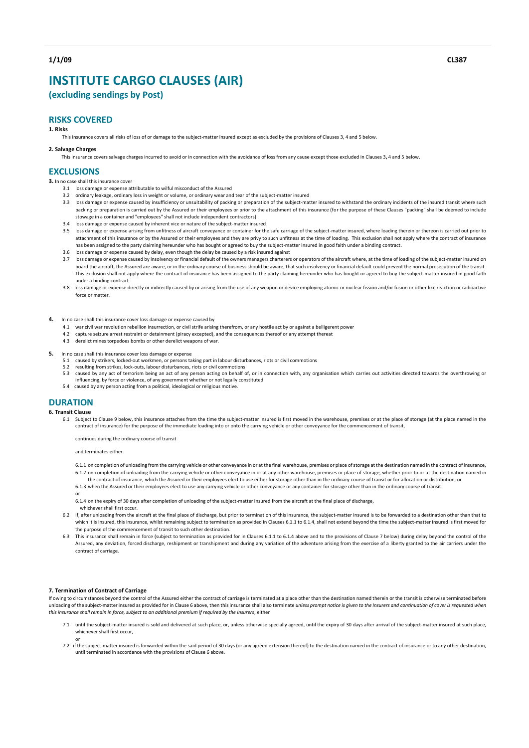1/1/09 CL387

# INSTITUTE CARGO CLAUSES (AIR)

## (excluding sendings by Post)

## RISKS COVERED

**1. Risks**

This insurance covers all risks of loss of or damage to the subject-matter insured except as excluded by the provisions of Clauses 3, 4 and 5 below.

**2. Salvage Charges**

This insurance covers salvage charges incurred to avoid or in connection with the avoidance of loss from any cause except those excluded in Clauses 3, 4 and 5 below.

## EXCLUSIONS

**3.** In no case shall this insurance cover

3.1 loss damage or expense attributable to wilful misconduct of the Assured

3.2 ordinary leakage, ordinary loss in weight or volume, or ordinary wear and tear of the subject-matter insured

3.3 loss damage or expense caused by insufficiency or unsuitability of packing or preparation of the subject-matter insured to withstand the ordinary incidents of the insured transit where such packing or preparation is carried out by the Assured or their employees or prior to the attachment of this insurance (for the purpose of these Clauses "packing" shall be deemed to include stowage in a container and "employees" shall not include independent contractors)

3.4 loss damage or expense caused by inherent vice or nature of the subject-matter insured

3.5 loss damage or expense arising from unfitness of aircraft conveyance or container for the safe carriage of the subject-matter insured, where loading therein or thereon is carried out prior to attachment of this insurance or by the Assured or their employees and they are privy to such unfitness at the time of loading. This exclusion shall not apply where the contract of insurance has been assigned to the party claiming hereunder who has bought or agreed to buy the subject-matter insured in good faith under a binding contract.

3.6 loss damage or expense caused by delay, even though the delay be caused by a risk insured against

3.7 loss damage or expense caused by insolvency or financial default of the owners managers charterers or operators of the aircraft where, at the time of loading of the subject-matter insured on board the aircraft, the Assured are aware, or in the ordinary course of business should be aware, that such insolvency or financial default could prevent the normal prosecution of the transit This exclusion shall not apply where the contract of insurance has been assigned to the party claiming hereunder who has bought or agreed to buy the subject-matter insured in good faith under a binding contract

3.8 loss damage or expense directly or indirectly caused by or arising from the use of any weapon or device employing atomic or nuclear fission and/or fusion or other like reaction or radioactive force or matter.

**4.** In no case shall this insurance cover loss damage or expense caused by

4.1 war civil war revolution rebellion insurrection, or civil strife arising therefrom, or any hostile act by or against a belligerent power

4.2 capture seizure arrest restraint or detainment (piracy excepted), and the consequences thereof or any attempt thereat

4.3 derelict mines torpedoes bombs or other derelict weapons of war.

**5.** In no case shall this insurance cover loss damage or expense

5.1 caused by strikers, locked-out workmen, or persons taking part in labour disturbances, riots or civil commotions

5.2 resulting from strikes, lock-outs, labour disturbances, riots or civil commotions

5.3 caused by any act of terrorism being an act of any person acting on behalf of, or in connection with, any organisation which carries out activities directed towards the overthrowing or influencing, by force or violence, of any government whether or not legally constituted

5.4 caused by any person acting from a political, ideological or religious motive.

## DURATION

**6. Transit Clause**

6.1 Subject to Clause 9 below, this insurance attaches from the time the subject-matter insured is first moved in the warehouse, premises or at the place of storage (at the place named in the contract of insurance) for the purpose of the immediate loading into or onto the carrying vehicle or other conveyance for the commencement of transit,

continues during the ordinary course of transit

and terminates either

6.1.1 on completion of unloading from the carrying vehicle or other conveyance in or at the final warehouse, premises or place of storage at the destination named in the contract of insurance,

6.1.2 on completion of unloading from the carrying vehicle or other conveyance in or at any other warehouse, premises or place of storage, whether prior to or at the destination named in the contract of insurance, which the Assured or their employees elect to use either for storage other than in the ordinary course of transit or for allocation or distribution, or

6.1.3 when the Assured or their employees elect to use any carrying vehicle or other conveyance or any container for storage other than in the ordinary course of transit

or

6.1.4 on the expiry of 30 days after completion of unloading of the subject-matter insured from the aircraft at the final place of discharge,

whichever shall first occur.

6.2 If, after unloading from the aircraft at the final place of discharge, but prior to termination of this insurance, the subject-matter insured is to be forwarded to a destination other than that to which it is insured, this insurance, whilst remaining subject to termination as provided in Clauses 6.1.1 to 6.1.4, shall not extend beyond the time the subject-matter insured is first moved for the purpose of the commencement of transit to such other destination.

6.3 This insurance shall remain in force (subject to termination as provided for in Clauses 6.1.1 to 6.1.4 above and to the provisions of Clause 7 below) during delay beyond the control of the Assured, any deviation, forced discharge, reshipment or transhipment and during any variation of the adventure arising from the exercise of a liberty granted to the air carriers under the contract of carriage.

**7. Termination of Contract of Carriage**

If owing to circumstances beyond the control of the Assured either the contract of carriage is terminated at a place other than the destination named therein or the transit is otherwise terminated before unloading of the subject-matter insured as provided for in Clause 6 above, then this insurance shall also terminate *unless prompt notice is given to the Insurers and continuation of cover is requested when this insurance shall remain in force, subject to an additional premium if required by the Insurers*, either

7.1 until the subject-matter insured is sold and delivered at such place, or, unless otherwise specially agreed, until the expiry of 30 days after arrival of the subject-matter insured at such place, whichever shall first occur,

or

7.2 if the subject-matter insured is forwarded within the said period of 30 days (or any agreed extension thereof) to the destination named in the contract of insurance or to any other destination, until terminated in accordance with the provisions of Clause 6 above.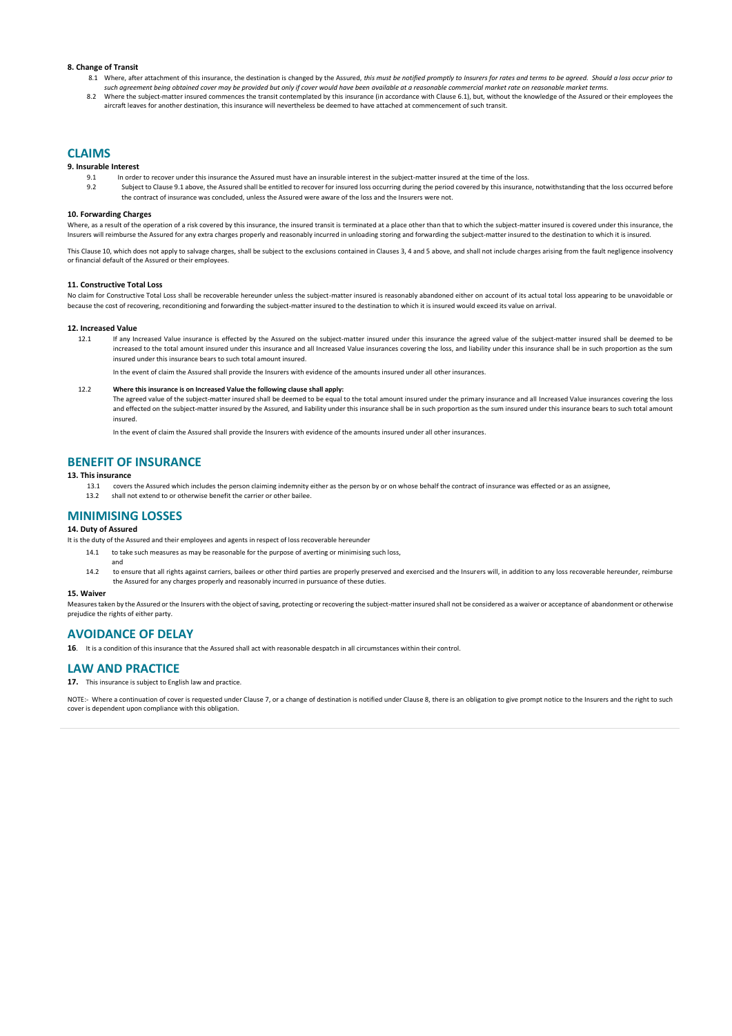**8. Change of Transit**

8.1 Where, after attachment of this insurance, the destination is changed by the Assured, *this must be notified promptly to Insurers for rates and terms to be agreed. Should a loss occur prior to such agreement being obtained cover may be provided but only if cover would have been available at a reasonable commercial market rate on reasonable market terms.*

8.2 Where the subject-matter insured commences the transit contemplated by this insurance (in accordance with Clause 6.1), but, without the knowledge of the Assured or their employees the aircraft leaves for another destination, this insurance will nevertheless be deemed to have attached at commencement of such transit.

## CLAIMS

**9. Insurable Interest**

9.1 In order to recover under this insurance the Assured must have an insurable interest in the subject-matter insured at the time of the loss.

9.2 Subject to Clause 9.1 above, the Assured shall be entitled to recover for insured loss occurring during the period covered by this insurance, notwithstanding that the loss occurred before the contract of insurance was concluded, unless the Assured were aware of the loss and the Insurers were not.

**10. Forwarding Charges**

Where, as a result of the operation of a risk covered by this insurance, the insured transit is terminated at a place other than that to which the subject-matter insured is covered under this insurance, the Insurers will reimburse the Assured for any extra charges properly and reasonably incurred in unloading storing and forwarding the subject-matter insured to the destination to which it is insured.

This Clause 10, which does not apply to salvage charges, shall be subject to the exclusions contained in Clauses 3, 4 and 5 above, and shall not include charges arising from the fault negligence insolvency or financial default of the Assured or their employees.

**11. Constructive Total Loss**

No claim for Constructive Total Loss shall be recoverable hereunder unless the subject-matter insured is reasonably abandoned either on account of its actual total loss appearing to be unavoidable or because the cost of recovering, reconditioning and forwarding the subject-matter insured to the destination to which it is insured would exceed its value on arrival.

**12. Increased Value**

12.1 If any Increased Value insurance is effected by the Assured on the subject-matter insured under this insurance the agreed value of the subject-matter insured shall be deemed to be increased to the total amount insured under this insurance and all Increased Value insurances covering the loss, and liability under this insurance shall be in such proportion as the sum insured under this insurance bears to such total amount insured.

In the event of claim the Assured shall provide the Insurers with evidence of the amounts insured under all other insurances.

12.2 **Where this insurance is on Increased Value the following clause shall apply:**

The agreed value of the subject-matter insured shall be deemed to be equal to the total amount insured under the primary insurance and all Increased Value insurances covering the loss and effected on the subject-matter insured by the Assured, and liability under this insurance shall be in such proportion as the sum insured under this insurance bears to such total amount insured.

In the event of claim the Assured shall provide the Insurers with evidence of the amounts insured under all other insurances.

## BENEFIT OF INSURANCE

**13. This insurance**

13.1 covers the Assured which includes the person claiming indemnity either as the person by or on whose behalf the contract of insurance was effected or as an assignee,

13.2 shall not extend to or otherwise benefit the carrier or other bailee.

## MINIMISING LOSSES

**14. Duty of Assured**

It is the duty of the Assured and their employees and agents in respect of loss recoverable hereunder

14.1 to take such measures as may be reasonable for the purpose of averting or minimising such loss,

and

14.2 to ensure that all rights against carriers, bailees or other third parties are properly preserved and exercised and the Insurers will, in addition to any loss recoverable hereunder, reimburse the Assured for any charges properly and reasonably incurred in pursuance of these duties.

**15. Waiver**

Measures taken by the Assured or the Insurers with the object of saving, protecting or recovering the subject-matter insured shall not be considered as a waiver or acceptance of abandonment or otherwise prejudice the rights of either party.

## AVOIDANCE OF DELAY

**16**. It is a condition of this insurance that the Assured shall act with reasonable despatch in all circumstances within their control.

## LAW AND PRACTICE

**17.** This insurance is subject to English law and practice.

NOTE:- Where a continuation of cover is requested under Clause 7, or a change of destination is notified under Clause 8, there is an obligation to give prompt notice to the Insurers and the right to such cover is dependent upon compliance with this obligation.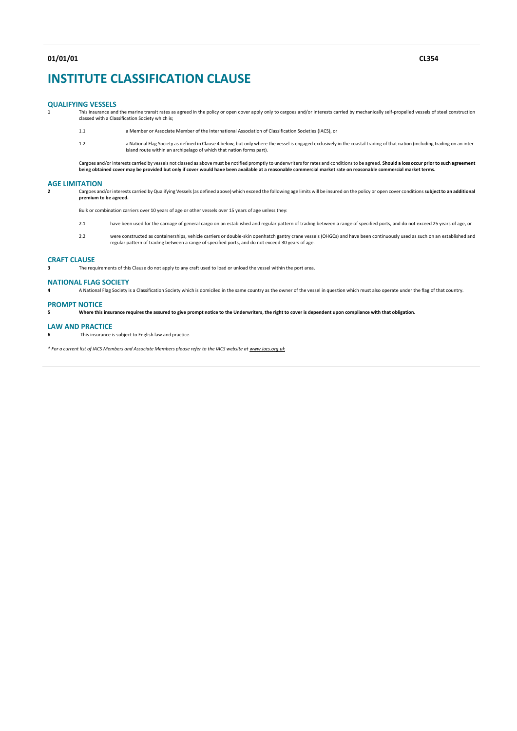**01/01/01** **CL354**

# INSTITUTE CLASSIFICATION CLAUSE

## QUALIFYING VESSELS

**1** This insurance and the marine transit rates as agreed in the policy or open cover apply only to cargoes and/or interests carried by mechanically self-propelled vessels of steel construction classed with a Classification Society which is;

1.1 a Member or Associate Member of the International Association of Classification Societies (IACS), or

1.2 a National Flag Society as defined in Clause 4 below, but only where the vessel is engaged exclusively in the coastal trading of that nation (including trading on an inter-island route within an archipelago of which that nation forms part).

Cargoes and/or interests carried by vessels not classed as above must be notified promptly to underwriters for rates and conditions to be agreed. **Should a loss occur prior to such agreement being obtained cover may be provided but only if cover would have been available at a reasonable commercial market rate on reasonable commercial market terms.**

## AGE LIMITATION

**2** Cargoes and/or interests carried by Qualifying Vessels (as defined above) which exceed the following age limits will be insured on the policy or open cover conditions **subject to an additional premium to be agreed.**

Bulk or combination carriers over 10 years of age or other vessels over 15 years of age unless they:

2.1 have been used for the carriage of general cargo on an established and regular pattern of trading between a range of specified ports, and do not exceed 25 years of age, or

2.2 were constructed as containerships, vehicle carriers or double-skin openhatch gantry crane vessels (OHGCs) and have been continuously used as such on an established and regular pattern of trading between a range of specified ports, and do not exceed 30 years of age.

## CRAFT CLAUSE

**3** The requirements of this Clause do not apply to any craft used to load or unload the vessel within the port area.

## NATIONAL FLAG SOCIETY

**4** A National Flag Society is a Classification Society which is domiciled in the same country as the owner of the vessel in question which must also operate under the flag of that country.

## PROMPT NOTICE

**5** **Where this insurance requires the assured to give prompt notice to the Underwriters, the right to cover is dependent upon compliance with that obligation.**

## LAW AND PRACTICE

**6** This insurance is subject to English law and practice.

*\* For a current list of IACS Members and Associate Members please refer to the IACS website at www.iacs.org.uk*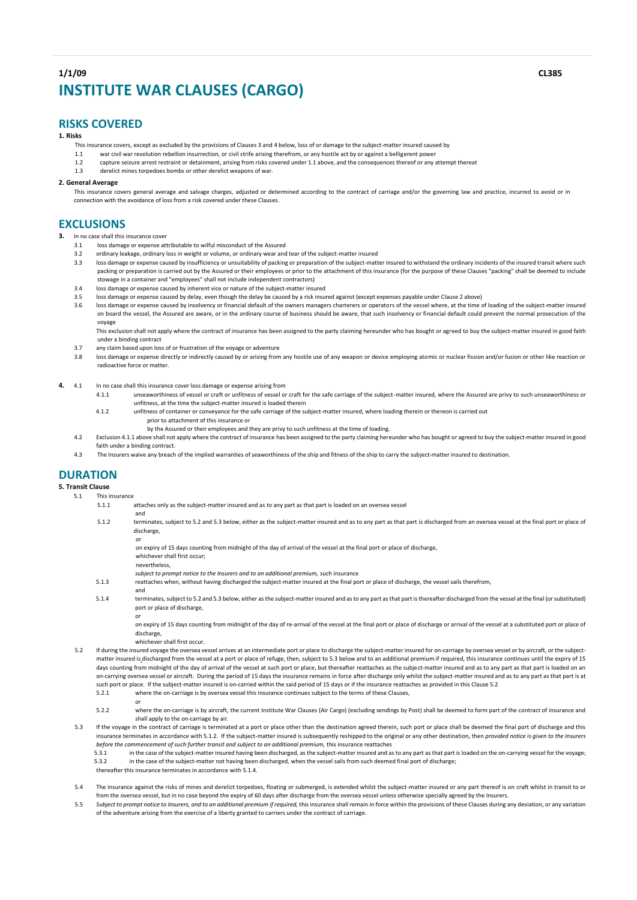**1/1/09** **CL385**

# INSTITUTE WAR CLAUSES (CARGO)

## RISKS COVERED

**1. Risks**

This insurance covers, except as excluded by the provisions of Clauses 3 and 4 below, loss of or damage to the subject-matter insured caused by

1.1 war civil war revolution rebellion insurrection, or civil strife arising therefrom, or any hostile act by or against a belligerent power

1.2 capture seizure arrest restraint or detainment, arising from risks covered under 1.1 above, and the consequences thereof or any attempt thereat

1.3 derelict mines torpedoes bombs or other derelict weapons of war.

**2. General Average**

This insurance covers general average and salvage charges, adjusted or determined according to the contract of carriage and/or the governing law and practice, incurred to avoid or in connection with the avoidance of loss from a risk covered under these Clauses.

## EXCLUSIONS

**3.** In no case shall this insurance cover

3.1 loss damage or expense attributable to wilful misconduct of the Assured

3.2 ordinary leakage, ordinary loss in weight or volume, or ordinary wear and tear of the subject-matter insured

3.3 loss damage or expense caused by insufficiency or unsuitability of packing or preparation of the subject-matter insured to withstand the ordinary incidents of the insured transit where such packing or preparation is carried out by the Assured or their employees or prior to the attachment of this insurance (for the purpose of these Clauses "packing" shall be deemed to include stowage in a container and "employees" shall not include independent contractors)

3.4 loss damage or expense caused by inherent vice or nature of the subject-matter insured

3.5 loss damage or expense caused by delay, even though the delay be caused by a risk insured against (except expenses payable under Clause 2 above)

3.6 loss damage or expense caused by insolvency or financial default of the owners managers charterers or operators of the vessel where, at the time of loading of the subject-matter insured on board the vessel, the Assured are aware, or in the ordinary course of business should be aware, that such insolvency or financial default could prevent the normal prosecution of the voyage

This exclusion shall not apply where the contract of insurance has been assigned to the party claiming hereunder who has bought or agreed to buy the subject-matter insured in good faith under a binding contract

3.7 any claim based upon loss of or frustration of the voyage or adventure

3.8 loss damage or expense directly or indirectly caused by or arising from any hostile use of any weapon or device employing atomic or nuclear fission and/or fusion or other like reaction or radioactive force or matter.

**4.** 4.1 In no case shall this insurance cover loss damage or expense arising from

4.1.1 unseaworthiness of vessel or craft or unfitness of vessel or craft for the safe carriage of the subject-matter insured, where the Assured are privy to such unseaworthiness or unfitness, at the time the subject-matter insured is loaded therein

4.1.2 unfitness of container or conveyance for the safe carriage of the subject-matter insured, where loading therein or thereon is carried out

prior to attachment of this insurance or

by the Assured or their employees and they are privy to such unfitness at the time of loading.

4.2 Exclusion 4.1.1 above shall not apply where the contract of insurance has been assigned to the party claiming hereunder who has bought or agreed to buy the subject-matter insured in good faith under a binding contract.

4.3 The Insurers waive any breach of the implied warranties of seaworthiness of the ship and fitness of the ship to carry the subject-matter insured to destination.

## DURATION

**5. Transit Clause**

5.1 This insurance

5.1.1 attaches only as the subject-matter insured and as to any part as that part is loaded on an oversea vessel

and

5.1.2 terminates, subject to 5.2 and 5.3 below, either as the subject-matter insured and as to any part as that part is discharged from an oversea vessel at the final port or place of discharge,

or

on expiry of 15 days counting from midnight of the day of arrival of the vessel at the final port or place of discharge,

whichever shall first occur;

nevertheless,

*subject to prompt notice to the Insurers and to an additional premium,* such insurance

5.1.3 reattaches when, without having discharged the subject-matter insured at the final port or place of discharge, the vessel sails therefrom,

and

5.1.4 terminates, subject to 5.2 and 5.3 below, either as the subject-matter insured and as to any part as that part is thereafter discharged from the vessel at the final (or substituted) port or place of discharge,

or

on expiry of 15 days counting from midnight of the day of re-arrival of the vessel at the final port or place of discharge or arrival of the vessel at a substituted port or place of discharge,

whichever shall first occur.

5.2 If during the insured voyage the oversea vessel arrives at an intermediate port or place to discharge the subject-matter insured for on-carriage by oversea vessel or by aircraft, or the subject-matter insured is discharged from the vessel at a port or place of refuge, then, subject to 5.3 below and to an additional premium if required, this insurance continues until the expiry of 15 days counting from midnight of the day of arrival of the vessel at such port or place, but thereafter reattaches as the subject-matter insured and as to any part as that part is loaded on an on-carrying oversea vessel or aircraft. During the period of 15 days the insurance remains in force after discharge only whilst the subject-matter insured and as to any part as that part is at such port or place. If the subject-matter insured is on-carried within the said period of 15 days or if the insurance reattaches as provided in this Clause 5.2

5.2.1 where the on-carriage is by oversea vessel this insurance continues subject to the terms of these Clauses,

or

5.2.2 where the on-carriage is by aircraft, the current Institute War Clauses (Air Cargo) (excluding sendings by Post) shall be deemed to form part of the contract of insurance and shall apply to the on-carriage by air.

5.3 If the voyage in the contract of carriage is terminated at a port or place other than the destination agreed therein, such port or place shall be deemed the final port of discharge and this insurance terminates in accordance with 5.1.2. If the subject-matter insured is subsequently reshipped to the original or any other destination, then *provided notice is given to the Insurers before the commencement of such further transit and subject to an additional premium,* this insurance reattaches

5.3.1 in the case of the subject-matter insured having been discharged, as the subject-matter insured and as to any part as that part is loaded on the on-carrying vessel for the voyage;

5.3.2 in the case of the subject-matter not having been discharged, when the vessel sails from such deemed final port of discharge;

thereafter this insurance terminates in accordance with 5.1.4.

5.4 The insurance against the risks of mines and derelict torpedoes, floating or submerged, is extended whilst the subject-matter insured or any part thereof is on craft whilst in transit to or from the oversea vessel, but in no case beyond the expiry of 60 days after discharge from the oversea vessel unless otherwise specially agreed by the Insurers.

5.5 *Subject to prompt notice to Insurers, and to an additional premium if required,* this insurance shall remain in force within the provisions of these Clauses during any deviation, or any variation of the adventure arising from the exercise of a liberty granted to carriers under the contract of carriage.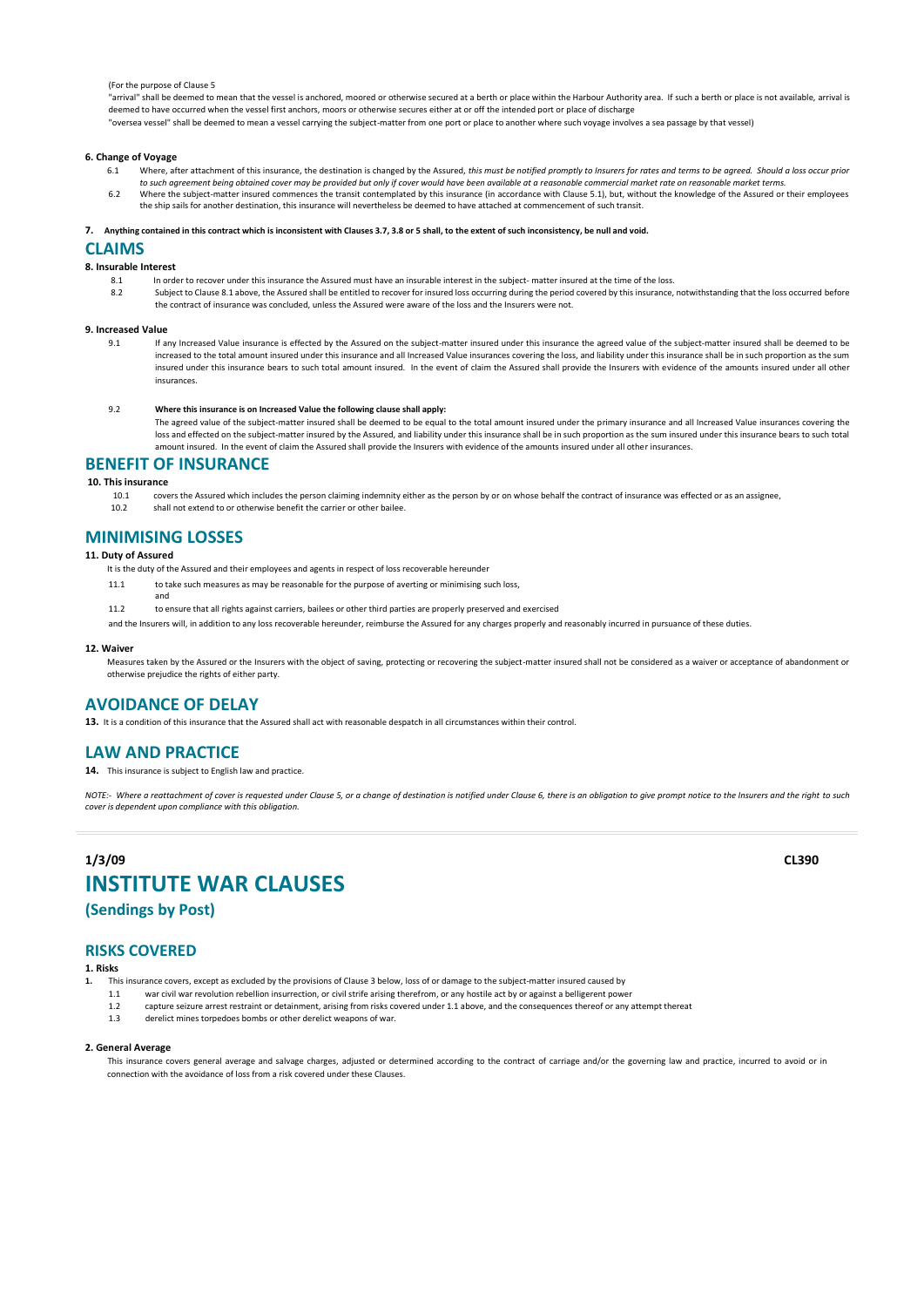(For the purpose of Clause 5

"arrival" shall be deemed to mean that the vessel is anchored, moored or otherwise secured at a berth or place within the Harbour Authority area. If such a berth or place is not available, arrival is deemed to have occurred when the vessel first anchors, moors or otherwise secures either at or off the intended port or place of discharge

"oversea vessel" shall be deemed to mean a vessel carrying the subject-matter from one port or place to another where such voyage involves a sea passage by that vessel)

**6. Change of Voyage**

6.1 Where, after attachment of this insurance, the destination is changed by the Assured, *this must be notified promptly to Insurers for rates and terms to be agreed. Should a loss occur prior to such agreement being obtained cover may be provided but only if cover would have been available at a reasonable commercial market rate on reasonable market terms.*

6.2 Where the subject-matter insured commences the transit contemplated by this insurance (in accordance with Clause 5.1), but, without the knowledge of the Assured or their employees the ship sails for another destination, this insurance will nevertheless be deemed to have attached at commencement of such transit.

**7. Anything contained in this contract which is inconsistent with Clauses 3.7, 3.8 or 5 shall, to the extent of such inconsistency, be null and void.**

## CLAIMS

**8. Insurable Interest**

8.1 In order to recover under this insurance the Assured must have an insurable interest in the subject- matter insured at the time of the loss.

8.2 Subject to Clause 8.1 above, the Assured shall be entitled to recover for insured loss occurring during the period covered by this insurance, notwithstanding that the loss occurred before the contract of insurance was concluded, unless the Assured were aware of the loss and the Insurers were not.

**9. Increased Value**

9.1 If any Increased Value insurance is effected by the Assured on the subject-matter insured under this insurance the agreed value of the subject-matter insured shall be deemed to be increased to the total amount insured under this insurance and all Increased Value insurances covering the loss, and liability under this insurance shall be in such proportion as the sum insured under this insurance bears to such total amount insured. In the event of claim the Assured shall provide the Insurers with evidence of the amounts insured under all other insurances.

9.2 **Where this insurance is on Increased Value the following clause shall apply:**

The agreed value of the subject-matter insured shall be deemed to be equal to the total amount insured under the primary insurance and all Increased Value insurances covering the loss and effected on the subject-matter insured by the Assured, and liability under this insurance shall be in such proportion as the sum insured under this insurance bears to such total amount insured. In the event of claim the Assured shall provide the Insurers with evidence of the amounts insured under all other insurances.

## BENEFIT OF INSURANCE

**10. This insurance**

10.1 covers the Assured which includes the person claiming indemnity either as the person by or on whose behalf the contract of insurance was effected or as an assignee,

10.2 shall not extend to or otherwise benefit the carrier or other bailee.

## MINIMISING LOSSES

**11. Duty of Assured**

It is the duty of the Assured and their employees and agents in respect of loss recoverable hereunder

11.1 to take such measures as may be reasonable for the purpose of averting or minimising such loss, and

11.2 to ensure that all rights against carriers, bailees or other third parties are properly preserved and exercised

and the Insurers will, in addition to any loss recoverable hereunder, reimburse the Assured for any charges properly and reasonably incurred in pursuance of these duties.

**12. Waiver**

Measures taken by the Assured or the Insurers with the object of saving, protecting or recovering the subject-matter insured shall not be considered as a waiver or acceptance of abandonment or otherwise prejudice the rights of either party.

## AVOIDANCE OF DELAY

**13.** It is a condition of this insurance that the Assured shall act with reasonable despatch in all circumstances within their control.

## LAW AND PRACTICE

**14.** This insurance is subject to English law and practice.

*NOTE:- Where a reattachment of cover is requested under Clause 5, or a change of destination is notified under Clause 6, there is an obligation to give prompt notice to the Insurers and the right to such cover is dependent upon compliance with this obligation.*

---

**1/3/09** **CL390**

# INSTITUTE WAR CLAUSES

### (Sendings by Post)

## RISKS COVERED

**1. Risks**

**1.** This insurance covers, except as excluded by the provisions of Clause 3 below, loss of or damage to the subject-matter insured caused by

1.1 war civil war revolution rebellion insurrection, or civil strife arising therefrom, or any hostile act by or against a belligerent power

1.2 capture seizure arrest restraint or detainment, arising from risks covered under 1.1 above, and the consequences thereof or any attempt thereat

1.3 derelict mines torpedoes bombs or other derelict weapons of war.

**2. General Average**

This insurance covers general average and salvage charges, adjusted or determined according to the contract of carriage and/or the governing law and practice, incurred to avoid or in connection with the avoidance of loss from a risk covered under these Clauses.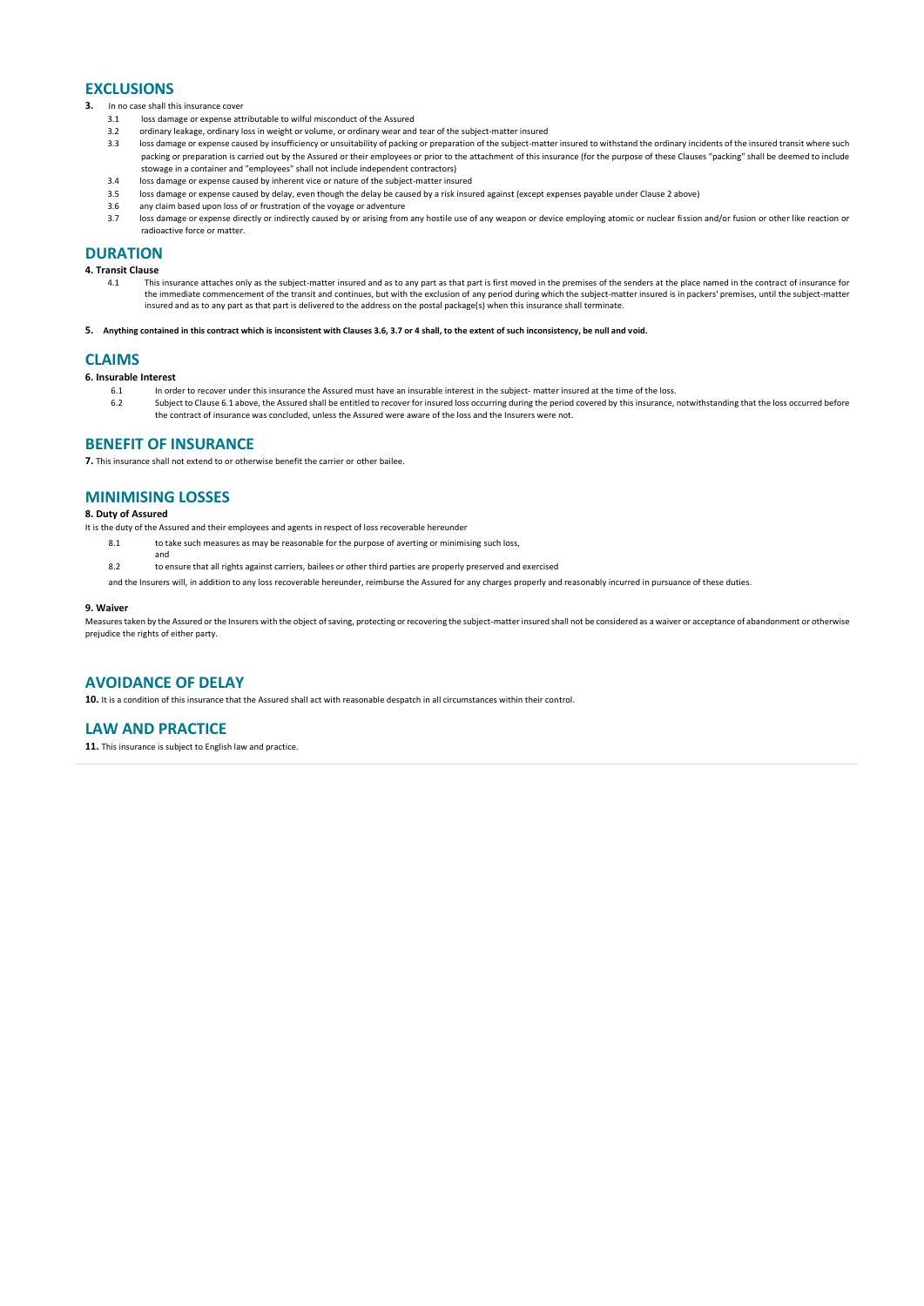## EXCLUSIONS

**3.** In no case shall this insurance cover

3.1 loss damage or expense attributable to wilful misconduct of the Assured

3.2 ordinary leakage, ordinary loss in weight or volume, or ordinary wear and tear of the subject-matter insured

3.3 loss damage or expense caused by insufficiency or unsuitability of packing or preparation of the subject-matter insured to withstand the ordinary incidents of the insured transit where such packing or preparation is carried out by the Assured or their employees or prior to the attachment of this insurance (for the purpose of these Clauses "packing" shall be deemed to include stowage in a container and "employees" shall not include independent contractors)

3.4 loss damage or expense caused by inherent vice or nature of the subject-matter insured

3.5 loss damage or expense caused by delay, even though the delay be caused by a risk insured against (except expenses payable under Clause 2 above)

3.6 any claim based upon loss of or frustration of the voyage or adventure

3.7 loss damage or expense directly or indirectly caused by or arising from any hostile use of any weapon or device employing atomic or nuclear fission and/or fusion or other like reaction or radioactive force or matter.

## DURATION

**4. Transit Clause**

4.1 This insurance attaches only as the subject-matter insured and as to any part as that part is first moved in the premises of the senders at the place named in the contract of insurance for the immediate commencement of the transit and continues, but with the exclusion of any period during which the subject-matter insured is in packers' premises, until the subject-matter insured and as to any part as that part is delivered to the address on the postal package(s) when this insurance shall terminate.

**5. Anything contained in this contract which is inconsistent with Clauses 3.6, 3.7 or 4 shall, to the extent of such inconsistency, be null and void.**

## CLAIMS

**6. Insurable Interest**

6.1 In order to recover under this insurance the Assured must have an insurable interest in the subject- matter insured at the time of the loss.

6.2 Subject to Clause 6.1 above, the Assured shall be entitled to recover for insured loss occurring during the period covered by this insurance, notwithstanding that the loss occurred before the contract of insurance was concluded, unless the Assured were aware of the loss and the Insurers were not.

## BENEFIT OF INSURANCE

**7.** This insurance shall not extend to or otherwise benefit the carrier or other bailee.

## MINIMISING LOSSES

**8. Duty of Assured**

It is the duty of the Assured and their employees and agents in respect of loss recoverable hereunder

8.1 to take such measures as may be reasonable for the purpose of averting or minimising such loss,
and

8.2 to ensure that all rights against carriers, bailees or other third parties are properly preserved and exercised

and the Insurers will, in addition to any loss recoverable hereunder, reimburse the Assured for any charges properly and reasonably incurred in pursuance of these duties.

**9. Waiver**

Measures taken by the Assured or the Insurers with the object of saving, protecting or recovering the subject-matter insured shall not be considered as a waiver or acceptance of abandonment or otherwise prejudice the rights of either party.

## AVOIDANCE OF DELAY

**10.** It is a condition of this insurance that the Assured shall act with reasonable despatch in all circumstances within their control.

## LAW AND PRACTICE

**11.** This insurance is subject to English law and practice.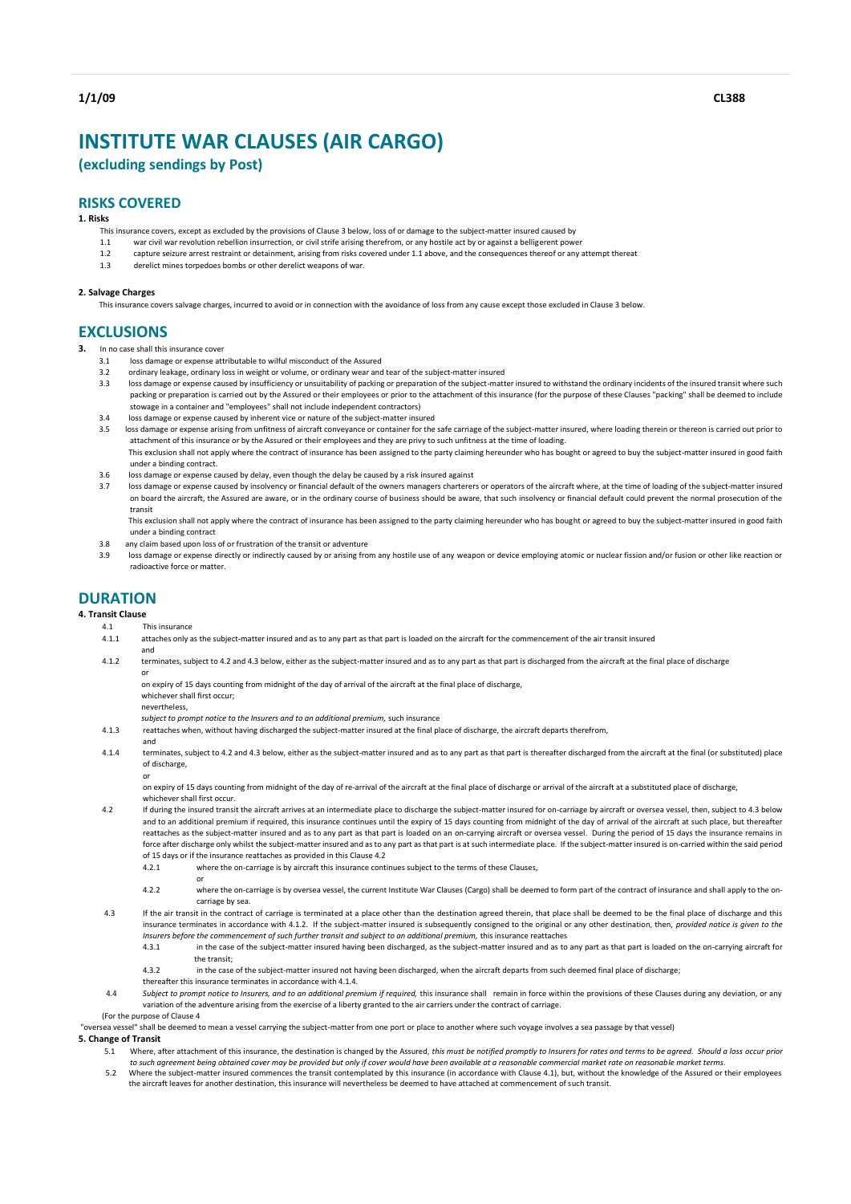**1/1/09** **CL388**

# INSTITUTE WAR CLAUSES (AIR CARGO)

## (excluding sendings by Post)

## RISKS COVERED

**1. Risks**

This insurance covers, except as excluded by the provisions of Clause 3 below, loss of or damage to the subject-matter insured caused by

1.1 war civil war revolution rebellion insurrection, or civil strife arising therefrom, or any hostile act by or against a belligerent power

1.2 capture seizure arrest restraint or detainment, arising from risks covered under 1.1 above, and the consequences thereof or any attempt thereat

1.3 derelict mines torpedoes bombs or other derelict weapons of war.

**2. Salvage Charges**

This insurance covers salvage charges, incurred to avoid or in connection with the avoidance of loss from any cause except those excluded in Clause 3 below.

## EXCLUSIONS

**3.** In no case shall this insurance cover

3.1 loss damage or expense attributable to wilful misconduct of the Assured

3.2 ordinary leakage, ordinary loss in weight or volume, or ordinary wear and tear of the subject-matter insured

3.3 loss damage or expense caused by insufficiency or unsuitability of packing or preparation of the subject-matter insured to withstand the ordinary incidents of the insured transit where such packing or preparation is carried out by the Assured or their employees or prior to the attachment of this insurance (for the purpose of these Clauses "packing" shall be deemed to include stowage in a container and "employees" shall not include independent contractors)

3.4 loss damage or expense caused by inherent vice or nature of the subject-matter insured

3.5 loss damage or expense arising from unfitness of aircraft conveyance or container for the safe carriage of the subject-matter insured, where loading therein or thereon is carried out prior to attachment of this insurance or by the Assured or their employees and they are privy to such unfitness at the time of loading.
This exclusion shall not apply where the contract of insurance has been assigned to the party claiming hereunder who has bought or agreed to buy the subject-matter insured in good faith under a binding contract.

3.6 loss damage or expense caused by delay, even though the delay be caused by a risk insured against

3.7 loss damage or expense caused by insolvency or financial default of the owners managers charterers or operators of the aircraft where, at the time of loading of the subject-matter insured on board the aircraft, the Assured are aware, or in the ordinary course of business should be aware, that such insolvency or financial default could prevent the normal prosecution of the transit
This exclusion shall not apply where the contract of insurance has been assigned to the party claiming hereunder who has bought or agreed to buy the subject-matter insured in good faith under a binding contract

3.8 any claim based upon loss of or frustration of the transit or adventure

3.9 loss damage or expense directly or indirectly caused by or arising from any hostile use of any weapon or device employing atomic or nuclear fission and/or fusion or other like reaction or radioactive force or matter.

## DURATION

**4. Transit Clause**

4.1 This insurance

4.1.1 attaches only as the subject-matter insured and as to any part as that part is loaded on the aircraft for the commencement of the air transit insured
and

4.1.2 terminates, subject to 4.2 and 4.3 below, either as the subject-matter insured and as to any part as that part is discharged from the aircraft at the final place of discharge
or
on expiry of 15 days counting from midnight of the day of arrival of the aircraft at the final place of discharge,
whichever shall first occur;
nevertheless,
*subject to prompt notice to the Insurers and to an additional premium,* such insurance

4.1.3 reattaches when, without having discharged the subject-matter insured at the final place of discharge, the aircraft departs therefrom,
and

4.1.4 terminates, subject to 4.2 and 4.3 below, either as the subject-matter insured and as to any part as that part is thereafter discharged from the aircraft at the final (or substituted) place of discharge,
or
on expiry of 15 days counting from midnight of the day of re-arrival of the aircraft at the final place of discharge or arrival of the aircraft at a substituted place of discharge,
whichever shall first occur.

4.2 If during the insured transit the aircraft arrives at an intermediate place to discharge the subject-matter insured for on-carriage by aircraft or oversea vessel, then, subject to 4.3 below and to an additional premium if required, this insurance continues until the expiry of 15 days counting from midnight of the day of arrival of the aircraft at such place, but thereafter reattaches as the subject-matter insured and as to any part as that part is loaded on an on-carrying aircraft or oversea vessel. During the period of 15 days the insurance remains in force after discharge only whilst the subject-matter insured and as to any part as that part is at such intermediate place. If the subject-matter insured is on-carried within the said period of 15 days or if the insurance reattaches as provided in this Clause 4.2

4.2.1 where the on-carriage is by aircraft this insurance continues subject to the terms of these Clauses,
or

4.2.2 where the on-carriage is by oversea vessel, the current Institute War Clauses (Cargo) shall be deemed to form part of the contract of insurance and shall apply to the on-carriage by sea.

4.3 If the air transit in the contract of carriage is terminated at a place other than the destination agreed therein, that place shall be deemed to be the final place of discharge and this insurance terminates in accordance with 4.1.2. If the subject-matter insured is subsequently consigned to the original or any other destination, then, *provided notice is given to the Insurers before the commencement of such further transit and subject to an additional premium,* this insurance reattaches

4.3.1 in the case of the subject-matter insured having been discharged, as the subject-matter insured and as to any part as that part is loaded on the on-carrying aircraft for the transit;

4.3.2 in the case of the subject-matter insured not having been discharged, when the aircraft departs from such deemed final place of discharge;

thereafter this insurance terminates in accordance with 4.1.4.

4.4 *Subject to prompt notice to Insurers, and to an additional premium if required,* this insurance shall remain in force within the provisions of these Clauses during any deviation, or any variation of the adventure arising from the exercise of a liberty granted to the air carriers under the contract of carriage.

(For the purpose of Clause 4
"oversea vessel" shall be deemed to mean a vessel carrying the subject-matter from one port or place to another where such voyage involves a sea passage by that vessel)

**5. Change of Transit**

5.1 Where, after attachment of this insurance, the destination is changed by the Assured, *this must be notified promptly to Insurers for rates and terms to be agreed. Should a loss occur prior to such agreement being obtained cover may be provided but only if cover would have been available at a reasonable commercial market rate on reasonable market terms.*

5.2 Where the subject-matter insured commences the transit contemplated by this insurance (in accordance with Clause 4.1), but, without the knowledge of the Assured or their employees the aircraft leaves for another destination, this insurance will nevertheless be deemed to have attached at commencement of such transit.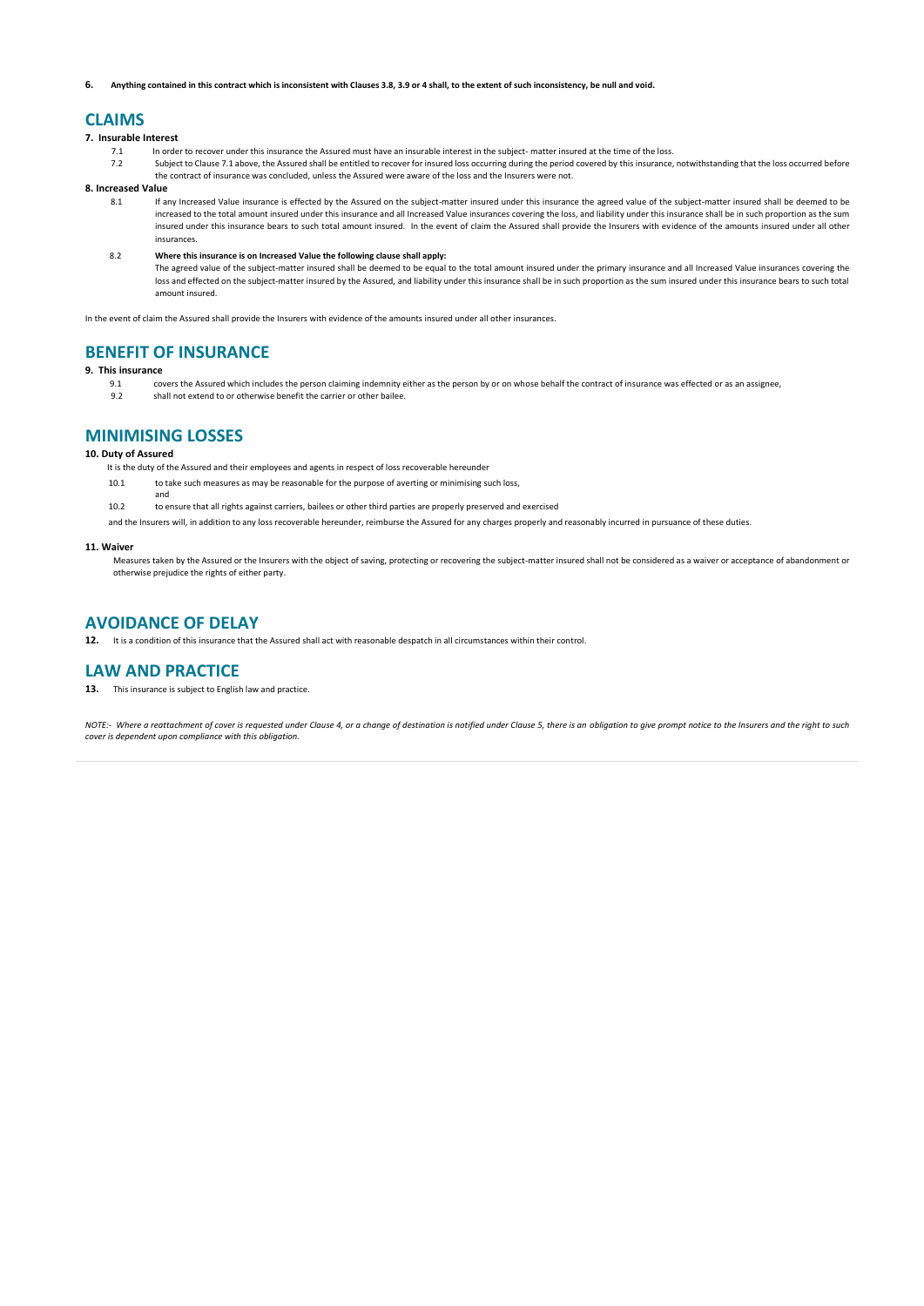**6. Anything contained in this contract which is inconsistent with Clauses 3.8, 3.9 or 4 shall, to the extent of such inconsistency, be null and void.**

## CLAIMS

### 7. Insurable Interest

7.1 In order to recover under this insurance the Assured must have an insurable interest in the subject- matter insured at the time of the loss.

7.2 Subject to Clause 7.1 above, the Assured shall be entitled to recover for insured loss occurring during the period covered by this insurance, notwithstanding that the loss occurred before the contract of insurance was concluded, unless the Assured were aware of the loss and the Insurers were not.

### 8. Increased Value

8.1 If any Increased Value insurance is effected by the Assured on the subject-matter insured under this insurance the agreed value of the subject-matter insured shall be deemed to be increased to the total amount insured under this insurance and all Increased Value insurances covering the loss, and liability under this insurance shall be in such proportion as the sum insured under this insurance bears to such total amount insured. In the event of claim the Assured shall provide the Insurers with evidence of the amounts insured under all other insurances.

8.2 **Where this insurance is on Increased Value the following clause shall apply:**
The agreed value of the subject-matter insured shall be deemed to be equal to the total amount insured under the primary insurance and all Increased Value insurances covering the loss and effected on the subject-matter insured by the Assured, and liability under this insurance shall be in such proportion as the sum insured under this insurance bears to such total amount insured.

In the event of claim the Assured shall provide the Insurers with evidence of the amounts insured under all other insurances.

## BENEFIT OF INSURANCE

### 9. This insurance

9.1 covers the Assured which includes the person claiming indemnity either as the person by or on whose behalf the contract of insurance was effected or as an assignee,

9.2 shall not extend to or otherwise benefit the carrier or other bailee.

## MINIMISING LOSSES

### 10. Duty of Assured

It is the duty of the Assured and their employees and agents in respect of loss recoverable hereunder

10.1 to take such measures as may be reasonable for the purpose of averting or minimising such loss,
and

10.2 to ensure that all rights against carriers, bailees or other third parties are properly preserved and exercised

and the Insurers will, in addition to any loss recoverable hereunder, reimburse the Assured for any charges properly and reasonably incurred in pursuance of these duties.

### 11. Waiver

Measures taken by the Assured or the Insurers with the object of saving, protecting or recovering the subject-matter insured shall not be considered as a waiver or acceptance of abandonment or otherwise prejudice the rights of either party.

## AVOIDANCE OF DELAY

**12.** It is a condition of this insurance that the Assured shall act with reasonable despatch in all circumstances within their control.

## LAW AND PRACTICE

**13.** This insurance is subject to English law and practice.

*NOTE:- Where a reattachment of cover is requested under Clause 4, or a change of destination is notified under Clause 5, there is an obligation to give prompt notice to the Insurers and the right to such cover is dependent upon compliance with this obligation.*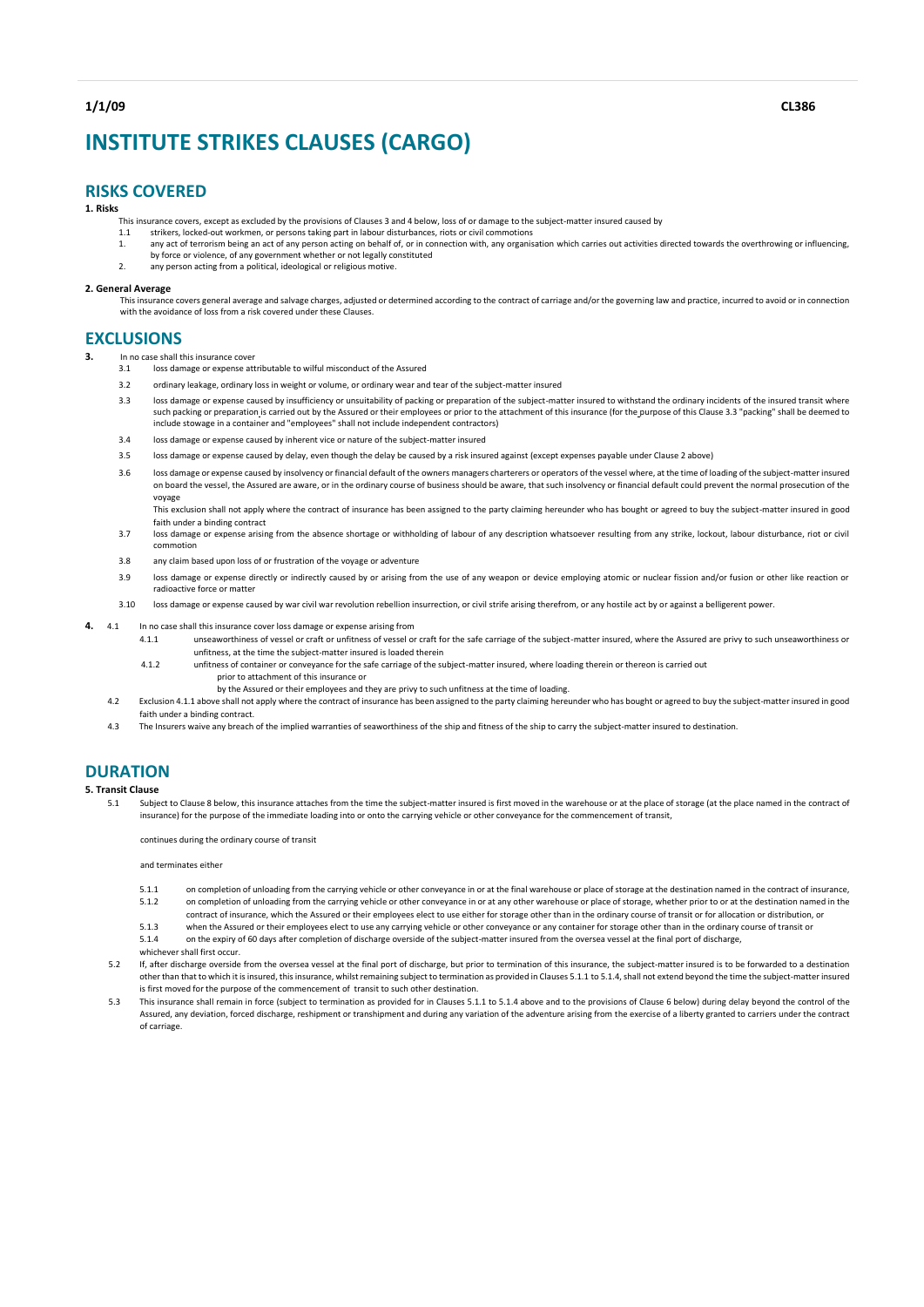1/1/09 CL386

# INSTITUTE STRIKES CLAUSES (CARGO)

## RISKS COVERED

**1. Risks**

This insurance covers, except as excluded by the provisions of Clauses 3 and 4 below, loss of or damage to the subject-matter insured caused by

1.1 strikers, locked-out workmen, or persons taking part in labour disturbances, riots or civil commotions

1. any act of terrorism being an act of any person acting on behalf of, or in connection with, any organisation which carries out activities directed towards the overthrowing or influencing, by force or violence, of any government whether or not legally constituted

2. any person acting from a political, ideological or religious motive.

**2. General Average**

This insurance covers general average and salvage charges, adjusted or determined according to the contract of carriage and/or the governing law and practice, incurred to avoid or in connection with the avoidance of loss from a risk covered under these Clauses.

## EXCLUSIONS

**3.** In no case shall this insurance cover

3.1 loss damage or expense attributable to wilful misconduct of the Assured

3.2 ordinary leakage, ordinary loss in weight or volume, or ordinary wear and tear of the subject-matter insured

3.3 loss damage or expense caused by insufficiency or unsuitability of packing or preparation of the subject-matter insured to withstand the ordinary incidents of the insured transit where such packing or preparation is carried out by the Assured or their employees or prior to the attachment of this insurance (for the purpose of this Clause 3.3 "packing" shall be deemed to include stowage in a container and "employees" shall not include independent contractors)

3.4 loss damage or expense caused by inherent vice or nature of the subject-matter insured

3.5 loss damage or expense caused by delay, even though the delay be caused by a risk insured against (except expenses payable under Clause 2 above)

3.6 loss damage or expense caused by insolvency or financial default of the owners managers charterers or operators of the vessel where, at the time of loading of the subject-matter insured on board the vessel, the Assured are aware, or in the ordinary course of business should be aware, that such insolvency or financial default could prevent the normal prosecution of the voyage

This exclusion shall not apply where the contract of insurance has been assigned to the party claiming hereunder who has bought or agreed to buy the subject-matter insured in good faith under a binding contract

3.7 loss damage or expense arising from the absence shortage or withholding of labour of any description whatsoever resulting from any strike, lockout, labour disturbance, riot or civil commotion

3.8 any claim based upon loss of or frustration of the voyage or adventure

3.9 loss damage or expense directly or indirectly caused by or arising from the use of any weapon or device employing atomic or nuclear fission and/or fusion or other like reaction or radioactive force or matter

3.10 loss damage or expense caused by war civil war revolution rebellion insurrection, or civil strife arising therefrom, or any hostile act by or against a belligerent power.

**4.** 4.1 In no case shall this insurance cover loss damage or expense arising from

4.1.1 unseaworthiness of vessel or craft or unfitness of vessel or craft for the safe carriage of the subject-matter insured, where the Assured are privy to such unseaworthiness or unfitness, at the time the subject-matter insured is loaded therein

4.1.2 unfitness of container or conveyance for the safe carriage of the subject-matter insured, where loading therein or thereon is carried out

prior to attachment of this insurance or

by the Assured or their employees and they are privy to such unfitness at the time of loading.

4.2 Exclusion 4.1.1 above shall not apply where the contract of insurance has been assigned to the party claiming hereunder who has bought or agreed to buy the subject-matter insured in good faith under a binding contract.

4.3 The Insurers waive any breach of the implied warranties of seaworthiness of the ship and fitness of the ship to carry the subject-matter insured to destination.

## DURATION

**5. Transit Clause**

5.1 Subject to Clause 8 below, this insurance attaches from the time the subject-matter insured is first moved in the warehouse or at the place of storage (at the place named in the contract of insurance) for the purpose of the immediate loading into or onto the carrying vehicle or other conveyance for the commencement of transit,

continues during the ordinary course of transit

and terminates either

5.1.1 on completion of unloading from the carrying vehicle or other conveyance in or at the final warehouse or place of storage at the destination named in the contract of insurance,

5.1.2 on completion of unloading from the carrying vehicle or other conveyance in or at any other warehouse or place of storage, whether prior to or at the destination named in the contract of insurance, which the Assured or their employees elect to use either for storage other than in the ordinary course of transit or for allocation or distribution, or

5.1.3 when the Assured or their employees elect to use any carrying vehicle or other conveyance or any container for storage other than in the ordinary course of transit or

5.1.4 on the expiry of 60 days after completion of discharge overside of the subject-matter insured from the oversea vessel at the final port of discharge,

whichever shall first occur.

5.2 If, after discharge overside from the oversea vessel at the final port of discharge, but prior to termination of this insurance, the subject-matter insured is to be forwarded to a destination other than that to which it is insured, this insurance, whilst remaining subject to termination as provided in Clauses 5.1.1 to 5.1.4, shall not extend beyond the time the subject-matter insured is first moved for the purpose of the commencement of transit to such other destination.

5.3 This insurance shall remain in force (subject to termination as provided for in Clauses 5.1.1 to 5.1.4 above and to the provisions of Clause 6 below) during delay beyond the control of the Assured, any deviation, forced discharge, reshipment or transhipment and during any variation of the adventure arising from the exercise of a liberty granted to carriers under the contract of carriage.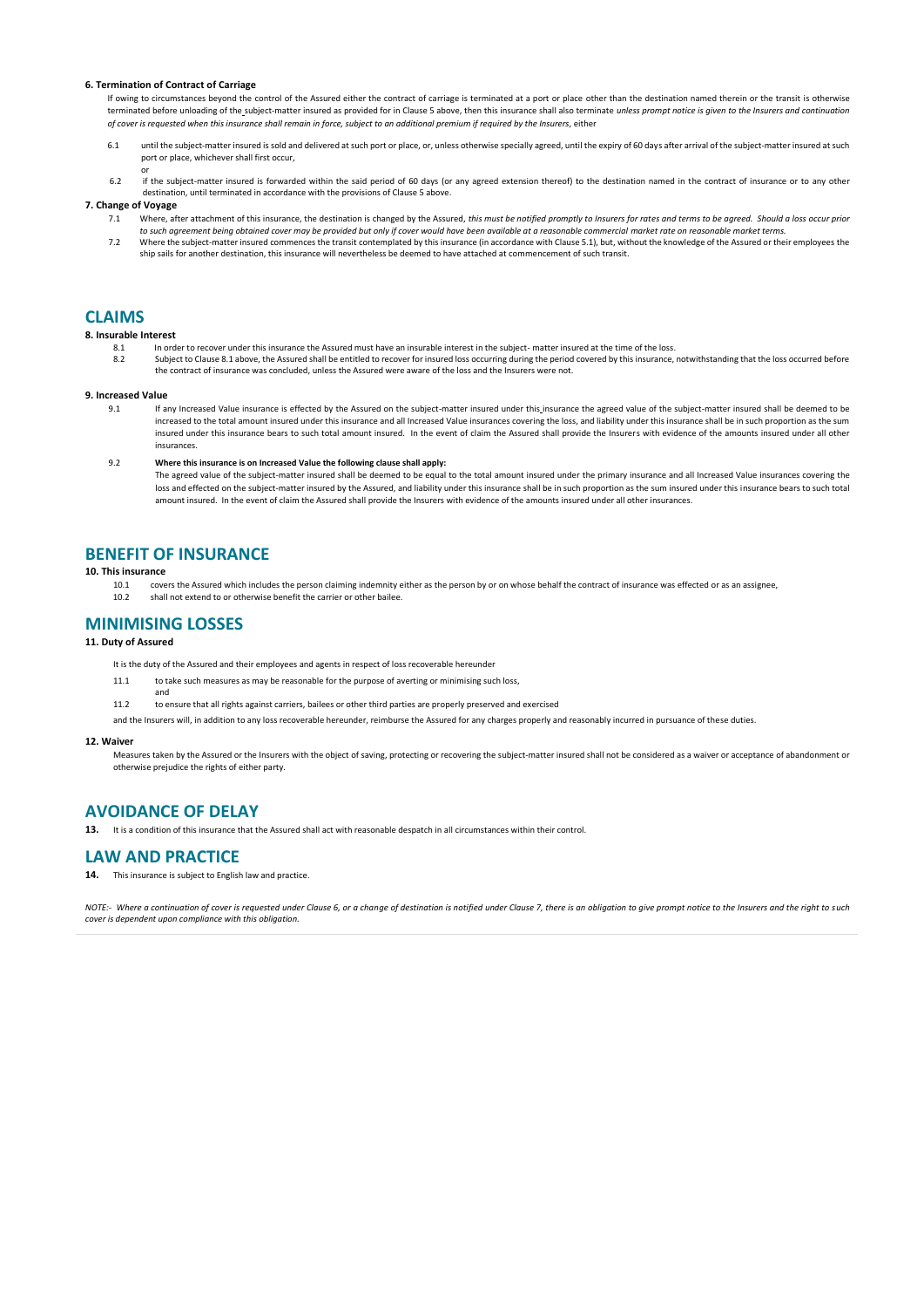**6. Termination of Contract of Carriage**

If owing to circumstances beyond the control of the Assured either the contract of carriage is terminated at a port or place other than the destination named therein or the transit is otherwise terminated before unloading of the subject-matter insured as provided for in Clause 5 above, then this insurance shall also terminate *unless prompt notice is given to the Insurers and continuation of cover is requested when this insurance shall remain in force, subject to an additional premium if required by the Insurers*, either

6.1 until the subject-matter insured is sold and delivered at such port or place, or, unless otherwise specially agreed, until the expiry of 60 days after arrival of the subject-matter insured at such port or place, whichever shall first occur,

or

6.2 if the subject-matter insured is forwarded within the said period of 60 days (or any agreed extension thereof) to the destination named in the contract of insurance or to any other destination, until terminated in accordance with the provisions of Clause 5 above.

**7. Change of Voyage**

7.1 Where, after attachment of this insurance, the destination is changed by the Assured, *this must be notified promptly to Insurers for rates and terms to be agreed. Should a loss occur prior to such agreement being obtained cover may be provided but only if cover would have been available at a reasonable commercial market rate on reasonable market terms.*

7.2 Where the subject-matter insured commences the transit contemplated by this insurance (in accordance with Clause 5.1), but, without the knowledge of the Assured or their employees the ship sails for another destination, this insurance will nevertheless be deemed to have attached at commencement of such transit.

## CLAIMS

**8. Insurable Interest**

8.1 In order to recover under this insurance the Assured must have an insurable interest in the subject- matter insured at the time of the loss.

8.2 Subject to Clause 8.1 above, the Assured shall be entitled to recover for insured loss occurring during the period covered by this insurance, notwithstanding that the loss occurred before the contract of insurance was concluded, unless the Assured were aware of the loss and the Insurers were not.

**9. Increased Value**

9.1 If any Increased Value insurance is effected by the Assured on the subject-matter insured under this insurance the agreed value of the subject-matter insured shall be deemed to be increased to the total amount insured under this insurance and all Increased Value insurances covering the loss, and liability under this insurance shall be in such proportion as the sum insured under this insurance bears to such total amount insured. In the event of claim the Assured shall provide the Insurers with evidence of the amounts insured under all other insurances.

9.2 **Where this insurance is on Increased Value the following clause shall apply:**

The agreed value of the subject-matter insured shall be deemed to be equal to the total amount insured under the primary insurance and all Increased Value insurances covering the loss and effected on the subject-matter insured by the Assured, and liability under this insurance shall be in such proportion as the sum insured under this insurance bears to such total amount insured. In the event of claim the Assured shall provide the Insurers with evidence of the amounts insured under all other insurances.

## BENEFIT OF INSURANCE

**10. This insurance**

10.1 covers the Assured which includes the person claiming indemnity either as the person by or on whose behalf the contract of insurance was effected or as an assignee,

10.2 shall not extend to or otherwise benefit the carrier or other bailee.

## MINIMISING LOSSES

**11. Duty of Assured**

It is the duty of the Assured and their employees and agents in respect of loss recoverable hereunder

11.1 to take such measures as may be reasonable for the purpose of averting or minimising such loss,

and

11.2 to ensure that all rights against carriers, bailees or other third parties are properly preserved and exercised

and the Insurers will, in addition to any loss recoverable hereunder, reimburse the Assured for any charges properly and reasonably incurred in pursuance of these duties.

**12. Waiver**

Measures taken by the Assured or the Insurers with the object of saving, protecting or recovering the subject-matter insured shall not be considered as a waiver or acceptance of abandonment or otherwise prejudice the rights of either party.

## AVOIDANCE OF DELAY

**13.** It is a condition of this insurance that the Assured shall act with reasonable despatch in all circumstances within their control.

## LAW AND PRACTICE

**14.** This insurance is subject to English law and practice.

*NOTE:- Where a continuation of cover is requested under Clause 6, or a change of destination is notified under Clause 7, there is an obligation to give prompt notice to the Insurers and the right to such cover is dependent upon compliance with this obligation.*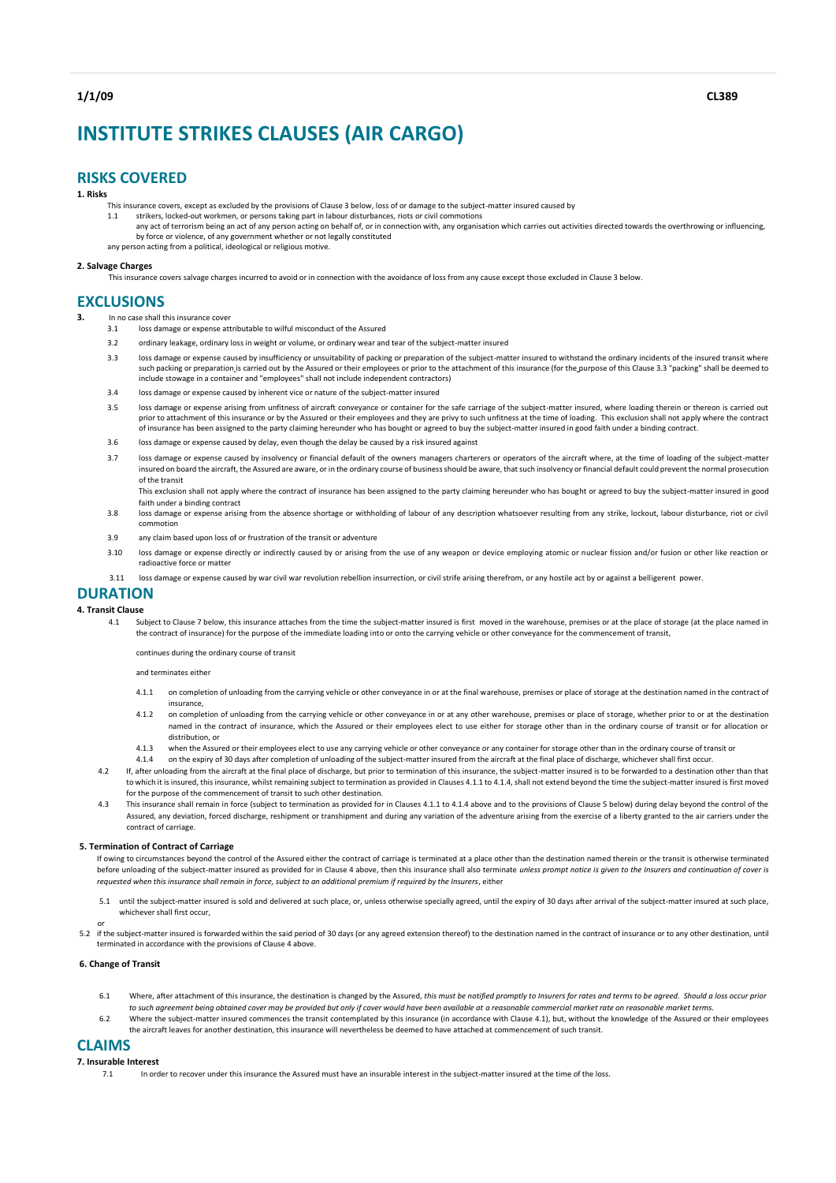1/1/09 CL389

# INSTITUTE STRIKES CLAUSES (AIR CARGO)

## RISKS COVERED

**1. Risks**

This insurance covers, except as excluded by the provisions of Clause 3 below, loss of or damage to the subject-matter insured caused by

1.1 strikers, locked-out workmen, or persons taking part in labour disturbances, riots or civil commotions

any act of terrorism being an act of any person acting on behalf of, or in connection with, any organisation which carries out activities directed towards the overthrowing or influencing, by force or violence, of any government whether or not legally constituted

any person acting from a political, ideological or religious motive.

**2. Salvage Charges**

This insurance covers salvage charges incurred to avoid or in connection with the avoidance of loss from any cause except those excluded in Clause 3 below.

## EXCLUSIONS

**3.** In no case shall this insurance cover

3.1 loss damage or expense attributable to wilful misconduct of the Assured

3.2 ordinary leakage, ordinary loss in weight or volume, or ordinary wear and tear of the subject-matter insured

3.3 loss damage or expense caused by insufficiency or unsuitability of packing or preparation of the subject-matter insured to withstand the ordinary incidents of the insured transit where such packing or preparation is carried out by the Assured or their employees or prior to the attachment of this insurance (for the purpose of this Clause 3.3 "packing" shall be deemed to include stowage in a container and "employees" shall not include independent contractors)

3.4 loss damage or expense caused by inherent vice or nature of the subject-matter insured

3.5 loss damage or expense arising from unfitness of aircraft conveyance or container for the safe carriage of the subject-matter insured, where loading therein or thereon is carried out prior to attachment of this insurance or by the Assured or their employees and they are privy to such unfitness at the time of loading. This exclusion shall not apply where the contract of insurance has been assigned to the party claiming hereunder who has bought or agreed to buy the subject-matter insured in good faith under a binding contract.

3.6 loss damage or expense caused by delay, even though the delay be caused by a risk insured against

3.7 loss damage or expense caused by insolvency or financial default of the owners managers charterers or operators of the aircraft where, at the time of loading of the subject-matter insured on board the aircraft, the Assured are aware, or in the ordinary course of business should be aware, that such insolvency or financial default could prevent the normal prosecution of the transit

This exclusion shall not apply where the contract of insurance has been assigned to the party claiming hereunder who has bought or agreed to buy the subject-matter insured in good faith under a binding contract

3.8 loss damage or expense arising from the absence shortage or withholding of labour of any description whatsoever resulting from any strike, lockout, labour disturbance, riot or civil commotion

3.9 any claim based upon loss of or frustration of the transit or adventure

3.10 loss damage or expense directly or indirectly caused by or arising from the use of any weapon or device employing atomic or nuclear fission and/or fusion or other like reaction or radioactive force or matter

3.11 loss damage or expense caused by war civil war revolution rebellion insurrection, or civil strife arising therefrom, or any hostile act by or against a belligerent power.

## DURATION

**4. Transit Clause**

4.1 Subject to Clause 7 below, this insurance attaches from the time the subject-matter insured is first moved in the warehouse, premises or at the place of storage (at the place named in the contract of insurance) for the purpose of the immediate loading into or onto the carrying vehicle or other conveyance for the commencement of transit,

continues during the ordinary course of transit

and terminates either

4.1.1 on completion of unloading from the carrying vehicle or other conveyance in or at the final warehouse, premises or place of storage at the destination named in the contract of insurance,

4.1.2 on completion of unloading from the carrying vehicle or other conveyance in or at any other warehouse, premises or place of storage, whether prior to or at the destination named in the contract of insurance, which the Assured or their employees elect to use either for storage other than in the ordinary course of transit or for allocation or distribution, or

4.1.3 when the Assured or their employees elect to use any carrying vehicle or other conveyance or any container for storage other than in the ordinary course of transit or

4.1.4 on the expiry of 30 days after completion of unloading of the subject-matter insured from the aircraft at the final place of discharge, whichever shall first occur.

4.2 If, after unloading from the aircraft at the final place of discharge, but prior to termination of this insurance, the subject-matter insured is to be forwarded to a destination other than that to which it is insured, this insurance, whilst remaining subject to termination as provided in Clauses 4.1.1 to 4.1.4, shall not extend beyond the time the subject-matter insured is first moved for the purpose of the commencement of transit to such other destination.

4.3 This insurance shall remain in force (subject to termination as provided for in Clauses 4.1.1 to 4.1.4 above and to the provisions of Clause 5 below) during delay beyond the control of the Assured, any deviation, forced discharge, reshipment or transhipment and during any variation of the adventure arising from the exercise of a liberty granted to the air carriers under the contract of carriage.

**5. Termination of Contract of Carriage**

If owing to circumstances beyond the control of the Assured either the contract of carriage is terminated at a place other than the destination named therein or the transit is otherwise terminated before unloading of the subject-matter insured as provided for in Clause 4 above, then this insurance shall also terminate *unless prompt notice is given to the Insurers and continuation of cover is requested when this insurance shall remain in force, subject to an additional premium if required by the Insurers*, either

5.1 until the subject-matter insured is sold and delivered at such place, or, unless otherwise specially agreed, until the expiry of 30 days after arrival of the subject-matter insured at such place, whichever shall first occur,

or

5.2 if the subject-matter insured is forwarded within the said period of 30 days (or any agreed extension thereof) to the destination named in the contract of insurance or to any other destination, until terminated in accordance with the provisions of Clause 4 above.

**6. Change of Transit**

6.1 Where, after attachment of this insurance, the destination is changed by the Assured, *this must be notified promptly to Insurers for rates and terms to be agreed. Should a loss occur prior to such agreement being obtained cover may be provided but only if cover would have been available at a reasonable commercial market rate on reasonable market terms.*

6.2 Where the subject-matter insured commences the transit contemplated by this insurance (in accordance with Clause 4.1), but, without the knowledge of the Assured or their employees the aircraft leaves for another destination, this insurance will nevertheless be deemed to have attached at commencement of such transit.

## CLAIMS

**7. Insurable Interest**

7.1 In order to recover under this insurance the Assured must have an insurable interest in the subject-matter insured at the time of the loss.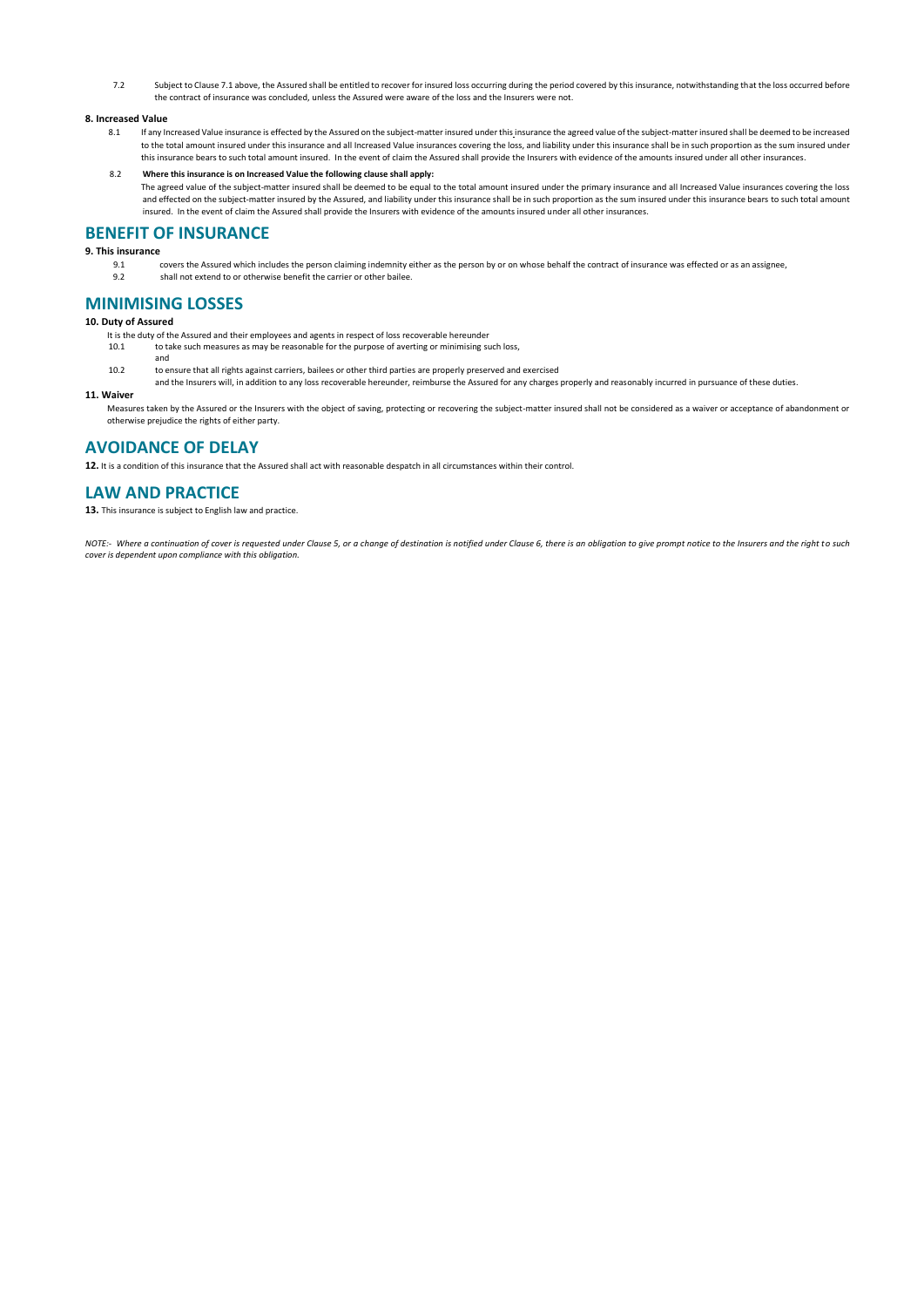7.2 Subject to Clause 7.1 above, the Assured shall be entitled to recover for insured loss occurring during the period covered by this insurance, notwithstanding that the loss occurred before the contract of insurance was concluded, unless the Assured were aware of the loss and the Insurers were not.

**8. Increased Value**

8.1 If any Increased Value insurance is effected by the Assured on the subject-matter insured under this insurance the agreed value of the subject-matter insured shall be deemed to be increased to the total amount insured under this insurance and all Increased Value insurances covering the loss, and liability under this insurance shall be in such proportion as the sum insured under this insurance bears to such total amount insured. In the event of claim the Assured shall provide the Insurers with evidence of the amounts insured under all other insurances.

8.2 **Where this insurance is on Increased Value the following clause shall apply:**

The agreed value of the subject-matter insured shall be deemed to be equal to the total amount insured under the primary insurance and all Increased Value insurances covering the loss and effected on the subject-matter insured by the Assured, and liability under this insurance shall be in such proportion as the sum insured under this insurance bears to such total amount insured. In the event of claim the Assured shall provide the Insurers with evidence of the amounts insured under all other insurances.

## BENEFIT OF INSURANCE

**9. This insurance**

9.1 covers the Assured which includes the person claiming indemnity either as the person by or on whose behalf the contract of insurance was effected or as an assignee,

9.2 shall not extend to or otherwise benefit the carrier or other bailee.

## MINIMISING LOSSES

**10. Duty of Assured**

It is the duty of the Assured and their employees and agents in respect of loss recoverable hereunder

10.1 to take such measures as may be reasonable for the purpose of averting or minimising such loss,

and

10.2 to ensure that all rights against carriers, bailees or other third parties are properly preserved and exercised

and the Insurers will, in addition to any loss recoverable hereunder, reimburse the Assured for any charges properly and reasonably incurred in pursuance of these duties.

**11. Waiver**

Measures taken by the Assured or the Insurers with the object of saving, protecting or recovering the subject-matter insured shall not be considered as a waiver or acceptance of abandonment or otherwise prejudice the rights of either party.

## AVOIDANCE OF DELAY

**12.** It is a condition of this insurance that the Assured shall act with reasonable despatch in all circumstances within their control.

## LAW AND PRACTICE

**13.** This insurance is subject to English law and practice.

*NOTE:- Where a continuation of cover is requested under Clause 5, or a change of destination is notified under Clause 6, there is an obligation to give prompt notice to the Insurers and the right to such cover is dependent upon compliance with this obligation.*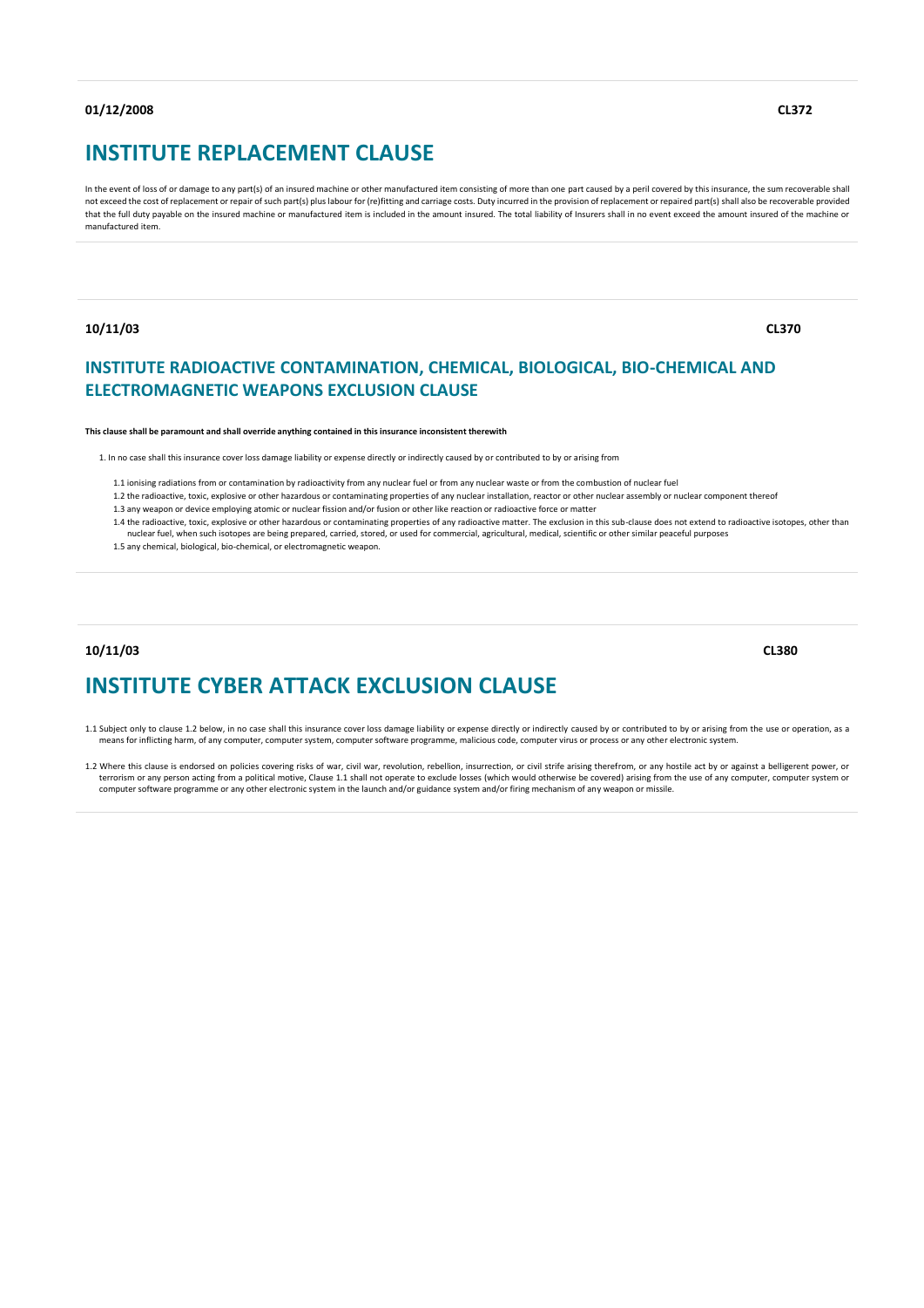**01/12/2008** **CL372**

## INSTITUTE REPLACEMENT CLAUSE

In the event of loss of or damage to any part(s) of an insured machine or other manufactured item consisting of more than one part caused by a peril covered by this insurance, the sum recoverable shall not exceed the cost of replacement or repair of such part(s) plus labour for (re)fitting and carriage costs. Duty incurred in the provision of replacement or repaired part(s) shall also be recoverable provided that the full duty payable on the insured machine or manufactured item is included in the amount insured. The total liability of Insurers shall in no event exceed the amount insured of the machine or manufactured item.

**10/11/03** **CL370**

## INSTITUTE RADIOACTIVE CONTAMINATION, CHEMICAL, BIOLOGICAL, BIO-CHEMICAL AND ELECTROMAGNETIC WEAPONS EXCLUSION CLAUSE

**This clause shall be paramount and shall override anything contained in this insurance inconsistent therewith**

1. In no case shall this insurance cover loss damage liability or expense directly or indirectly caused by or contributed to by or arising from

   1.1 ionising radiations from or contamination by radioactivity from any nuclear fuel or from any nuclear waste or from the combustion of nuclear fuel

   1.2 the radioactive, toxic, explosive or other hazardous or contaminating properties of any nuclear installation, reactor or other nuclear assembly or nuclear component thereof

   1.3 any weapon or device employing atomic or nuclear fission and/or fusion or other like reaction or radioactive force or matter

   1.4 the radioactive, toxic, explosive or other hazardous or contaminating properties of any radioactive matter. The exclusion in this sub-clause does not extend to radioactive isotopes, other than nuclear fuel, when such isotopes are being prepared, carried, stored, or used for commercial, agricultural, medical, scientific or other similar peaceful purposes

   1.5 any chemical, biological, bio-chemical, or electromagnetic weapon.

**10/11/03** **CL380**

## INSTITUTE CYBER ATTACK EXCLUSION CLAUSE

1.1 Subject only to clause 1.2 below, in no case shall this insurance cover loss damage liability or expense directly or indirectly caused by or contributed to by or arising from the use or operation, as a means for inflicting harm, of any computer, computer system, computer software programme, malicious code, computer virus or process or any other electronic system.

1.2 Where this clause is endorsed on policies covering risks of war, civil war, revolution, rebellion, insurrection, or civil strife arising therefrom, or any hostile act by or against a belligerent power, or terrorism or any person acting from a political motive, Clause 1.1 shall not operate to exclude losses (which would otherwise be covered) arising from the use of any computer, computer system or computer software programme or any other electronic system in the launch and/or guidance system and/or firing mechanism of any weapon or missile.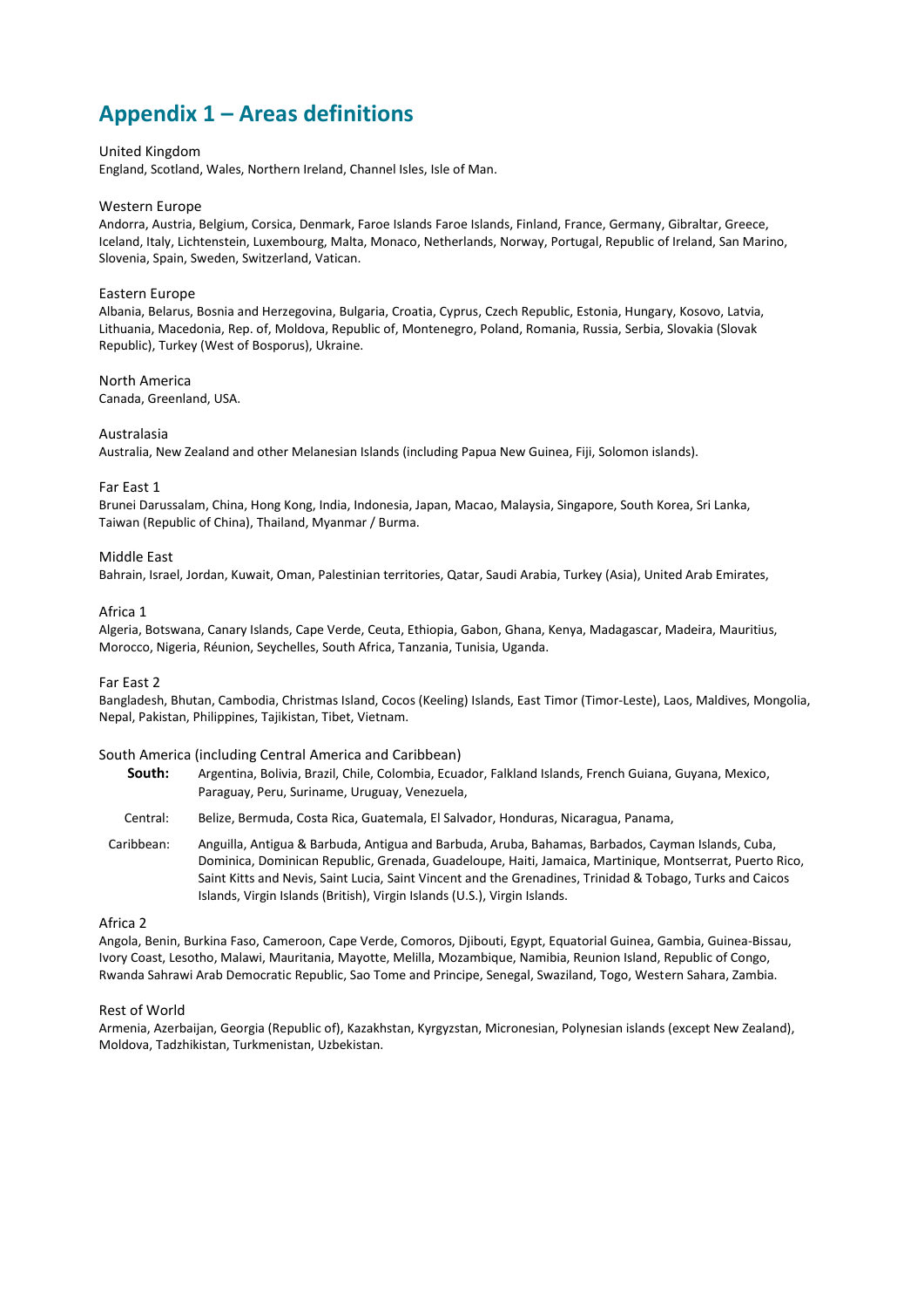# Appendix 1 – Areas definitions

United Kingdom

England, Scotland, Wales, Northern Ireland, Channel Isles, Isle of Man.

Western Europe

Andorra, Austria, Belgium, Corsica, Denmark, Faroe Islands Faroe Islands, Finland, France, Germany, Gibraltar, Greece, Iceland, Italy, Lichtenstein, Luxembourg, Malta, Monaco, Netherlands, Norway, Portugal, Republic of Ireland, San Marino, Slovenia, Spain, Sweden, Switzerland, Vatican.

Eastern Europe

Albania, Belarus, Bosnia and Herzegovina, Bulgaria, Croatia, Cyprus, Czech Republic, Estonia, Hungary, Kosovo, Latvia, Lithuania, Macedonia, Rep. of, Moldova, Republic of, Montenegro, Poland, Romania, Russia, Serbia, Slovakia (Slovak Republic), Turkey (West of Bosporus), Ukraine.

North America

Canada, Greenland, USA.

Australasia

Australia, New Zealand and other Melanesian Islands (including Papua New Guinea, Fiji, Solomon islands).

Far East 1

Brunei Darussalam, China, Hong Kong, India, Indonesia, Japan, Macao, Malaysia, Singapore, South Korea, Sri Lanka, Taiwan (Republic of China), Thailand, Myanmar / Burma.

Middle East

Bahrain, Israel, Jordan, Kuwait, Oman, Palestinian territories, Qatar, Saudi Arabia, Turkey (Asia), United Arab Emirates,

Africa 1

Algeria, Botswana, Canary Islands, Cape Verde, Ceuta, Ethiopia, Gabon, Ghana, Kenya, Madagascar, Madeira, Mauritius, Morocco, Nigeria, Réunion, Seychelles, South Africa, Tanzania, Tunisia, Uganda.

Far East 2

Bangladesh, Bhutan, Cambodia, Christmas Island, Cocos (Keeling) Islands, East Timor (Timor-Leste), Laos, Maldives, Mongolia, Nepal, Pakistan, Philippines, Tajikistan, Tibet, Vietnam.

South America (including Central America and Caribbean)

**South:** Argentina, Bolivia, Brazil, Chile, Colombia, Ecuador, Falkland Islands, French Guiana, Guyana, Mexico, Paraguay, Peru, Suriname, Uruguay, Venezuela,

Central: Belize, Bermuda, Costa Rica, Guatemala, El Salvador, Honduras, Nicaragua, Panama,

Caribbean: Anguilla, Antigua & Barbuda, Antigua and Barbuda, Aruba, Bahamas, Barbados, Cayman Islands, Cuba, Dominica, Dominican Republic, Grenada, Guadeloupe, Haiti, Jamaica, Martinique, Montserrat, Puerto Rico, Saint Kitts and Nevis, Saint Lucia, Saint Vincent and the Grenadines, Trinidad & Tobago, Turks and Caicos Islands, Virgin Islands (British), Virgin Islands (U.S.), Virgin Islands.

Africa 2

Angola, Benin, Burkina Faso, Cameroon, Cape Verde, Comoros, Djibouti, Egypt, Equatorial Guinea, Gambia, Guinea-Bissau, Ivory Coast, Lesotho, Malawi, Mauritania, Mayotte, Melilla, Mozambique, Namibia, Reunion Island, Republic of Congo, Rwanda Sahrawi Arab Democratic Republic, Sao Tome and Principe, Senegal, Swaziland, Togo, Western Sahara, Zambia.

Rest of World

Armenia, Azerbaijan, Georgia (Republic of), Kazakhstan, Kyrgyzstan, Micronesian, Polynesian islands (except New Zealand), Moldova, Tadzhikistan, Turkmenistan, Uzbekistan.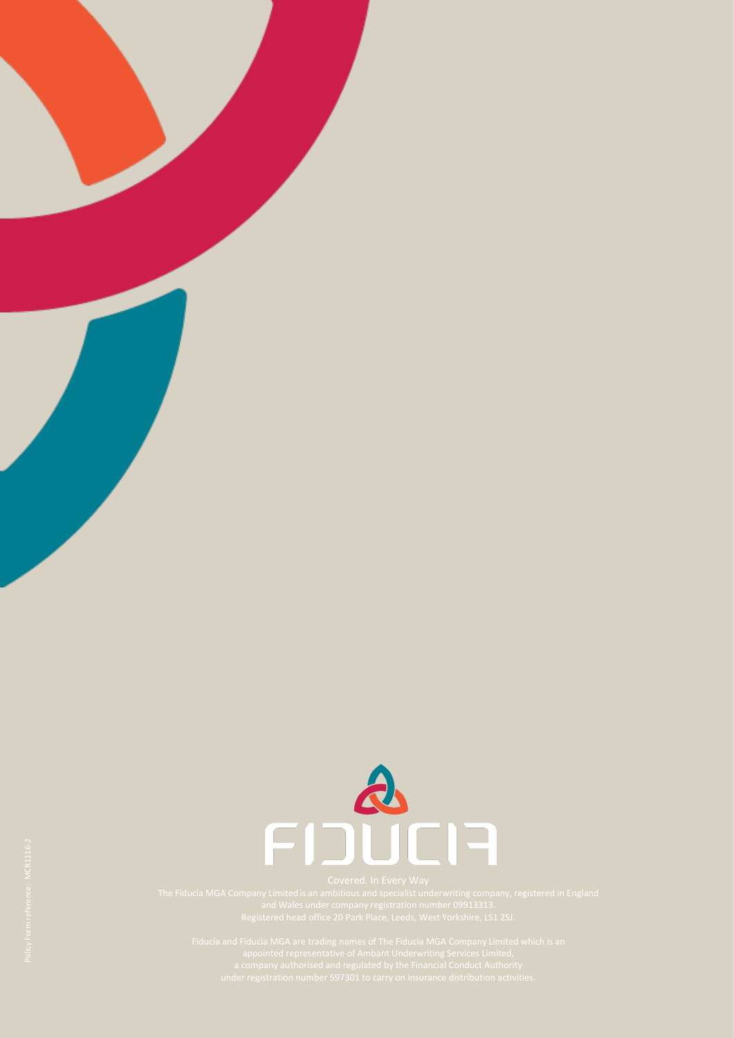FIDUCIA

Covered. In Every Way

The Fiducia MGA Company Limited is an ambitious and specialist underwriting company, registered in England and Wales under company registration number 09913313.
Registered head office 20 Park Place, Leeds, West Yorkshire, LS1 2SJ.

Fiducia and Fiducia MGA are trading names of The Fiducia MGA Company Limited which is an appointed representative of Ambant Underwriting Services Limited, a company authorised and regulated by the Financial Conduct Authority under registration number 597301 to carry on insurance distribution activities.

Policy Form reference: MCR1116-2